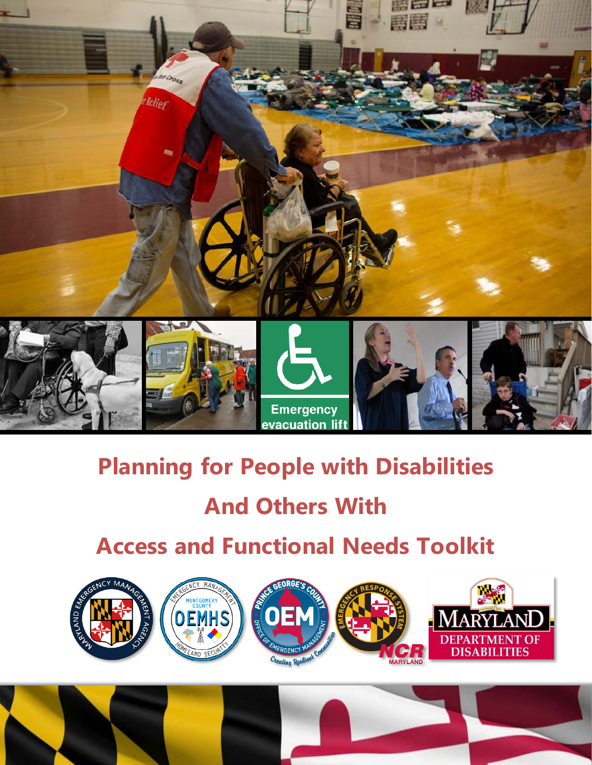# Planning for People with Disabilities And Others With Access and Functional Needs Toolkit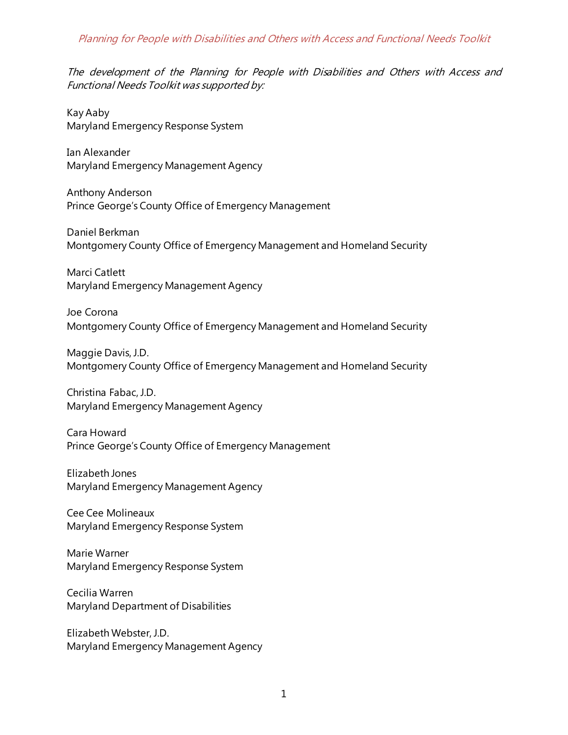*The development of the Planning for People with Disabilities and Others with Access and Functional Needs Toolkit was supported by:*

Kay Aaby
Maryland Emergency Response System

Ian Alexander
Maryland Emergency Management Agency

Anthony Anderson
Prince George's County Office of Emergency Management

Daniel Berkman
Montgomery County Office of Emergency Management and Homeland Security

Marci Catlett
Maryland Emergency Management Agency

Joe Corona
Montgomery County Office of Emergency Management and Homeland Security

Maggie Davis, J.D.
Montgomery County Office of Emergency Management and Homeland Security

Christina Fabac, J.D.
Maryland Emergency Management Agency

Cara Howard
Prince George's County Office of Emergency Management

Elizabeth Jones
Maryland Emergency Management Agency

Cee Cee Molineaux
Maryland Emergency Response System

Marie Warner
Maryland Emergency Response System

Cecilia Warren
Maryland Department of Disabilities

Elizabeth Webster, J.D.
Maryland Emergency Management Agency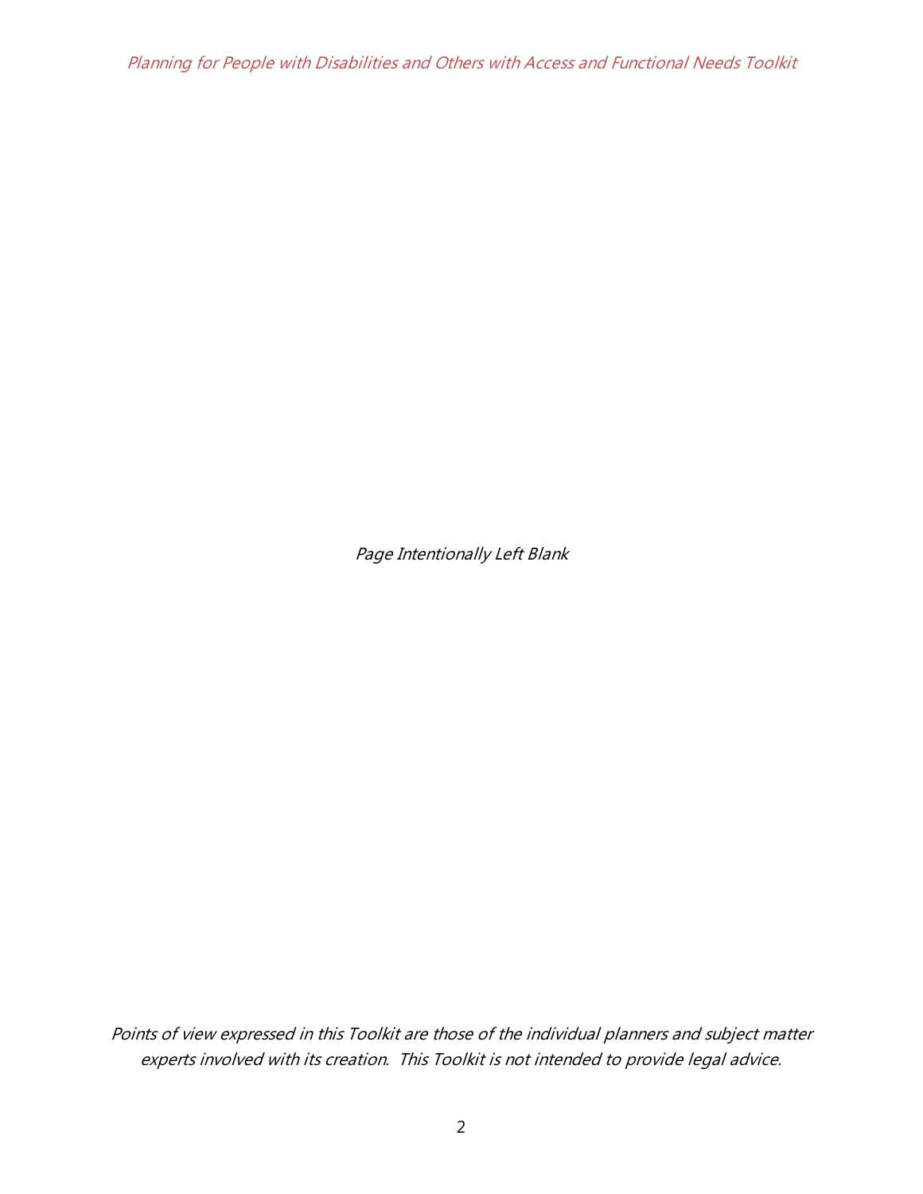*Page Intentionally Left Blank*

*Points of view expressed in this Toolkit are those of the individual planners and subject matter experts involved with its creation. This Toolkit is not intended to provide legal advice.*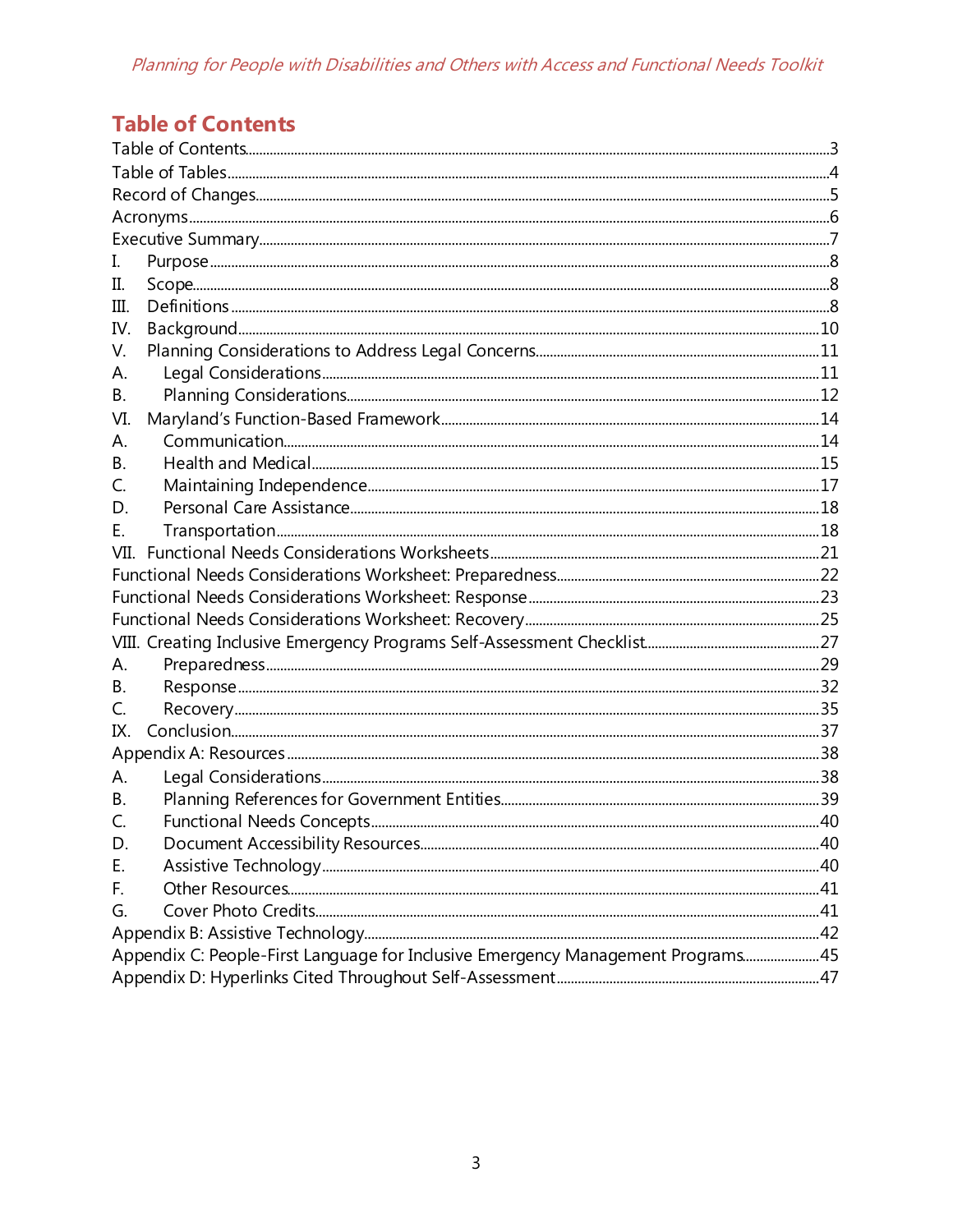# Table of Contents

Table of Contents....3
Table of Tables....4
Record of Changes....5
Acronyms....6
Executive Summary....7
I. Purpose....8
II. Scope....8
III. Definitions....8
IV. Background....10
V. Planning Considerations to Address Legal Concerns....11
A. Legal Considerations....11
B. Planning Considerations....12
VI. Maryland's Function-Based Framework....14
A. Communication....14
B. Health and Medical....15
C. Maintaining Independence....17
D. Personal Care Assistance....18
E. Transportation....18
VII. Functional Needs Considerations Worksheets....21
Functional Needs Considerations Worksheet: Preparedness....22
Functional Needs Considerations Worksheet: Response....23
Functional Needs Considerations Worksheet: Recovery....25
VIII. Creating Inclusive Emergency Programs Self-Assessment Checklist....27
A. Preparedness....29
B. Response....32
C. Recovery....35
IX. Conclusion....37
Appendix A: Resources....38
A. Legal Considerations....38
B. Planning References for Government Entities....39
C. Functional Needs Concepts....40
D. Document Accessibility Resources....40
E. Assistive Technology....40
F. Other Resources....41
G. Cover Photo Credits....41
Appendix B: Assistive Technology....42
Appendix C: People-First Language for Inclusive Emergency Management Programs....45
Appendix D: Hyperlinks Cited Throughout Self-Assessment....47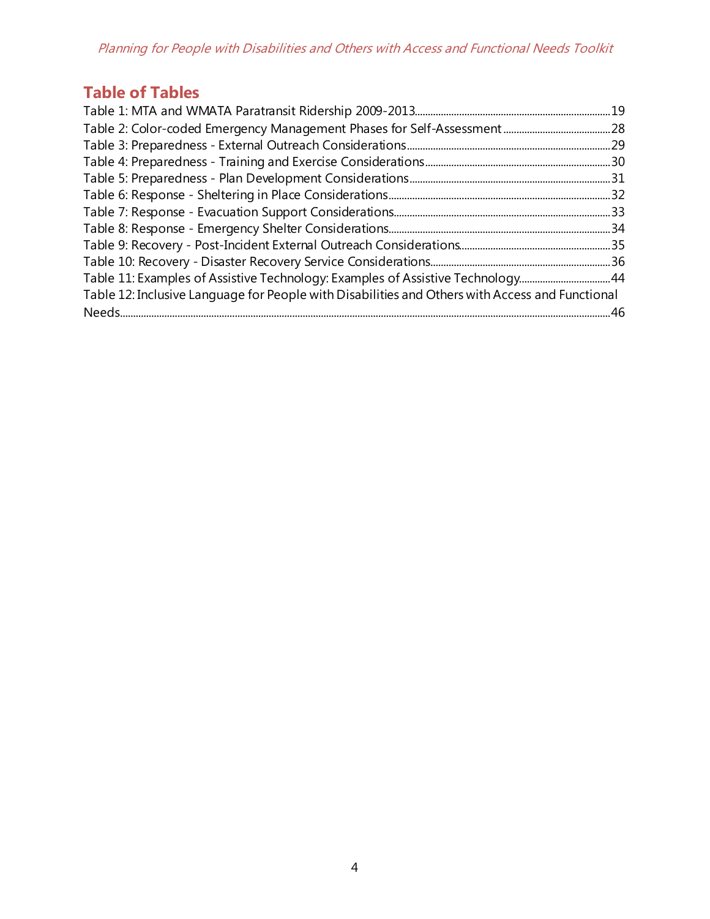## Table of Tables

Table 1: MTA and WMATA Paratransit Ridership 2009-2013 .......... 19
Table 2: Color-coded Emergency Management Phases for Self-Assessment .......... 28
Table 3: Preparedness - External Outreach Considerations .......... 29
Table 4: Preparedness - Training and Exercise Considerations .......... 30
Table 5: Preparedness - Plan Development Considerations .......... 31
Table 6: Response - Sheltering in Place Considerations .......... 32
Table 7: Response - Evacuation Support Considerations .......... 33
Table 8: Response - Emergency Shelter Considerations .......... 34
Table 9: Recovery - Post-Incident External Outreach Considerations .......... 35
Table 10: Recovery - Disaster Recovery Service Considerations .......... 36
Table 11: Examples of Assistive Technology: Examples of Assistive Technology .......... 44
Table 12: Inclusive Language for People with Disabilities and Others with Access and Functional Needs .......... 46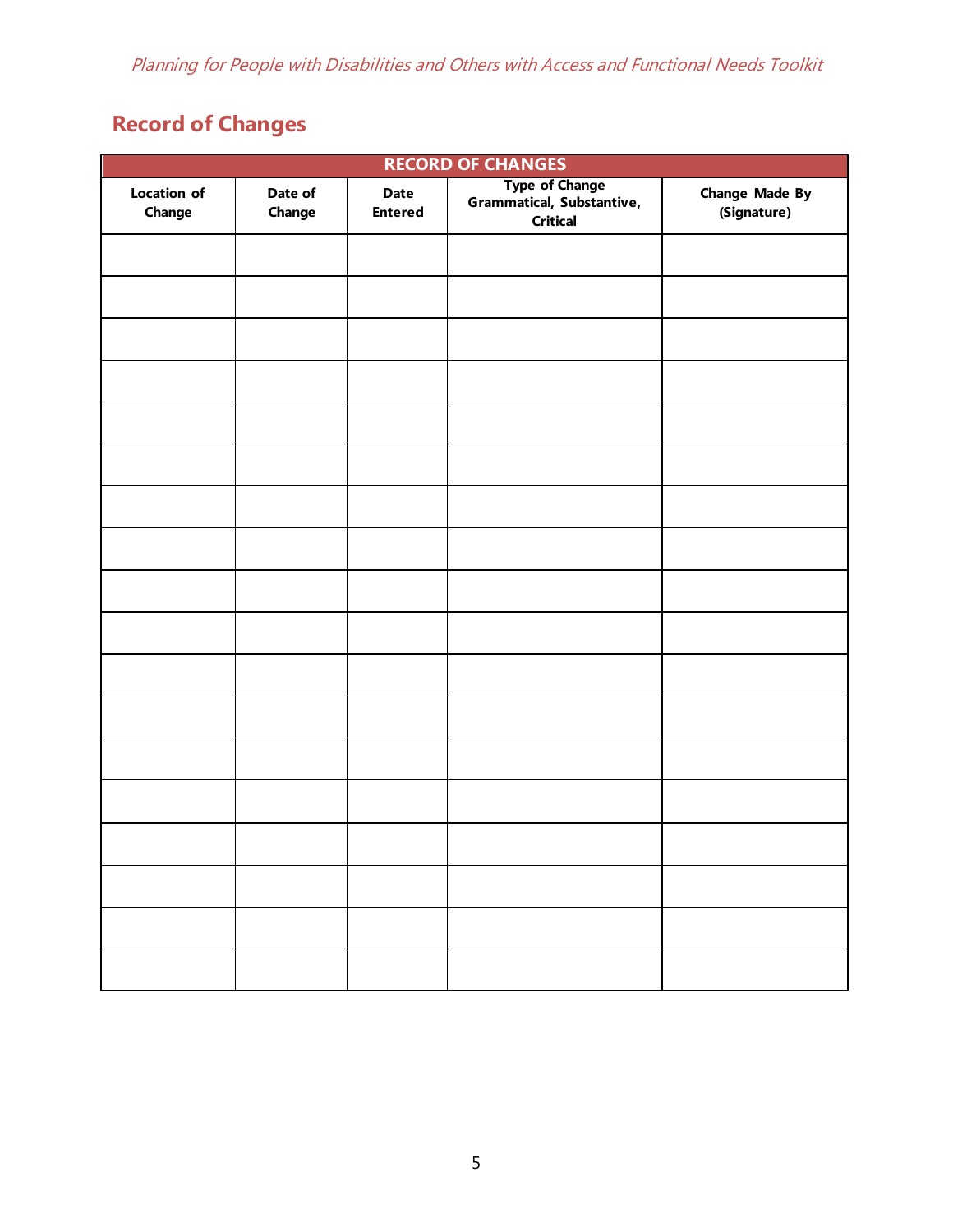## Record of Changes

| RECORD OF CHANGES | | | | |
|---|---|---|---|---|
| Location of Change | Date of Change | Date Entered | Type of Change Grammatical, Substantive, Critical | Change Made By (Signature) |
| | | | | |
| | | | | |
| | | | | |
| | | | | |
| | | | | |
| | | | | |
| | | | | |
| | | | | |
| | | | | |
| | | | | |
| | | | | |
| | | | | |
| | | | | |
| | | | | |
| | | | | |
| | | | | |
| | | | | |
| | | | | |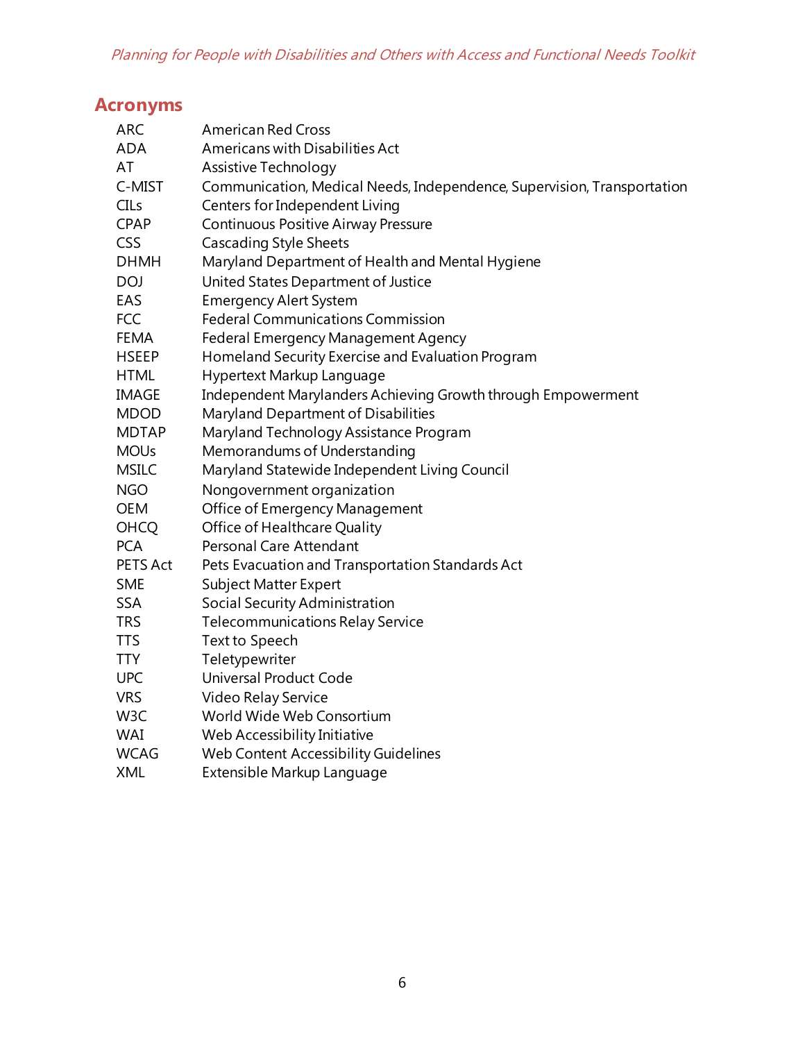## Acronyms

| | |
|---|---|
| ARC | American Red Cross |
| ADA | Americans with Disabilities Act |
| AT | Assistive Technology |
| C-MIST | Communication, Medical Needs, Independence, Supervision, Transportation |
| CILs | Centers for Independent Living |
| CPAP | Continuous Positive Airway Pressure |
| CSS | Cascading Style Sheets |
| DHMH | Maryland Department of Health and Mental Hygiene |
| DOJ | United States Department of Justice |
| EAS | Emergency Alert System |
| FCC | Federal Communications Commission |
| FEMA | Federal Emergency Management Agency |
| HSEEP | Homeland Security Exercise and Evaluation Program |
| HTML | Hypertext Markup Language |
| IMAGE | Independent Marylanders Achieving Growth through Empowerment |
| MDOD | Maryland Department of Disabilities |
| MDTAP | Maryland Technology Assistance Program |
| MOUs | Memorandums of Understanding |
| MSILC | Maryland Statewide Independent Living Council |
| NGO | Nongovernment organization |
| OEM | Office of Emergency Management |
| OHCQ | Office of Healthcare Quality |
| PCA | Personal Care Attendant |
| PETS Act | Pets Evacuation and Transportation Standards Act |
| SME | Subject Matter Expert |
| SSA | Social Security Administration |
| TRS | Telecommunications Relay Service |
| TTS | Text to Speech |
| TTY | Teletypewriter |
| UPC | Universal Product Code |
| VRS | Video Relay Service |
| W3C | World Wide Web Consortium |
| WAI | Web Accessibility Initiative |
| WCAG | Web Content Accessibility Guidelines |
| XML | Extensible Markup Language |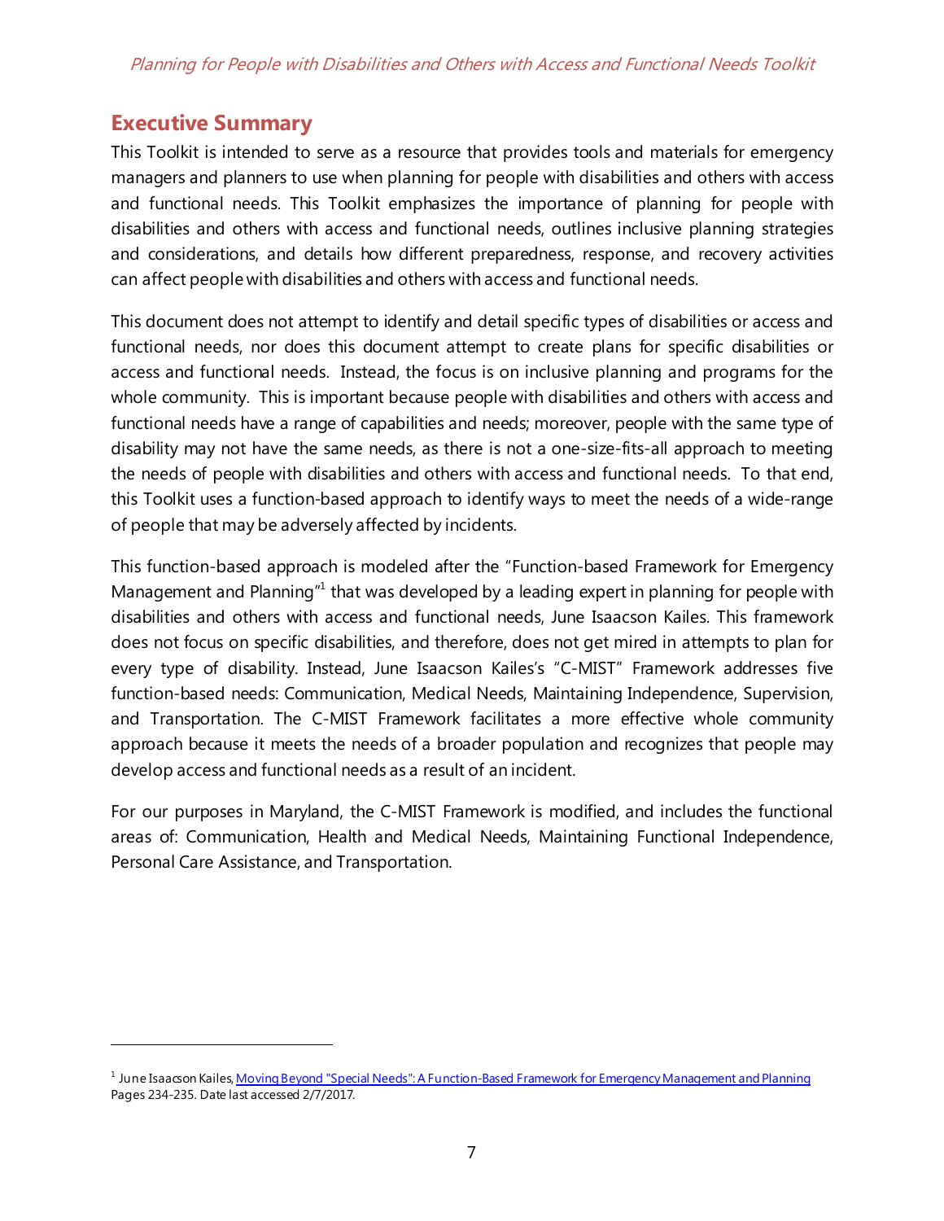## Executive Summary

This Toolkit is intended to serve as a resource that provides tools and materials for emergency managers and planners to use when planning for people with disabilities and others with access and functional needs. This Toolkit emphasizes the importance of planning for people with disabilities and others with access and functional needs, outlines inclusive planning strategies and considerations, and details how different preparedness, response, and recovery activities can affect people with disabilities and others with access and functional needs.

This document does not attempt to identify and detail specific types of disabilities or access and functional needs, nor does this document attempt to create plans for specific disabilities or access and functional needs. Instead, the focus is on inclusive planning and programs for the whole community. This is important because people with disabilities and others with access and functional needs have a range of capabilities and needs; moreover, people with the same type of disability may not have the same needs, as there is not a one-size-fits-all approach to meeting the needs of people with disabilities and others with access and functional needs. To that end, this Toolkit uses a function-based approach to identify ways to meet the needs of a wide-range of people that may be adversely affected by incidents.

This function-based approach is modeled after the "Function-based Framework for Emergency Management and Planning"[1] that was developed by a leading expert in planning for people with disabilities and others with access and functional needs, June Isaacson Kailes. This framework does not focus on specific disabilities, and therefore, does not get mired in attempts to plan for every type of disability. Instead, June Isaacson Kailes's "C-MIST" Framework addresses five function-based needs: Communication, Medical Needs, Maintaining Independence, Supervision, and Transportation. The C-MIST Framework facilitates a more effective whole community approach because it meets the needs of a broader population and recognizes that people may develop access and functional needs as a result of an incident.

For our purposes in Maryland, the C-MIST Framework is modified, and includes the functional areas of: Communication, Health and Medical Needs, Maintaining Functional Independence, Personal Care Assistance, and Transportation.

---

[1] June Isaacson Kailes, Moving Beyond "Special Needs": A Function-Based Framework for Emergency Management and Planning Pages 234-235. Date last accessed 2/7/2017.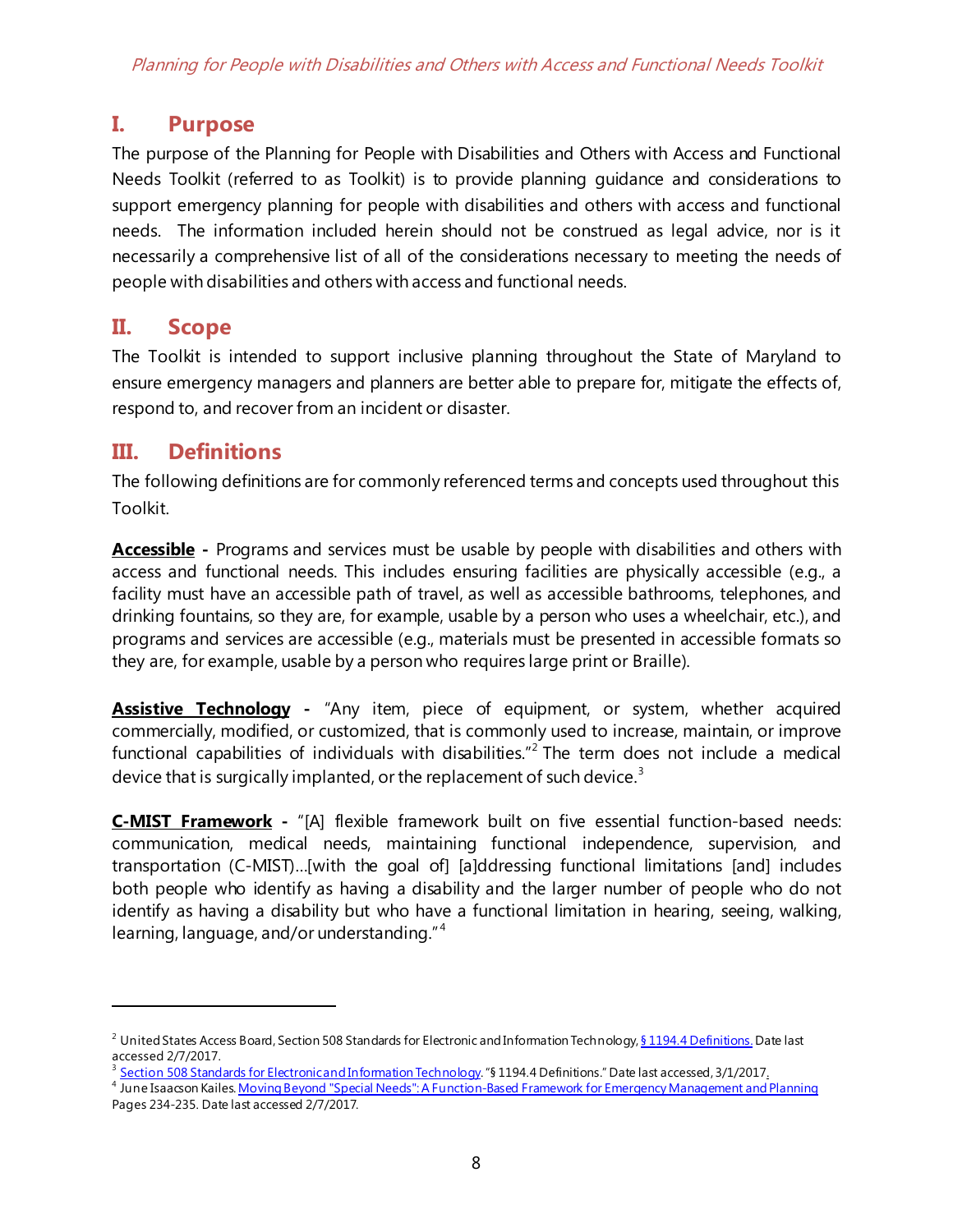## I. Purpose

The purpose of the Planning for People with Disabilities and Others with Access and Functional Needs Toolkit (referred to as Toolkit) is to provide planning guidance and considerations to support emergency planning for people with disabilities and others with access and functional needs. The information included herein should not be construed as legal advice, nor is it necessarily a comprehensive list of all of the considerations necessary to meeting the needs of people with disabilities and others with access and functional needs.

## II. Scope

The Toolkit is intended to support inclusive planning throughout the State of Maryland to ensure emergency managers and planners are better able to prepare for, mitigate the effects of, respond to, and recover from an incident or disaster.

## III. Definitions

The following definitions are for commonly referenced terms and concepts used throughout this Toolkit.

**Accessible** - Programs and services must be usable by people with disabilities and others with access and functional needs. This includes ensuring facilities are physically accessible (e.g., a facility must have an accessible path of travel, as well as accessible bathrooms, telephones, and drinking fountains, so they are, for example, usable by a person who uses a wheelchair, etc.), and programs and services are accessible (e.g., materials must be presented in accessible formats so they are, for example, usable by a person who requires large print or Braille).

**Assistive Technology** - "Any item, piece of equipment, or system, whether acquired commercially, modified, or customized, that is commonly used to increase, maintain, or improve functional capabilities of individuals with disabilities."[2] The term does not include a medical device that is surgically implanted, or the replacement of such device.[3]

**C-MIST Framework** - "[A] flexible framework built on five essential function-based needs: communication, medical needs, maintaining functional independence, supervision, and transportation (C-MIST)…[with the goal of] [a]ddressing functional limitations [and] includes both people who identify as having a disability and the larger number of people who do not identify as having a disability but who have a functional limitation in hearing, seeing, walking, learning, language, and/or understanding."[4]

---

[2] United States Access Board, Section 508 Standards for Electronic and Information Technology, § 1194.4 Definitions. Date last accessed 2/7/2017.

[3] Section 508 Standards for Electronic and Information Technology. "§ 1194.4 Definitions." Date last accessed, 3/1/2017.

[4] June Isaacson Kailes. Moving Beyond "Special Needs": A Function-Based Framework for Emergency Management and Planning Pages 234-235. Date last accessed 2/7/2017.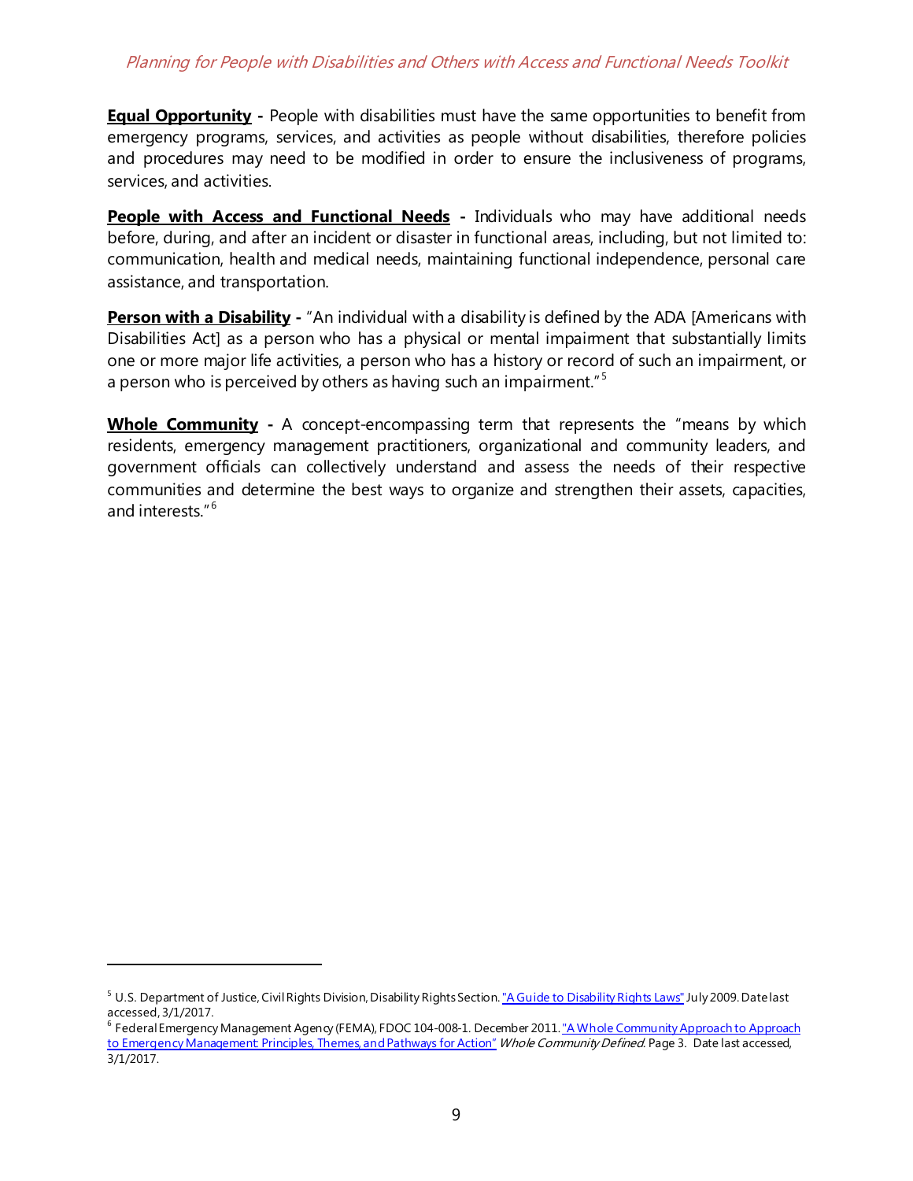**Equal Opportunity -** People with disabilities must have the same opportunities to benefit from emergency programs, services, and activities as people without disabilities, therefore policies and procedures may need to be modified in order to ensure the inclusiveness of programs, services, and activities.

**People with Access and Functional Needs -** Individuals who may have additional needs before, during, and after an incident or disaster in functional areas, including, but not limited to: communication, health and medical needs, maintaining functional independence, personal care assistance, and transportation.

**Person with a Disability -** "An individual with a disability is defined by the ADA [Americans with Disabilities Act] as a person who has a physical or mental impairment that substantially limits one or more major life activities, a person who has a history or record of such an impairment, or a person who is perceived by others as having such an impairment."[5]

**Whole Community -** A concept-encompassing term that represents the "means by which residents, emergency management practitioners, organizational and community leaders, and government officials can collectively understand and assess the needs of their respective communities and determine the best ways to organize and strengthen their assets, capacities, and interests."[6]

---

[5] U.S. Department of Justice, Civil Rights Division, Disability Rights Section. "A Guide to Disability Rights Laws" July 2009. Date last accessed, 3/1/2017.

[6] Federal Emergency Management Agency (FEMA), FDOC 104-008-1. December 2011. "A Whole Community Approach to Approach to Emergency Management: Principles, Themes, and Pathways for Action" *Whole Community Defined*. Page 3. Date last accessed, 3/1/2017.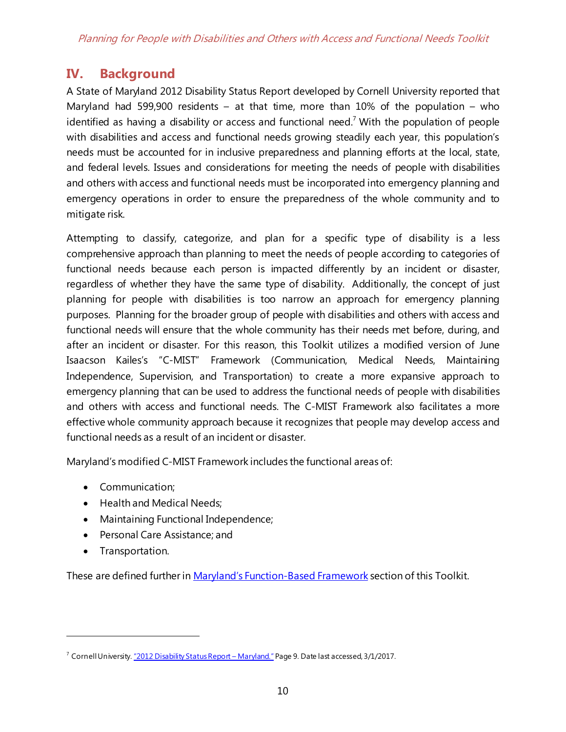## IV. Background

A State of Maryland 2012 Disability Status Report developed by Cornell University reported that Maryland had 599,900 residents – at that time, more than 10% of the population – who identified as having a disability or access and functional need.[7] With the population of people with disabilities and access and functional needs growing steadily each year, this population's needs must be accounted for in inclusive preparedness and planning efforts at the local, state, and federal levels. Issues and considerations for meeting the needs of people with disabilities and others with access and functional needs must be incorporated into emergency planning and emergency operations in order to ensure the preparedness of the whole community and to mitigate risk.

Attempting to classify, categorize, and plan for a specific type of disability is a less comprehensive approach than planning to meet the needs of people according to categories of functional needs because each person is impacted differently by an incident or disaster, regardless of whether they have the same type of disability. Additionally, the concept of just planning for people with disabilities is too narrow an approach for emergency planning purposes. Planning for the broader group of people with disabilities and others with access and functional needs will ensure that the whole community has their needs met before, during, and after an incident or disaster. For this reason, this Toolkit utilizes a modified version of June Isaacson Kailes's "C-MIST" Framework (Communication, Medical Needs, Maintaining Independence, Supervision, and Transportation) to create a more expansive approach to emergency planning that can be used to address the functional needs of people with disabilities and others with access and functional needs. The C-MIST Framework also facilitates a more effective whole community approach because it recognizes that people may develop access and functional needs as a result of an incident or disaster.

Maryland's modified C-MIST Framework includes the functional areas of:

- Communication;
- Health and Medical Needs;
- Maintaining Functional Independence;
- Personal Care Assistance; and
- Transportation.

These are defined further in [Maryland's Function-Based Framework] section of this Toolkit.

[7] Cornell University. "2012 Disability Status Report – Maryland." Page 9. Date last accessed, 3/1/2017.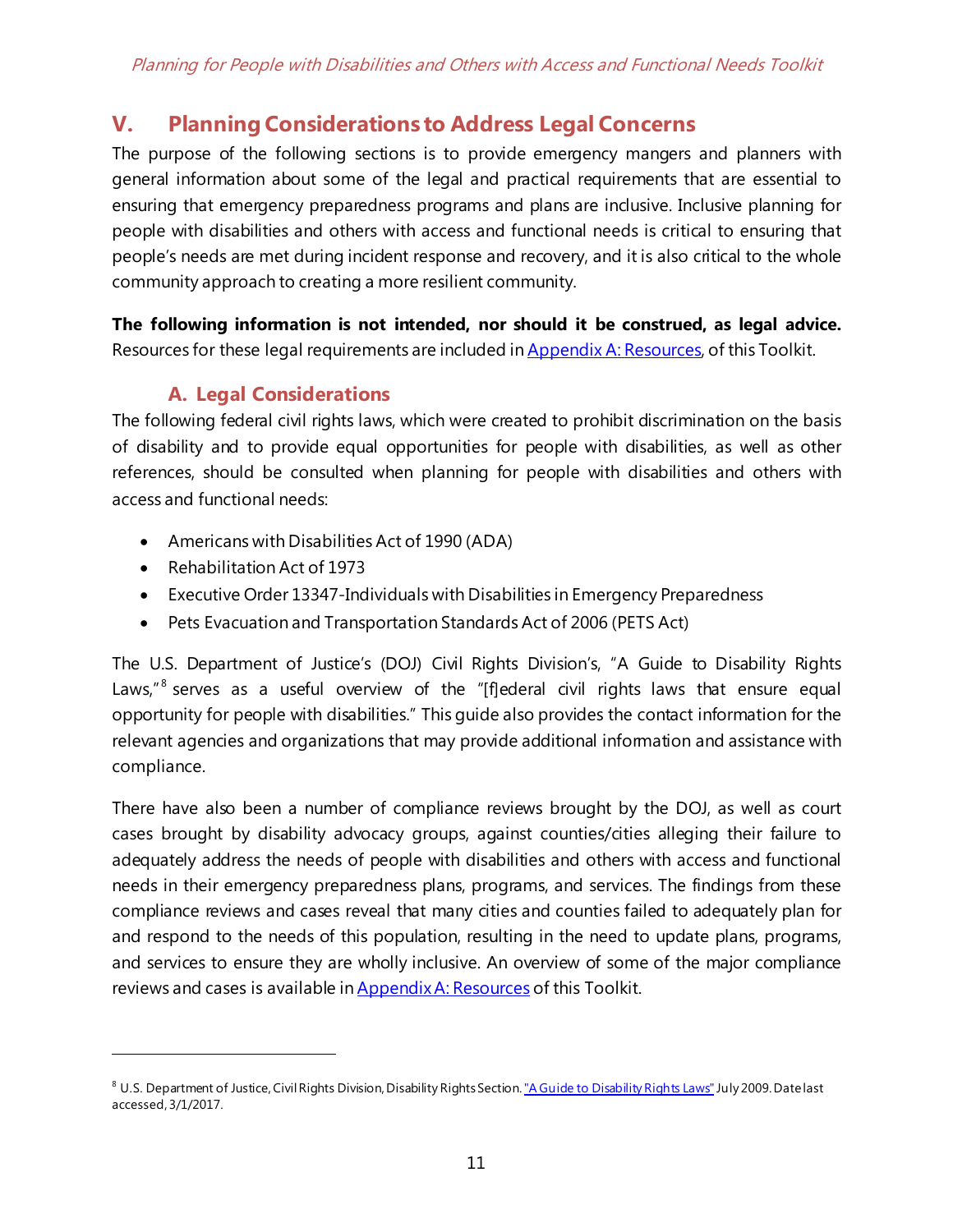## V. Planning Considerations to Address Legal Concerns

The purpose of the following sections is to provide emergency mangers and planners with general information about some of the legal and practical requirements that are essential to ensuring that emergency preparedness programs and plans are inclusive. Inclusive planning for people with disabilities and others with access and functional needs is critical to ensuring that people's needs are met during incident response and recovery, and it is also critical to the whole community approach to creating a more resilient community.

**The following information is not intended, nor should it be construed, as legal advice.** Resources for these legal requirements are included in Appendix A: Resources, of this Toolkit.

### A. Legal Considerations

The following federal civil rights laws, which were created to prohibit discrimination on the basis of disability and to provide equal opportunities for people with disabilities, as well as other references, should be consulted when planning for people with disabilities and others with access and functional needs:

- Americans with Disabilities Act of 1990 (ADA)
- Rehabilitation Act of 1973
- Executive Order 13347-Individuals with Disabilities in Emergency Preparedness
- Pets Evacuation and Transportation Standards Act of 2006 (PETS Act)

The U.S. Department of Justice's (DOJ) Civil Rights Division's, "A Guide to Disability Rights Laws,"[8] serves as a useful overview of the "[f]ederal civil rights laws that ensure equal opportunity for people with disabilities." This guide also provides the contact information for the relevant agencies and organizations that may provide additional information and assistance with compliance.

There have also been a number of compliance reviews brought by the DOJ, as well as court cases brought by disability advocacy groups, against counties/cities alleging their failure to adequately address the needs of people with disabilities and others with access and functional needs in their emergency preparedness plans, programs, and services. The findings from these compliance reviews and cases reveal that many cities and counties failed to adequately plan for and respond to the needs of this population, resulting in the need to update plans, programs, and services to ensure they are wholly inclusive. An overview of some of the major compliance reviews and cases is available in Appendix A: Resources of this Toolkit.

[8] U.S. Department of Justice, Civil Rights Division, Disability Rights Section. "A Guide to Disability Rights Laws" July 2009. Date last accessed, 3/1/2017.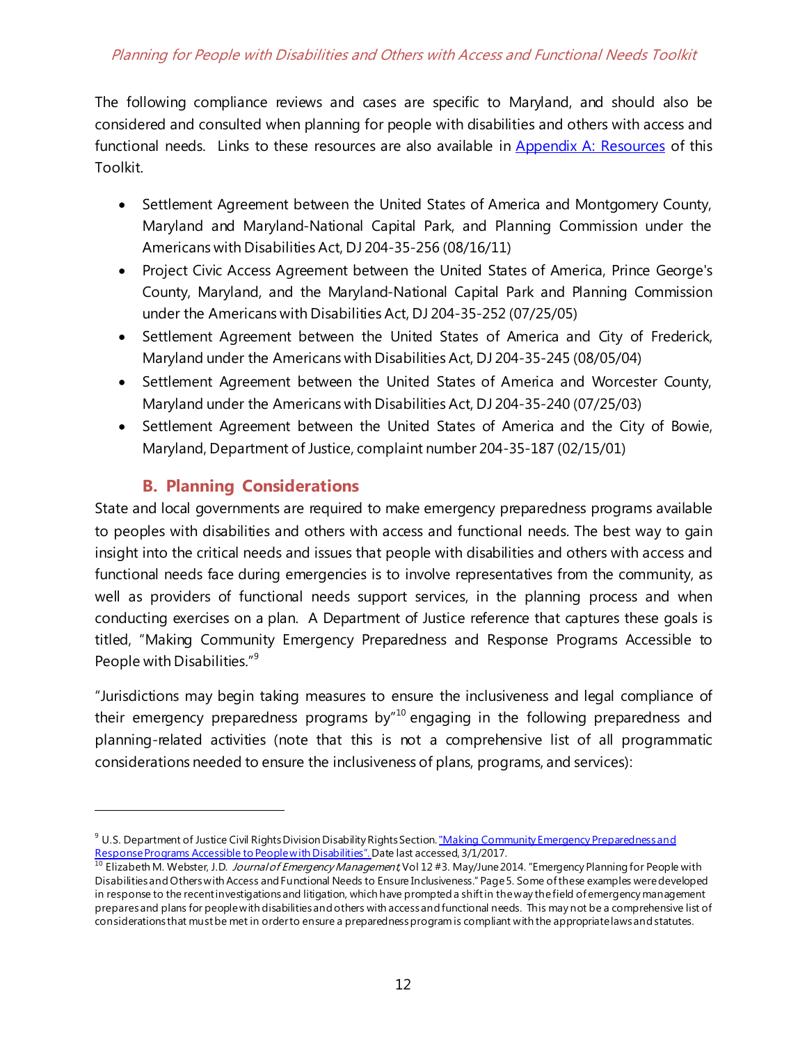The following compliance reviews and cases are specific to Maryland, and should also be considered and consulted when planning for people with disabilities and others with access and functional needs. Links to these resources are also available in [Appendix A: Resources](#) of this Toolkit.

- Settlement Agreement between the United States of America and Montgomery County, Maryland and Maryland-National Capital Park, and Planning Commission under the Americans with Disabilities Act, DJ 204-35-256 (08/16/11)
- Project Civic Access Agreement between the United States of America, Prince George's County, Maryland, and the Maryland-National Capital Park and Planning Commission under the Americans with Disabilities Act, DJ 204-35-252 (07/25/05)
- Settlement Agreement between the United States of America and City of Frederick, Maryland under the Americans with Disabilities Act, DJ 204-35-245 (08/05/04)
- Settlement Agreement between the United States of America and Worcester County, Maryland under the Americans with Disabilities Act, DJ 204-35-240 (07/25/03)
- Settlement Agreement between the United States of America and the City of Bowie, Maryland, Department of Justice, complaint number 204-35-187 (02/15/01)

## B. Planning Considerations

State and local governments are required to make emergency preparedness programs available to peoples with disabilities and others with access and functional needs. The best way to gain insight into the critical needs and issues that people with disabilities and others with access and functional needs face during emergencies is to involve representatives from the community, as well as providers of functional needs support services, in the planning process and when conducting exercises on a plan. A Department of Justice reference that captures these goals is titled, "Making Community Emergency Preparedness and Response Programs Accessible to People with Disabilities."[9]

"Jurisdictions may begin taking measures to ensure the inclusiveness and legal compliance of their emergency preparedness programs by"[10] engaging in the following preparedness and planning-related activities (note that this is not a comprehensive list of all programmatic considerations needed to ensure the inclusiveness of plans, programs, and services):

---

[9] U.S. Department of Justice Civil Rights Division Disability Rights Section. ["Making Community Emergency Preparedness and Response Programs Accessible to People with Disabilities".](#) Date last accessed, 3/1/2017.

[10] Elizabeth M. Webster, J.D. *Journal of Emergency Management*, Vol 12 #3. May/June 2014. "Emergency Planning for People with Disabilities and Others with Access and Functional Needs to Ensure Inclusiveness." Page 5. Some of these examples were developed in response to the recent investigations and litigation, which have prompted a shift in the way the field of emergency management prepares and plans for people with disabilities and others with access and functional needs. This may not be a comprehensive list of considerations that must be met in order to ensure a preparedness program is compliant with the appropriate laws and statutes.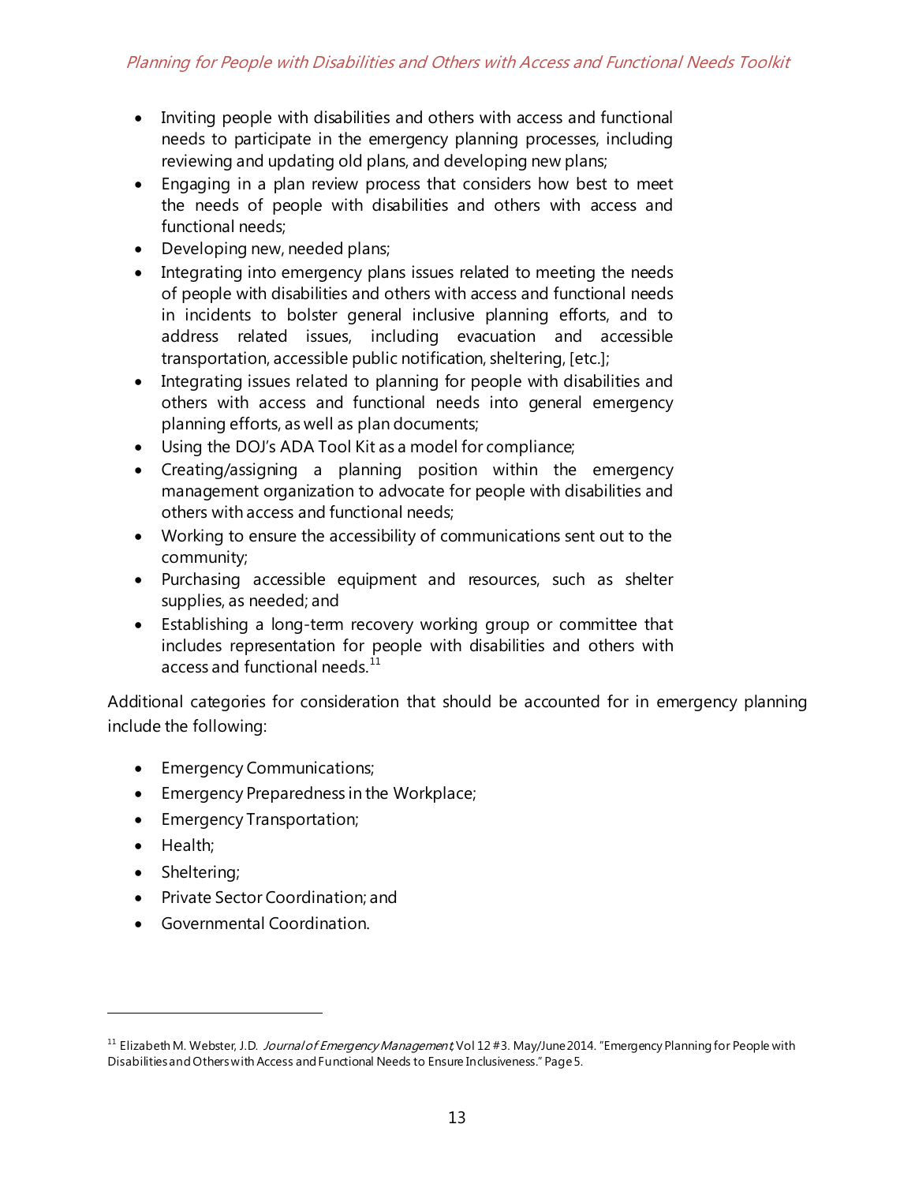- Inviting people with disabilities and others with access and functional needs to participate in the emergency planning processes, including reviewing and updating old plans, and developing new plans;
- Engaging in a plan review process that considers how best to meet the needs of people with disabilities and others with access and functional needs;
- Developing new, needed plans;
- Integrating into emergency plans issues related to meeting the needs of people with disabilities and others with access and functional needs in incidents to bolster general inclusive planning efforts, and to address related issues, including evacuation and accessible transportation, accessible public notification, sheltering, [etc.];
- Integrating issues related to planning for people with disabilities and others with access and functional needs into general emergency planning efforts, as well as plan documents;
- Using the DOJ's ADA Tool Kit as a model for compliance;
- Creating/assigning a planning position within the emergency management organization to advocate for people with disabilities and others with access and functional needs;
- Working to ensure the accessibility of communications sent out to the community;
- Purchasing accessible equipment and resources, such as shelter supplies, as needed; and
- Establishing a long-term recovery working group or committee that includes representation for people with disabilities and others with access and functional needs.[11]

Additional categories for consideration that should be accounted for in emergency planning include the following:

- Emergency Communications;
- Emergency Preparedness in the Workplace;
- Emergency Transportation;
- Health;
- Sheltering;
- Private Sector Coordination; and
- Governmental Coordination.

---

[11] Elizabeth M. Webster, J.D. *Journal of Emergency Management*, Vol 12 #3. May/June 2014. "Emergency Planning for People with Disabilities and Others with Access and Functional Needs to Ensure Inclusiveness." Page 5.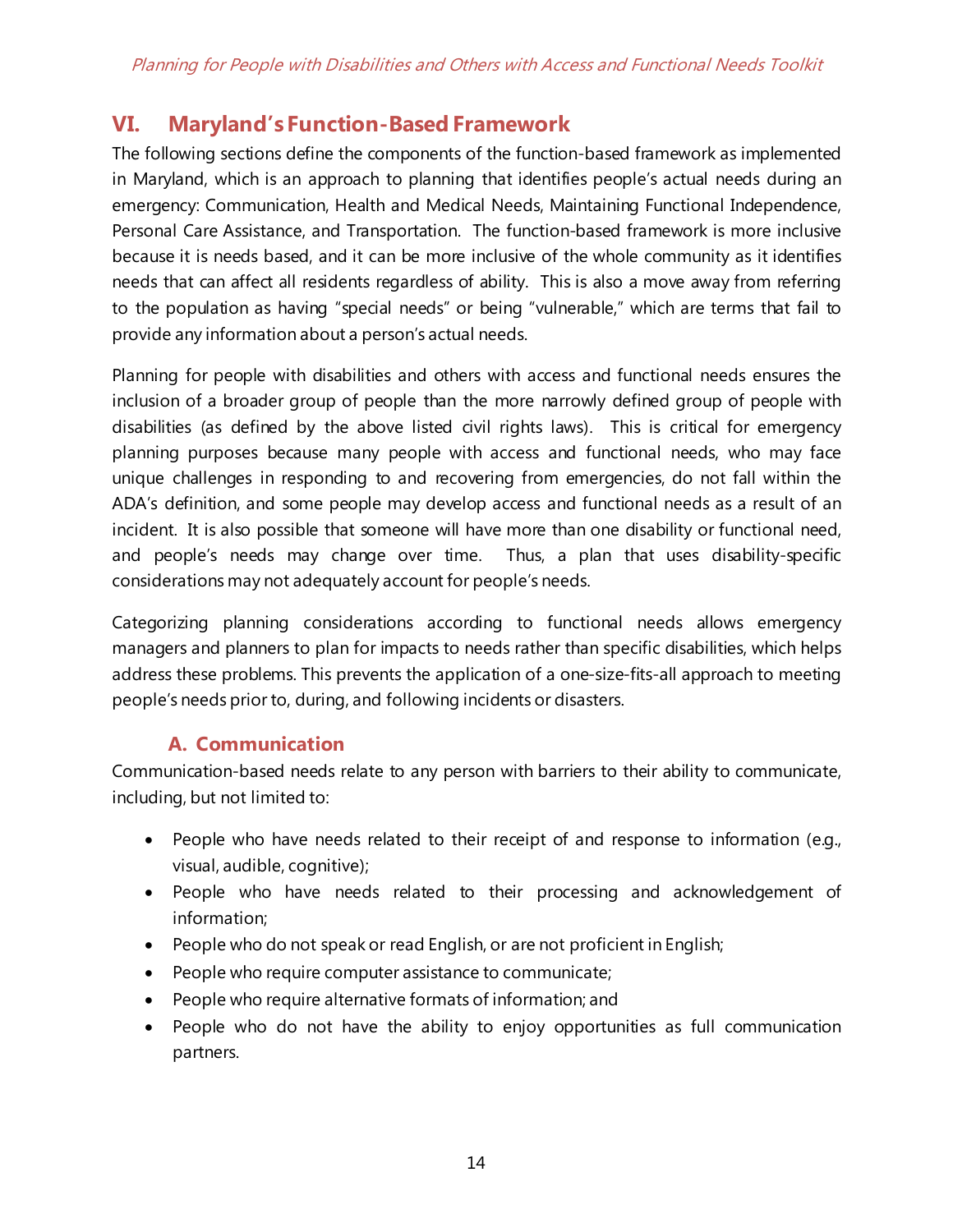## VI. Maryland's Function-Based Framework

The following sections define the components of the function-based framework as implemented in Maryland, which is an approach to planning that identifies people's actual needs during an emergency: Communication, Health and Medical Needs, Maintaining Functional Independence, Personal Care Assistance, and Transportation. The function-based framework is more inclusive because it is needs based, and it can be more inclusive of the whole community as it identifies needs that can affect all residents regardless of ability. This is also a move away from referring to the population as having "special needs" or being "vulnerable," which are terms that fail to provide any information about a person's actual needs.

Planning for people with disabilities and others with access and functional needs ensures the inclusion of a broader group of people than the more narrowly defined group of people with disabilities (as defined by the above listed civil rights laws). This is critical for emergency planning purposes because many people with access and functional needs, who may face unique challenges in responding to and recovering from emergencies, do not fall within the ADA's definition, and some people may develop access and functional needs as a result of an incident. It is also possible that someone will have more than one disability or functional need, and people's needs may change over time. Thus, a plan that uses disability-specific considerations may not adequately account for people's needs.

Categorizing planning considerations according to functional needs allows emergency managers and planners to plan for impacts to needs rather than specific disabilities, which helps address these problems. This prevents the application of a one-size-fits-all approach to meeting people's needs prior to, during, and following incidents or disasters.

### A. Communication

Communication-based needs relate to any person with barriers to their ability to communicate, including, but not limited to:

- People who have needs related to their receipt of and response to information (e.g., visual, audible, cognitive);
- People who have needs related to their processing and acknowledgement of information;
- People who do not speak or read English, or are not proficient in English;
- People who require computer assistance to communicate;
- People who require alternative formats of information; and
- People who do not have the ability to enjoy opportunities as full communication partners.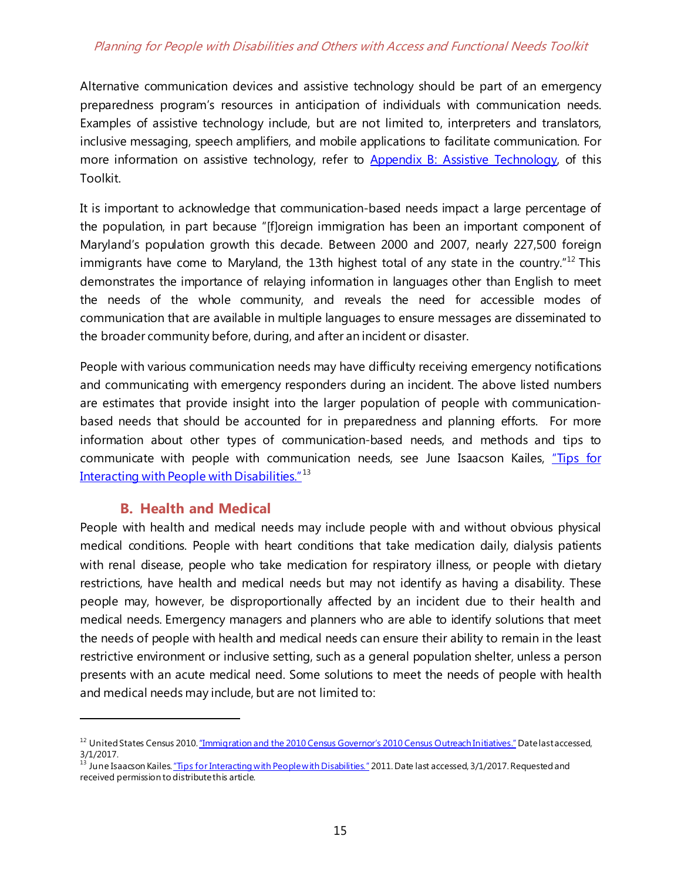Alternative communication devices and assistive technology should be part of an emergency preparedness program's resources in anticipation of individuals with communication needs. Examples of assistive technology include, but are not limited to, interpreters and translators, inclusive messaging, speech amplifiers, and mobile applications to facilitate communication. For more information on assistive technology, refer to [Appendix B: Assistive Technology](), of this Toolkit.

It is important to acknowledge that communication-based needs impact a large percentage of the population, in part because "[f]oreign immigration has been an important component of Maryland's population growth this decade. Between 2000 and 2007, nearly 227,500 foreign immigrants have come to Maryland, the 13th highest total of any state in the country."[12] This demonstrates the importance of relaying information in languages other than English to meet the needs of the whole community, and reveals the need for accessible modes of communication that are available in multiple languages to ensure messages are disseminated to the broader community before, during, and after an incident or disaster.

People with various communication needs may have difficulty receiving emergency notifications and communicating with emergency responders during an incident. The above listed numbers are estimates that provide insight into the larger population of people with communication-based needs that should be accounted for in preparedness and planning efforts. For more information about other types of communication-based needs, and methods and tips to communicate with people with communication needs, see June Isaacson Kailes, "Tips for Interacting with People with Disabilities."[13]

### B. Health and Medical

People with health and medical needs may include people with and without obvious physical medical conditions. People with heart conditions that take medication daily, dialysis patients with renal disease, people who take medication for respiratory illness, or people with dietary restrictions, have health and medical needs but may not identify as having a disability. These people may, however, be disproportionally affected by an incident due to their health and medical needs. Emergency managers and planners who are able to identify solutions that meet the needs of people with health and medical needs can ensure their ability to remain in the least restrictive environment or inclusive setting, such as a general population shelter, unless a person presents with an acute medical need. Some solutions to meet the needs of people with health and medical needs may include, but are not limited to:

---

[12] United States Census 2010. "Immigration and the 2010 Census Governor's 2010 Census Outreach Initiatives." Date last accessed, 3/1/2017.

[13] June Isaacson Kailes. "Tips for Interacting with People with Disabilities." 2011. Date last accessed, 3/1/2017. Requested and received permission to distribute this article.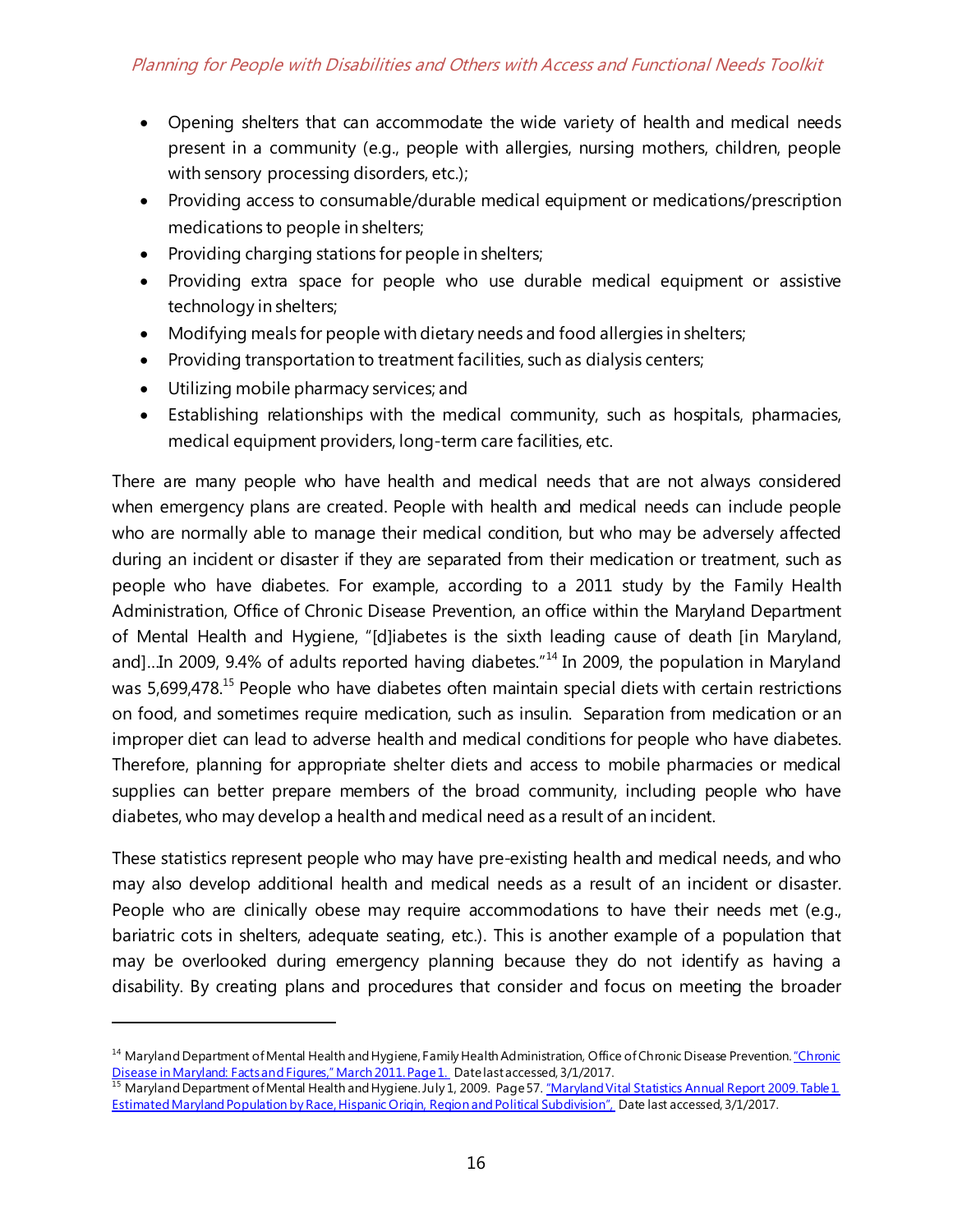- Opening shelters that can accommodate the wide variety of health and medical needs present in a community (e.g., people with allergies, nursing mothers, children, people with sensory processing disorders, etc.);
- Providing access to consumable/durable medical equipment or medications/prescription medications to people in shelters;
- Providing charging stations for people in shelters;
- Providing extra space for people who use durable medical equipment or assistive technology in shelters;
- Modifying meals for people with dietary needs and food allergies in shelters;
- Providing transportation to treatment facilities, such as dialysis centers;
- Utilizing mobile pharmacy services; and
- Establishing relationships with the medical community, such as hospitals, pharmacies, medical equipment providers, long-term care facilities, etc.

There are many people who have health and medical needs that are not always considered when emergency plans are created. People with health and medical needs can include people who are normally able to manage their medical condition, but who may be adversely affected during an incident or disaster if they are separated from their medication or treatment, such as people who have diabetes. For example, according to a 2011 study by the Family Health Administration, Office of Chronic Disease Prevention, an office within the Maryland Department of Mental Health and Hygiene, "[d]iabetes is the sixth leading cause of death [in Maryland, and]…In 2009, 9.4% of adults reported having diabetes."[14] In 2009, the population in Maryland was 5,699,478.[15] People who have diabetes often maintain special diets with certain restrictions on food, and sometimes require medication, such as insulin. Separation from medication or an improper diet can lead to adverse health and medical conditions for people who have diabetes. Therefore, planning for appropriate shelter diets and access to mobile pharmacies or medical supplies can better prepare members of the broad community, including people who have diabetes, who may develop a health and medical need as a result of an incident.

These statistics represent people who may have pre-existing health and medical needs, and who may also develop additional health and medical needs as a result of an incident or disaster. People who are clinically obese may require accommodations to have their needs met (e.g., bariatric cots in shelters, adequate seating, etc.). This is another example of a population that may be overlooked during emergency planning because they do not identify as having a disability. By creating plans and procedures that consider and focus on meeting the broader

---

[14] Maryland Department of Mental Health and Hygiene, Family Health Administration, Office of Chronic Disease Prevention. "Chronic Disease in Maryland: Facts and Figures," March 2011. Page 1. Date last accessed, 3/1/2017.

[15] Maryland Department of Mental Health and Hygiene. July 1, 2009. Page 57. "Maryland Vital Statistics Annual Report 2009. Table 1. Estimated Maryland Population by Race, Hispanic Origin, Region and Political Subdivision", Date last accessed, 3/1/2017.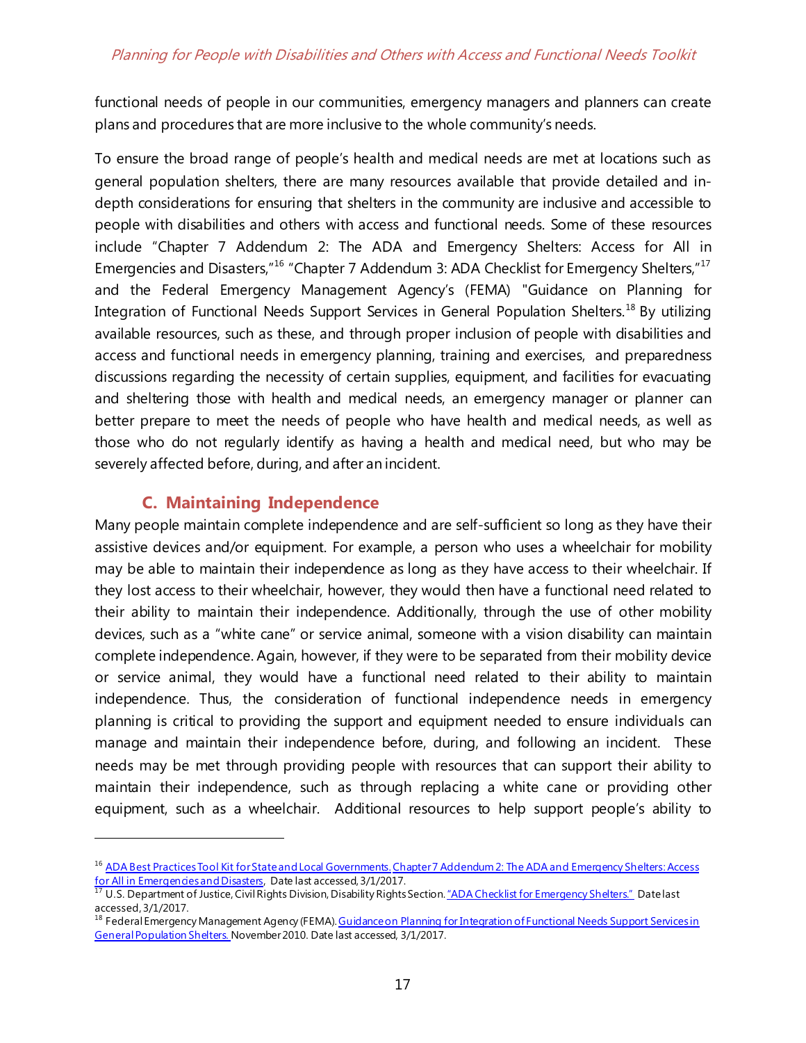functional needs of people in our communities, emergency managers and planners can create plans and procedures that are more inclusive to the whole community's needs.

To ensure the broad range of people's health and medical needs are met at locations such as general population shelters, there are many resources available that provide detailed and in-depth considerations for ensuring that shelters in the community are inclusive and accessible to people with disabilities and others with access and functional needs. Some of these resources include "Chapter 7 Addendum 2: The ADA and Emergency Shelters: Access for All in Emergencies and Disasters,"[16] "Chapter 7 Addendum 3: ADA Checklist for Emergency Shelters,"[17] and the Federal Emergency Management Agency's (FEMA) "Guidance on Planning for Integration of Functional Needs Support Services in General Population Shelters.[18] By utilizing available resources, such as these, and through proper inclusion of people with disabilities and access and functional needs in emergency planning, training and exercises, and preparedness discussions regarding the necessity of certain supplies, equipment, and facilities for evacuating and sheltering those with health and medical needs, an emergency manager or planner can better prepare to meet the needs of people who have health and medical needs, as well as those who do not regularly identify as having a health and medical need, but who may be severely affected before, during, and after an incident.

## C. Maintaining Independence

Many people maintain complete independence and are self-sufficient so long as they have their assistive devices and/or equipment. For example, a person who uses a wheelchair for mobility may be able to maintain their independence as long as they have access to their wheelchair. If they lost access to their wheelchair, however, they would then have a functional need related to their ability to maintain their independence. Additionally, through the use of other mobility devices, such as a "white cane" or service animal, someone with a vision disability can maintain complete independence. Again, however, if they were to be separated from their mobility device or service animal, they would have a functional need related to their ability to maintain independence. Thus, the consideration of functional independence needs in emergency planning is critical to providing the support and equipment needed to ensure individuals can manage and maintain their independence before, during, and following an incident. These needs may be met through providing people with resources that can support their ability to maintain their independence, such as through replacing a white cane or providing other equipment, such as a wheelchair. Additional resources to help support people's ability to

---

[16] ADA Best Practices Tool Kit for State and Local Governments. Chapter 7 Addendum 2: The ADA and Emergency Shelters: Access for All in Emergencies and Disasters, Date last accessed, 3/1/2017.

[17] U.S. Department of Justice, Civil Rights Division, Disability Rights Section. "ADA Checklist for Emergency Shelters." Date last accessed, 3/1/2017.

[18] Federal Emergency Management Agency (FEMA). Guidance on Planning for Integration of Functional Needs Support Services in General Population Shelters. November 2010. Date last accessed, 3/1/2017.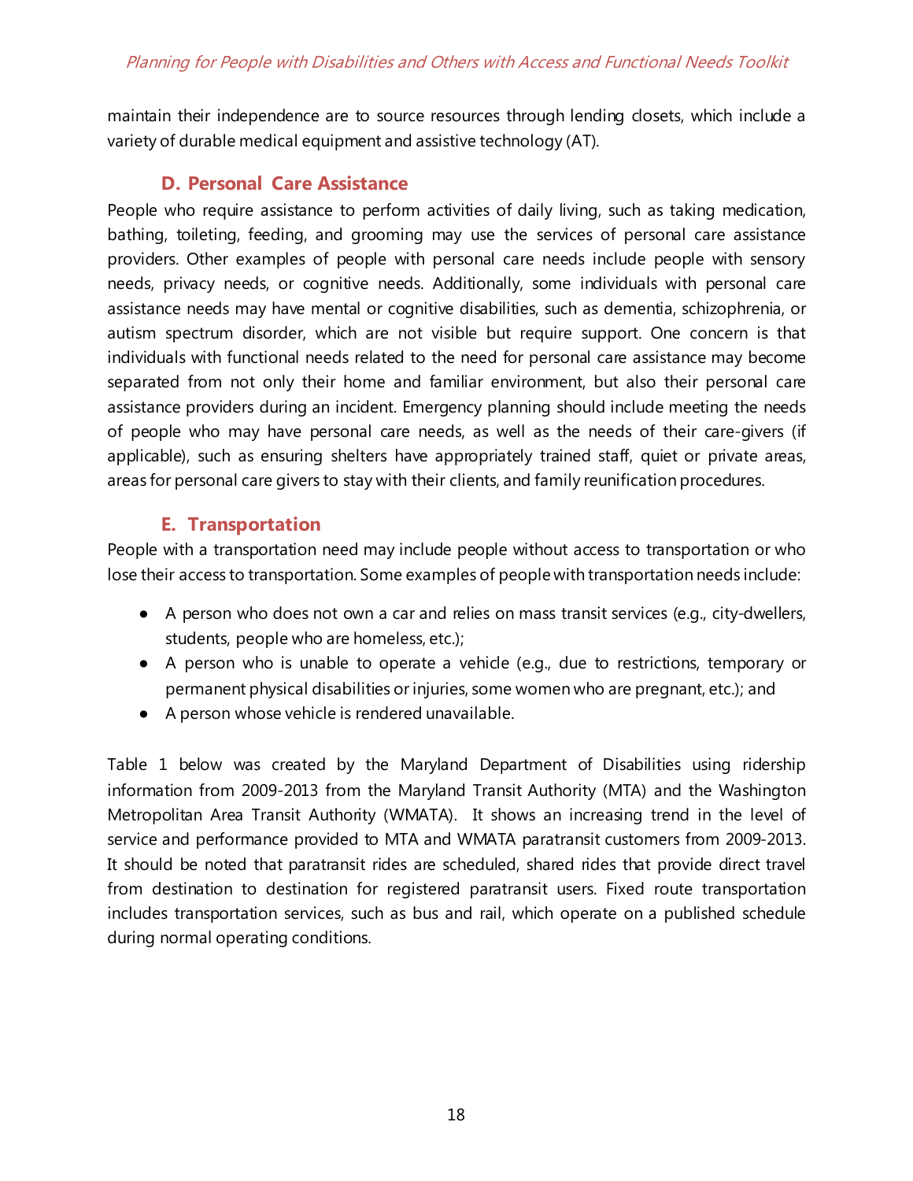maintain their independence are to source resources through lending closets, which include a variety of durable medical equipment and assistive technology (AT).

### D. Personal Care Assistance

People who require assistance to perform activities of daily living, such as taking medication, bathing, toileting, feeding, and grooming may use the services of personal care assistance providers. Other examples of people with personal care needs include people with sensory needs, privacy needs, or cognitive needs. Additionally, some individuals with personal care assistance needs may have mental or cognitive disabilities, such as dementia, schizophrenia, or autism spectrum disorder, which are not visible but require support. One concern is that individuals with functional needs related to the need for personal care assistance may become separated from not only their home and familiar environment, but also their personal care assistance providers during an incident. Emergency planning should include meeting the needs of people who may have personal care needs, as well as the needs of their care-givers (if applicable), such as ensuring shelters have appropriately trained staff, quiet or private areas, areas for personal care givers to stay with their clients, and family reunification procedures.

### E. Transportation

People with a transportation need may include people without access to transportation or who lose their access to transportation. Some examples of people with transportation needs include:

- A person who does not own a car and relies on mass transit services (e.g., city-dwellers, students, people who are homeless, etc.);
- A person who is unable to operate a vehicle (e.g., due to restrictions, temporary or permanent physical disabilities or injuries, some women who are pregnant, etc.); and
- A person whose vehicle is rendered unavailable.

Table 1 below was created by the Maryland Department of Disabilities using ridership information from 2009-2013 from the Maryland Transit Authority (MTA) and the Washington Metropolitan Area Transit Authority (WMATA). It shows an increasing trend in the level of service and performance provided to MTA and WMATA paratransit customers from 2009-2013. It should be noted that paratransit rides are scheduled, shared rides that provide direct travel from destination to destination for registered paratransit users. Fixed route transportation includes transportation services, such as bus and rail, which operate on a published schedule during normal operating conditions.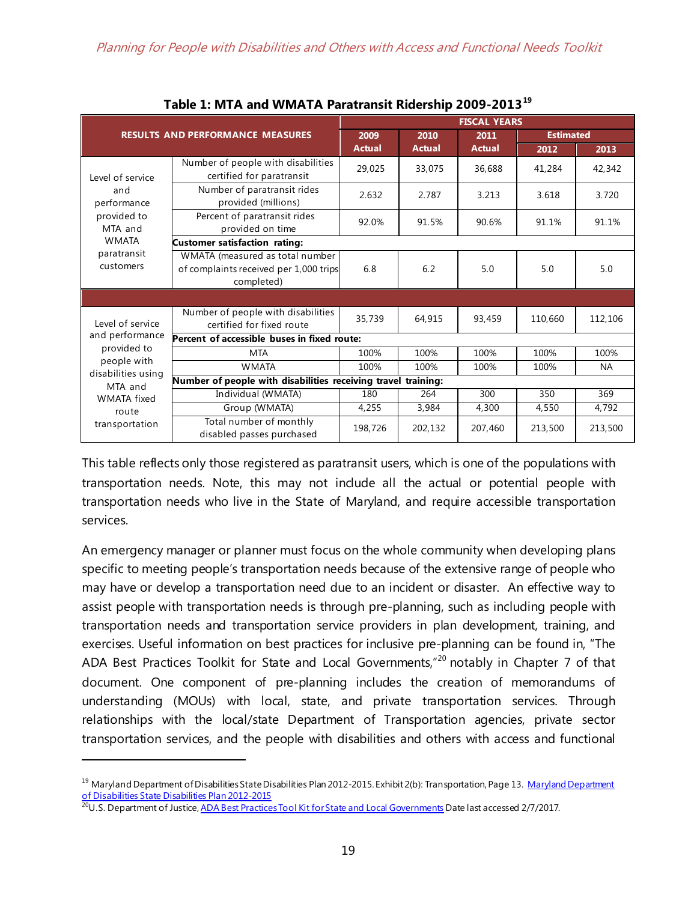**Table 1: MTA and WMATA Paratransit Ridership 2009-2013**[19]

| RESULTS AND PERFORMANCE MEASURES | | FISCAL YEARS | | | | |
|---|---|---|---|---|---|---|
| | | 2009 Actual | 2010 Actual | 2011 Actual | Estimated 2012 | Estimated 2013 |
| Level of service and performance provided to MTA and WMATA paratransit customers | Number of people with disabilities certified for paratransit | 29,025 | 33,075 | 36,688 | 41,284 | 42,342 |
| | Number of paratransit rides provided (millions) | 2.632 | 2.787 | 3.213 | 3.618 | 3.720 |
| | Percent of paratransit rides provided on time | 92.0% | 91.5% | 90.6% | 91.1% | 91.1% |
| | **Customer satisfaction rating:** | | | | | |
| | WMATA (measured as total number of complaints received per 1,000 trips completed) | 6.8 | 6.2 | 5.0 | 5.0 | 5.0 |
| | | | | | | |
| Level of service and performance provided to people with disabilities using MTA and WMATA fixed route transportation | Number of people with disabilities certified for fixed route | 35,739 | 64,915 | 93,459 | 110,660 | 112,106 |
| | **Percent of accessible buses in fixed route:** | | | | | |
| | MTA | 100% | 100% | 100% | 100% | 100% |
| | WMATA | 100% | 100% | 100% | 100% | NA |
| | **Number of people with disabilities receiving travel training:** | | | | | |
| | Individual (WMATA) | 180 | 264 | 300 | 350 | 369 |
| | Group (WMATA) | 4,255 | 3,984 | 4,300 | 4,550 | 4,792 |
| | Total number of monthly disabled passes purchased | 198,726 | 202,132 | 207,460 | 213,500 | 213,500 |

This table reflects only those registered as paratransit users, which is one of the populations with transportation needs. Note, this may not include all the actual or potential people with transportation needs who live in the State of Maryland, and require accessible transportation services.

An emergency manager or planner must focus on the whole community when developing plans specific to meeting people's transportation needs because of the extensive range of people who may have or develop a transportation need due to an incident or disaster. An effective way to assist people with transportation needs is through pre-planning, such as including people with transportation needs and transportation service providers in plan development, training, and exercises. Useful information on best practices for inclusive pre-planning can be found in, "The ADA Best Practices Toolkit for State and Local Governments,"[20] notably in Chapter 7 of that document. One component of pre-planning includes the creation of memorandums of understanding (MOUs) with local, state, and private transportation services. Through relationships with the local/state Department of Transportation agencies, private sector transportation services, and the people with disabilities and others with access and functional

---

[19] Maryland Department of Disabilities State Disabilities Plan 2012-2015. Exhibit 2(b): Transportation, Page 13. Maryland Department of Disabilities State Disabilities Plan 2012-2015

[20] U.S. Department of Justice, ADA Best Practices Tool Kit for State and Local Governments Date last accessed 2/7/2017.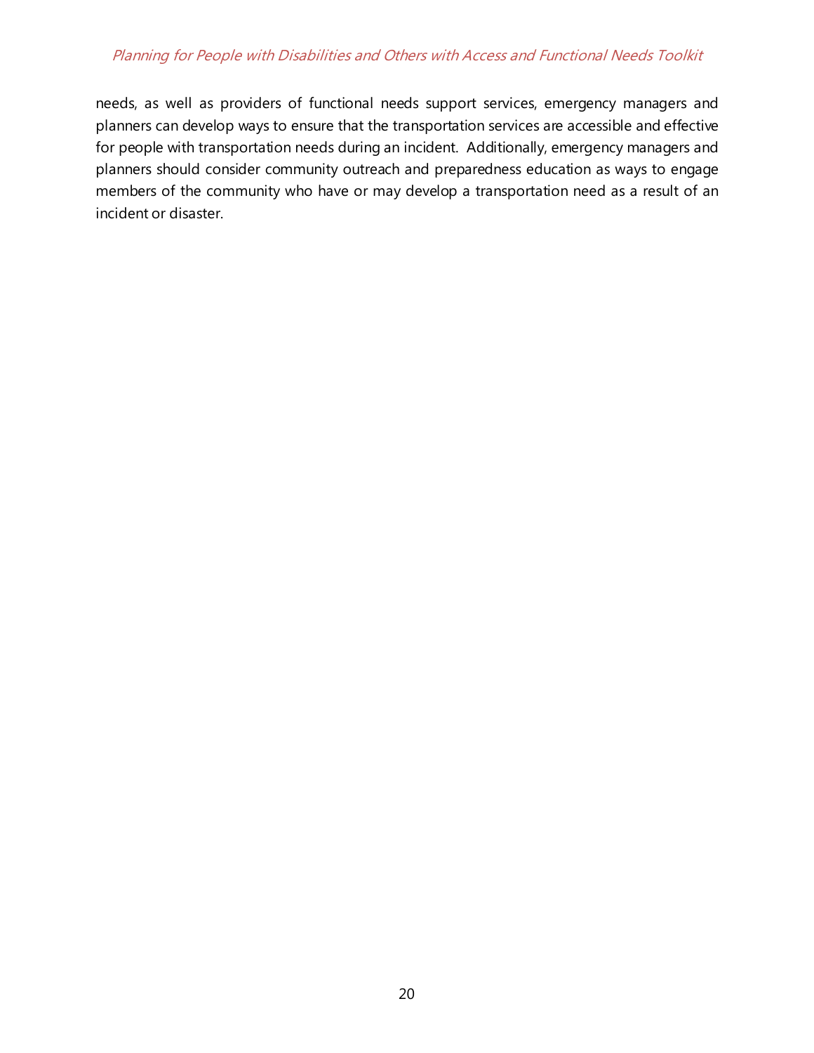needs, as well as providers of functional needs support services, emergency managers and planners can develop ways to ensure that the transportation services are accessible and effective for people with transportation needs during an incident. Additionally, emergency managers and planners should consider community outreach and preparedness education as ways to engage members of the community who have or may develop a transportation need as a result of an incident or disaster.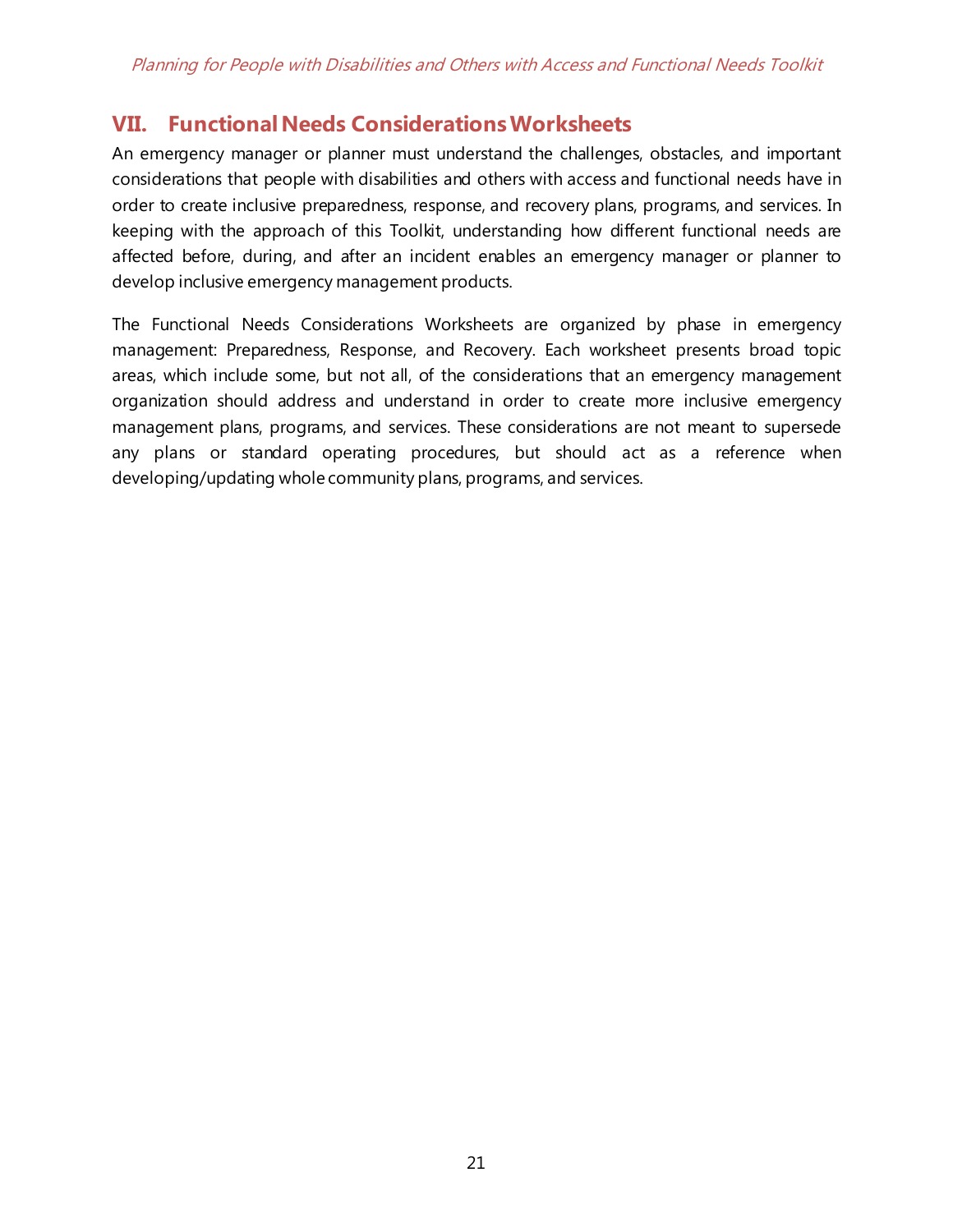## VII. Functional Needs Considerations Worksheets

An emergency manager or planner must understand the challenges, obstacles, and important considerations that people with disabilities and others with access and functional needs have in order to create inclusive preparedness, response, and recovery plans, programs, and services. In keeping with the approach of this Toolkit, understanding how different functional needs are affected before, during, and after an incident enables an emergency manager or planner to develop inclusive emergency management products.

The Functional Needs Considerations Worksheets are organized by phase in emergency management: Preparedness, Response, and Recovery. Each worksheet presents broad topic areas, which include some, but not all, of the considerations that an emergency management organization should address and understand in order to create more inclusive emergency management plans, programs, and services. These considerations are not meant to supersede any plans or standard operating procedures, but should act as a reference when developing/updating whole community plans, programs, and services.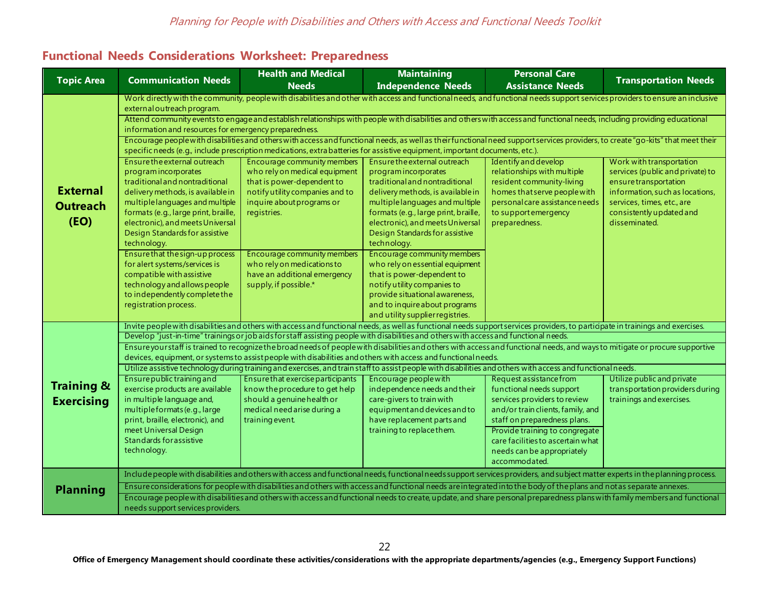## Functional Needs Considerations Worksheet: Preparedness

| Topic Area | Communication Needs | Health and Medical Needs | Maintaining Independence Needs | Personal Care Assistance Needs | Transportation Needs |
|---|---|---|---|---|---|
| **External Outreach (EO)** | Work directly with the community, people with disabilities and other with access and functional needs, and functional needs support services providers to ensure an inclusive external outreach program. | | | | |
| | Attend community events to engage and establish relationships with people with disabilities and others with access and functional needs, including providing educational information and resources for emergency preparedness. | | | | |
| | Encourage people with disabilities and others with access and functional needs, as well as their functional need support services providers, to create "go-kits" that meet their specific needs (e.g., include prescription medications, extra batteries for assistive equipment, important documents, etc.). | | | | |
| | Ensure the external outreach program incorporates traditional and nontraditional delivery methods, is available in multiple languages and multiple formats (e.g., large print, braille, electronic), and meets Universal Design Standards for assistive technology. | Encourage community members who rely on medical equipment that is power-dependent to notify utility companies and to inquire about programs or registries. | Ensure the external outreach program incorporates traditional and nontraditional delivery methods, is available in multiple languages and multiple formats (e.g., large print, braille, electronic), and meets Universal Design Standards for assistive technology. | Identify and develop relationships with multiple resident community-living homes that serve people with personal care assistance needs to support emergency preparedness. | Work with transportation services (public and private) to ensure transportation information, such as locations, services, times, etc., are consistently updated and disseminated. |
| | Ensure that the sign-up process for alert systems/services is compatible with assistive technology and allows people to independently complete the registration process. | Encourage community members who rely on medications to have an additional emergency supply, if possible.* | Encourage community members who rely on essential equipment that is power-dependent to notify utility companies to provide situational awareness, and to inquire about programs and utility supplier registries. | | |
| **Training & Exercising** | Invite people with disabilities and others with access and functional needs, as well as functional needs support services providers, to participate in trainings and exercises. | | | | |
| | Develop "just-in-time" trainings or job aids for staff assisting people with disabilities and others with access and functional needs. | | | | |
| | Ensure your staff is trained to recognize the broad needs of people with disabilities and others with access and functional needs, and ways to mitigate or procure supportive devices, equipment, or systems to assist people with disabilities and others with access and functional needs. | | | | |
| | Utilize assistive technology during training and exercises, and train staff to assist people with disabilities and others with access and functional needs. | | | | |
| | Ensure public training and exercise products are available in multiple language and, multiple formats (e.g., large print, braille, electronic), and meet Universal Design Standards for assistive technology. | Ensure that exercise participants know the procedure to get help should a genuine health or medical need arise during a training event. | Encourage people with independence needs and their care-givers to train with equipment and devices and to have replacement parts and training to replace them. | Request assistance from functional needs support services providers to review and/or train clients, family, and staff on preparedness plans. | Utilize public and private transportation providers during trainings and exercises. |
| | | | | Provide training to congregate care facilities to ascertain what needs can be appropriately accommodated. | |
| **Planning** | Include people with disabilities and others with access and functional needs, functional needs support services providers, and subject matter experts in the planning process. | | | | |
| | Ensure considerations for people with disabilities and others with access and functional needs are integrated into the body of the plans and not as separate annexes. | | | | |
| | Encourage people with disabilities and others with access and functional needs to create, update, and share personal preparedness plans with family members and functional needs support services providers. | | | | |

**Office of Emergency Management should coordinate these activities/considerations with the appropriate departments/agencies (e.g., Emergency Support Functions)**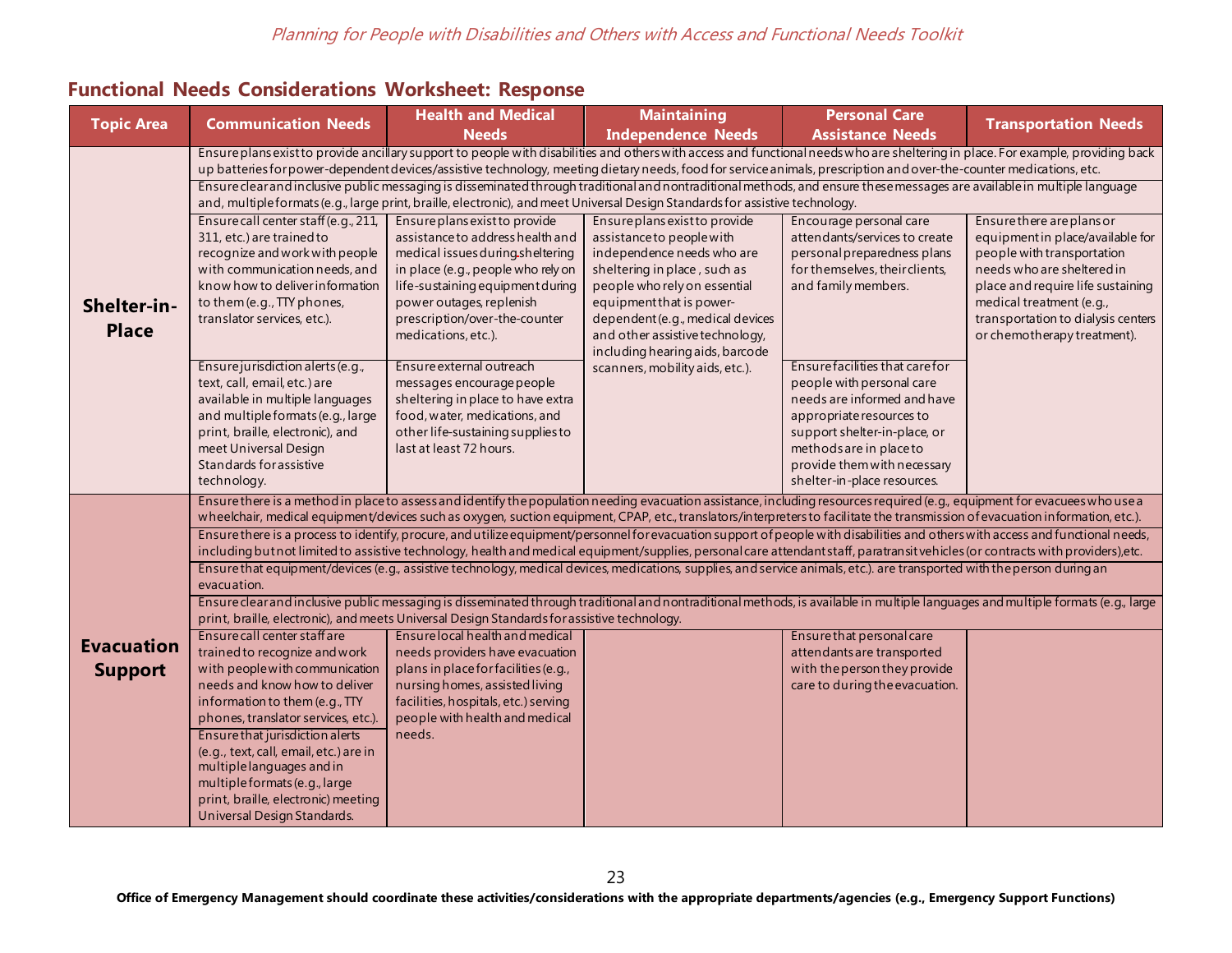## Functional Needs Considerations Worksheet: Response

| Topic Area | Communication Needs | Health and Medical Needs | Maintaining Independence Needs | Personal Care Assistance Needs | Transportation Needs |
|---|---|---|---|---|---|
| **Shelter-in-Place** | Ensure plans exist to provide ancillary support to people with disabilities and others with access and functional needs who are sheltering in place. For example, providing back up batteries for power-dependent devices/assistive technology, meeting dietary needs, food for service animals, prescription and over-the-counter medications, etc. | | | | |
| | Ensure clear and inclusive public messaging is disseminated through traditional and nontraditional methods, and ensure these messages are available in multiple language and, multiple formats (e.g., large print, braille, electronic), and meet Universal Design Standards for assistive technology. | | | | |
| | Ensure call center staff (e.g., 211, 311, etc.) are trained to recognize and work with people with communication needs, and know how to deliver information to them (e.g., TTY phones, translator services, etc.). | Ensure plans exist to provide assistance to address health and medical issues during sheltering in place (e.g., people who rely on life-sustaining equipment during power outages, replenish prescription/over-the-counter medications, etc.). | Ensure plans exist to provide assistance to people with independence needs who are sheltering in place, such as people who rely on essential equipment that is power-dependent (e.g., medical devices and other assistive technology, including hearing aids, barcode scanners, mobility aids, etc.). | Encourage personal care attendants/services to create personal preparedness plans for themselves, their clients, and family members. | Ensure there are plans or equipment in place/available for people with transportation needs who are sheltered in place and require life sustaining medical treatment (e.g., transportation to dialysis centers or chemotherapy treatment). |
| | Ensure jurisdiction alerts (e.g., text, call, email, etc.) are available in multiple languages and multiple formats (e.g., large print, braille, electronic), and meet Universal Design Standards for assistive technology. | Ensure external outreach messages encourage people sheltering in place to have extra food, water, medications, and other life-sustaining supplies to last at least 72 hours. | | Ensure facilities that care for people with personal care needs are informed and have appropriate resources to support shelter-in-place, or methods are in place to provide them with necessary shelter-in-place resources. | |
| **Evacuation Support** | Ensure there is a method in place to assess and identify the population needing evacuation assistance, including resources required (e.g., equipment for evacuees who use a wheelchair, medical equipment/devices such as oxygen, suction equipment, CPAP, etc., translators/interpreters to facilitate the transmission of evacuation information, etc.). | | | | |
| | Ensure there is a process to identify, procure, and utilize equipment/personnel for evacuation support of people with disabilities and others with access and functional needs, including but not limited to assistive technology, health and medical equipment/supplies, personal care attendant staff, paratransit vehicles (or contracts with providers), etc. | | | | |
| | Ensure that equipment/devices (e.g., assistive technology, medical devices, medications, supplies, and service animals, etc.). are transported with the person during an evacuation. | | | | |
| | Ensure clear and inclusive public messaging is disseminated through traditional and nontraditional methods, is available in multiple languages and multiple formats (e.g., large print, braille, electronic), and meets Universal Design Standards for assistive technology. | | | | |
| | Ensure call center staff are trained to recognize and work with people with communication needs and know how to deliver information to them (e.g., TTY phones, translator services, etc.). | Ensure local health and medical needs providers have evacuation plans in place for facilities (e.g., nursing homes, assisted living facilities, hospitals, etc.) serving people with health and medical needs. | | Ensure that personal care attendants are transported with the person they provide care to during the evacuation. | |
| | Ensure that jurisdiction alerts (e.g., text, call, email, etc.) are in multiple languages and in multiple formats (e.g., large print, braille, electronic) meeting Universal Design Standards. | | | | |

**Office of Emergency Management should coordinate these activities/considerations with the appropriate departments/agencies (e.g., Emergency Support Functions)**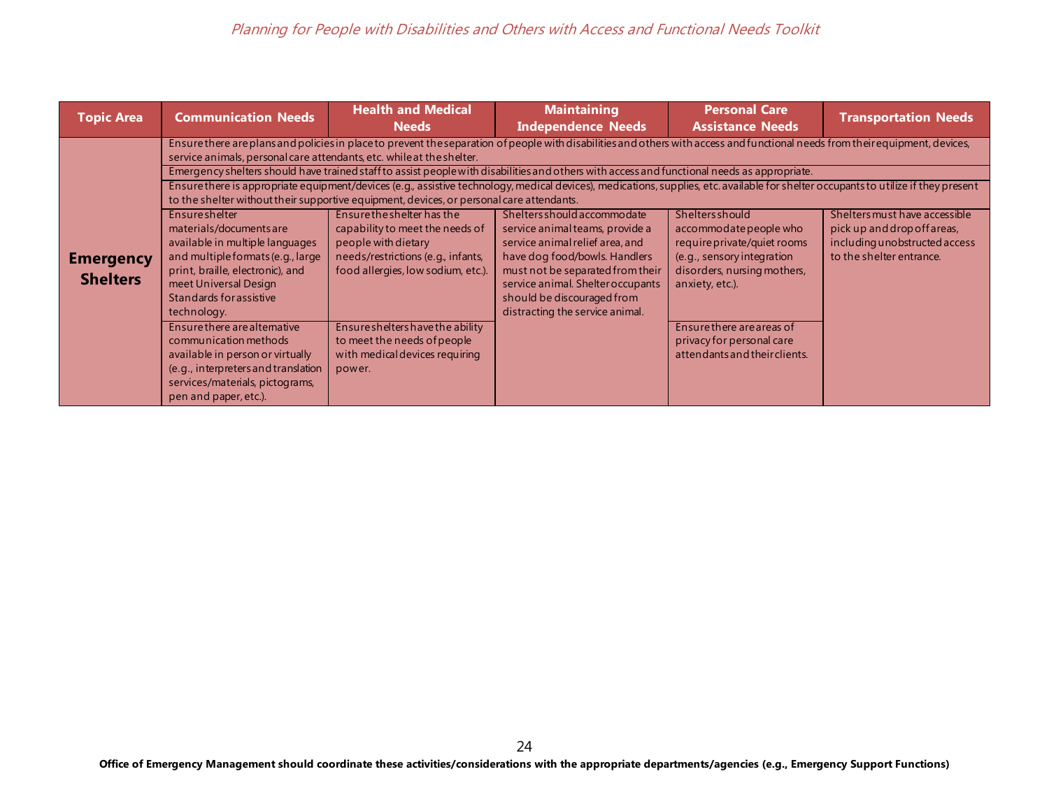| Topic Area | Communication Needs | Health and Medical Needs | Maintaining Independence Needs | Personal Care Assistance Needs | Transportation Needs |
|---|---|---|---|---|---|
| **Emergency Shelters** | Ensure there are plans and policies in place to prevent the separation of people with disabilities and others with access and functional needs from their equipment, devices, service animals, personal care attendants, etc. while at the shelter. | | | | |
| | Emergency shelters should have trained staff to assist people with disabilities and others with access and functional needs as appropriate. | | | | |
| | Ensure there is appropriate equipment/devices (e.g., assistive technology, medical devices), medications, supplies, etc. available for shelter occupants to utilize if they present to the shelter without their supportive equipment, devices, or personal care attendants. | | | | |
| | Ensure shelter materials/documents are available in multiple languages and multiple formats (e.g., large print, braille, electronic), and meet Universal Design Standards for assistive technology. | Ensure the shelter has the capability to meet the needs of people with dietary needs/restrictions (e.g., infants, food allergies, low sodium, etc.). | Shelters should accommodate service animal teams, provide a service animal relief area, and have dog food/bowls. Handlers must not be separated from their service animal. Shelter occupants should be discouraged from distracting the service animal. | Shelters should accommodate people who require private/quiet rooms (e.g., sensory integration disorders, nursing mothers, anxiety, etc.). | Shelters must have accessible pick up and drop off areas, including unobstructed access to the shelter entrance. |
| | Ensure there are alternative communication methods available in person or virtually (e.g., interpreters and translation services/materials, pictograms, pen and paper, etc.). | Ensure shelters have the ability to meet the needs of people with medical devices requiring power. | | Ensure there are areas of privacy for personal care attendants and their clients. | |

**Office of Emergency Management should coordinate these activities/considerations with the appropriate departments/agencies (e.g., Emergency Support Functions)**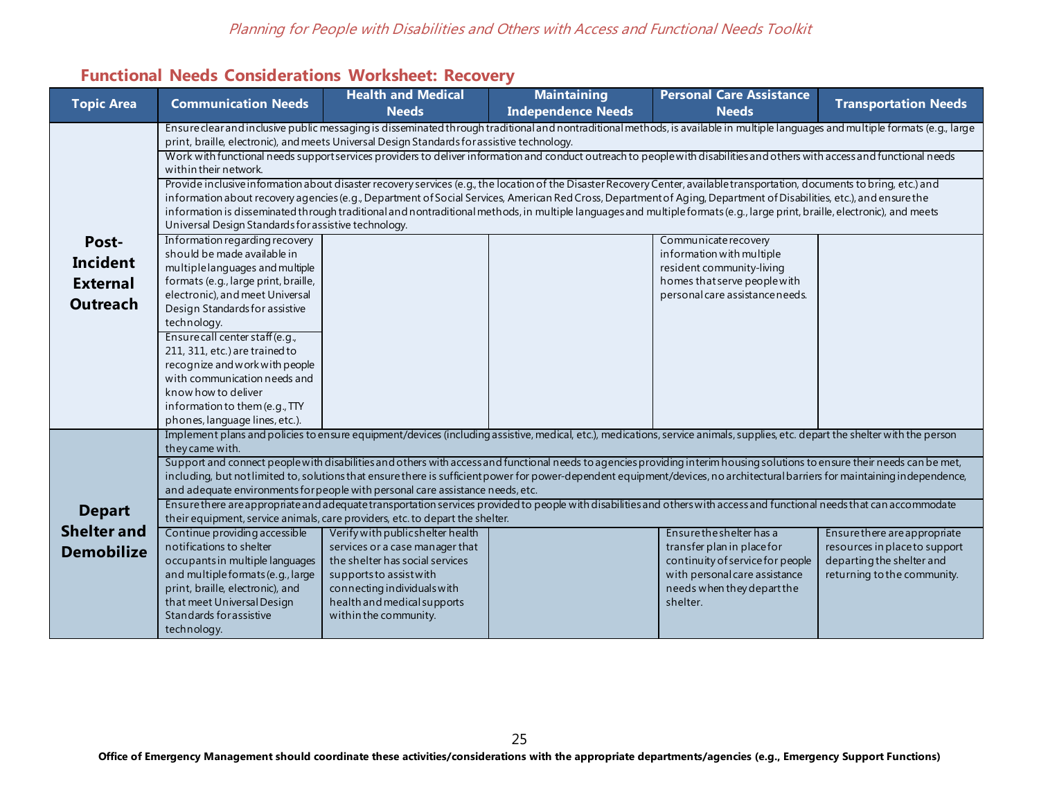## Functional Needs Considerations Worksheet: Recovery

| Topic Area | Communication Needs | Health and Medical Needs | Maintaining Independence Needs | Personal Care Assistance Needs | Transportation Needs |
|---|---|---|---|---|---|
| **Post-Incident External Outreach** | Ensure clear and inclusive public messaging is disseminated through traditional and nontraditional methods, is available in multiple languages and multiple formats (e.g., large print, braille, electronic), and meets Universal Design Standards for assistive technology. | | | | |
| | Work with functional needs support services providers to deliver information and conduct outreach to people with disabilities and others with access and functional needs within their network. | | | | |
| | Provide inclusive information about disaster recovery services (e.g., the location of the Disaster Recovery Center, available transportation, documents to bring, etc.) and information about recovery agencies (e.g., Department of Social Services, American Red Cross, Department of Aging, Department of Disabilities, etc.), and ensure the information is disseminated through traditional and nontraditional methods, in multiple languages and multiple formats (e.g., large print, braille, electronic), and meets Universal Design Standards for assistive technology. | | | | |
| | Information regarding recovery should be made available in multiple languages and multiple formats (e.g., large print, braille, electronic), and meet Universal Design Standards for assistive technology. | | | Communicate recovery information with multiple resident community-living homes that serve people with personal care assistance needs. | |
| | Ensure call center staff (e.g., 211, 311, etc.) are trained to recognize and work with people with communication needs and know how to deliver information to them (e.g., TTY phones, language lines, etc.). | | | | |
| **Depart Shelter and Demobilize** | Implement plans and policies to ensure equipment/devices (including assistive, medical, etc.), medications, service animals, supplies, etc. depart the shelter with the person they came with. | | | | |
| | Support and connect people with disabilities and others with access and functional needs to agencies providing interim housing solutions to ensure their needs can be met, including, but not limited to, solutions that ensure there is sufficient power for power-dependent equipment/devices, no architectural barriers for maintaining independence, and adequate environments for people with personal care assistance needs, etc. | | | | |
| | Ensure there are appropriate and adequate transportation services provided to people with disabilities and others with access and functional needs that can accommodate their equipment, service animals, care providers, etc. to depart the shelter. | | | | |
| | Continue providing accessible notifications to shelter occupants in multiple languages and multiple formats (e.g., large print, braille, electronic), and that meet Universal Design Standards for assistive technology. | Verify with public shelter health services or a case manager that the shelter has social services supports to assist with connecting individuals with health and medical supports within the community. | | Ensure the shelter has a transfer plan in place for continuity of service for people with personal care assistance needs when they depart the shelter. | Ensure there are appropriate resources in place to support departing the shelter and returning to the community. |

**Office of Emergency Management should coordinate these activities/considerations with the appropriate departments/agencies (e.g., Emergency Support Functions)**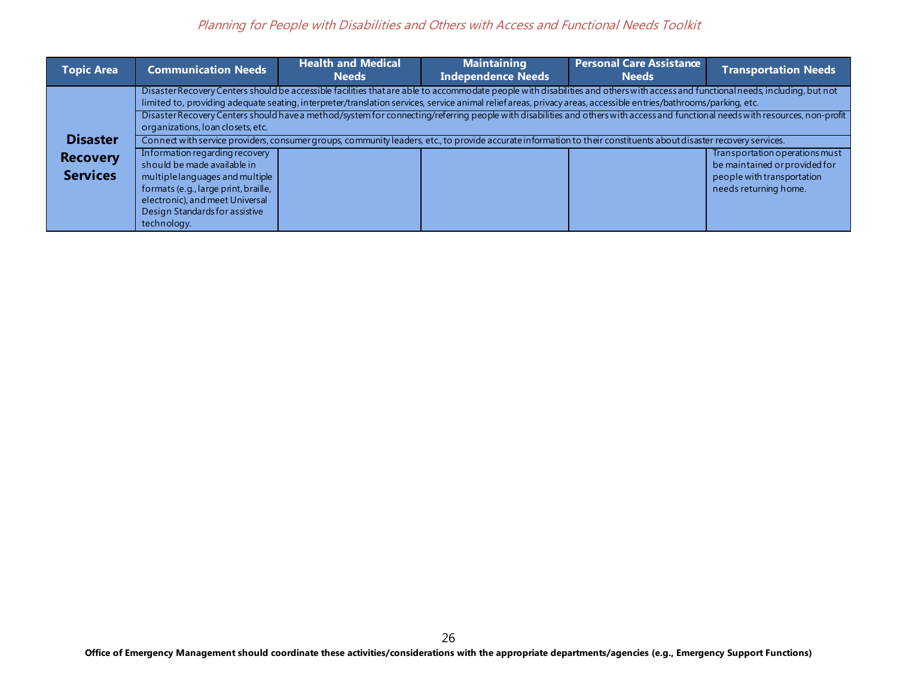| Topic Area | Communication Needs | Health and Medical Needs | Maintaining Independence Needs | Personal Care Assistance Needs | Transportation Needs |
|---|---|---|---|---|---|
| **Disaster Recovery Services** | Disaster Recovery Centers should be accessible facilities that are able to accommodate people with disabilities and others with access and functional needs, including, but not limited to, providing adequate seating, interpreter/translation services, service animal relief areas, privacy areas, accessible entries/bathrooms/parking, etc. | | | | |
| | Disaster Recovery Centers should have a method/system for connecting/referring people with disabilities and others with access and functional needs with resources, non-profit organizations, loan closets, etc. | | | | |
| | Connect with service providers, consumer groups, community leaders, etc., to provide accurate information to their constituents about disaster recovery services. | | | | |
| | Information regarding recovery should be made available in multiple languages and multiple formats (e.g., large print, braille, electronic), and meet Universal Design Standards for assistive technology. | | | | Transportation operations must be maintained or provided for people with transportation needs returning home. |

**Office of Emergency Management should coordinate these activities/considerations with the appropriate departments/agencies (e.g., Emergency Support Functions)**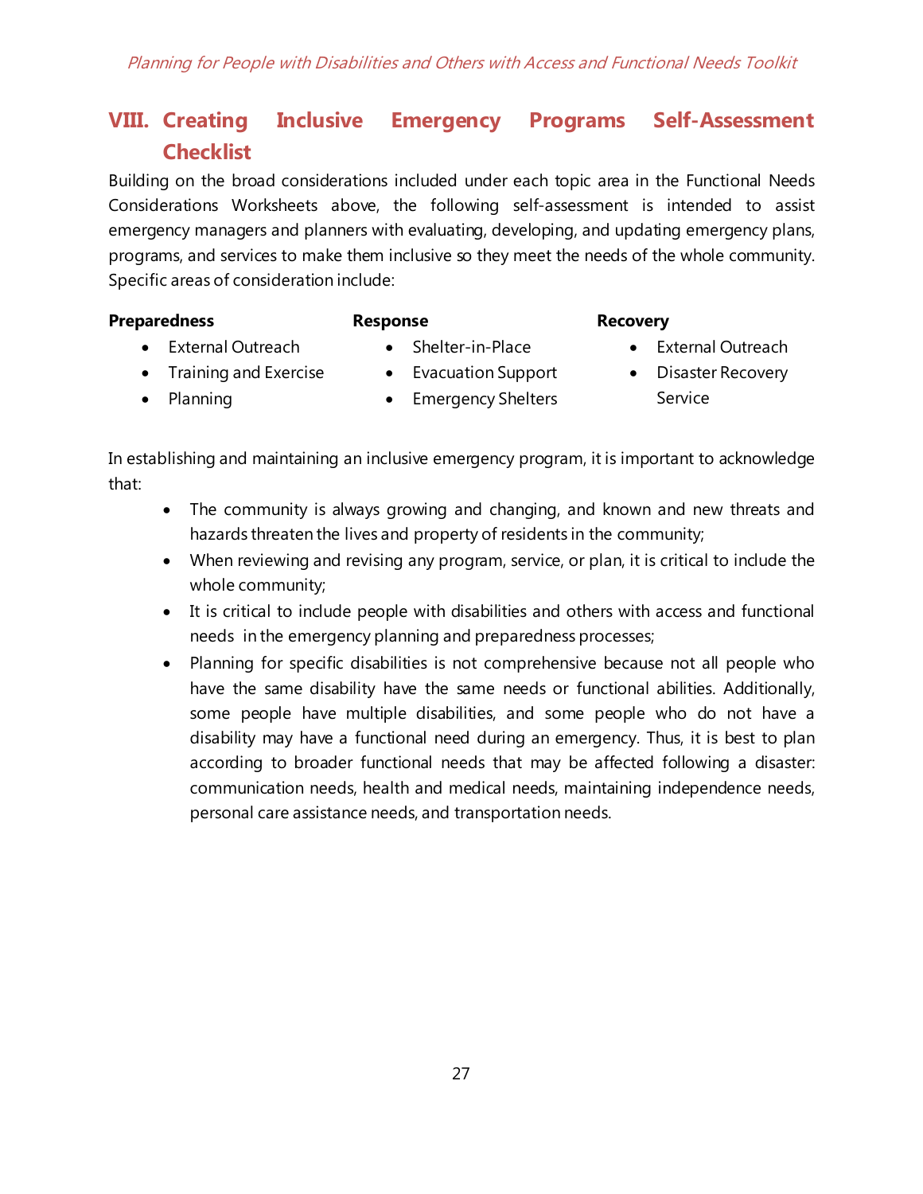## VIII. Creating Inclusive Emergency Programs Self-Assessment Checklist

Building on the broad considerations included under each topic area in the Functional Needs Considerations Worksheets above, the following self-assessment is intended to assist emergency managers and planners with evaluating, developing, and updating emergency plans, programs, and services to make them inclusive so they meet the needs of the whole community. Specific areas of consideration include:

**Preparedness**

- External Outreach
- Training and Exercise
- Planning

**Response**

- Shelter-in-Place
- Evacuation Support
- Emergency Shelters

**Recovery**

- External Outreach
- Disaster Recovery Service

In establishing and maintaining an inclusive emergency program, it is important to acknowledge that:

- The community is always growing and changing, and known and new threats and hazards threaten the lives and property of residents in the community;
- When reviewing and revising any program, service, or plan, it is critical to include the whole community;
- It is critical to include people with disabilities and others with access and functional needs in the emergency planning and preparedness processes;
- Planning for specific disabilities is not comprehensive because not all people who have the same disability have the same needs or functional abilities. Additionally, some people have multiple disabilities, and some people who do not have a disability may have a functional need during an emergency. Thus, it is best to plan according to broader functional needs that may be affected following a disaster: communication needs, health and medical needs, maintaining independence needs, personal care assistance needs, and transportation needs.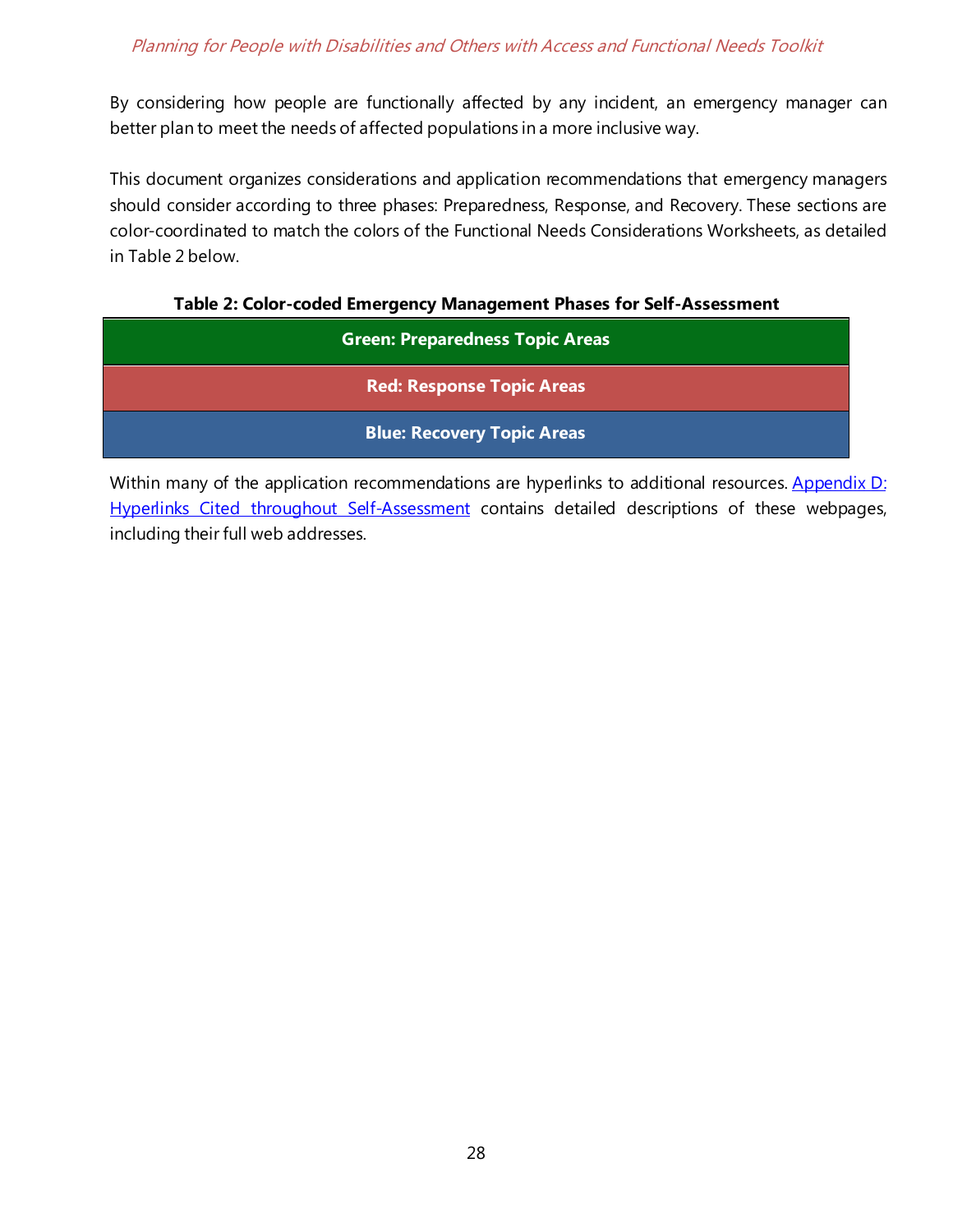By considering how people are functionally affected by any incident, an emergency manager can better plan to meet the needs of affected populations in a more inclusive way.

This document organizes considerations and application recommendations that emergency managers should consider according to three phases: Preparedness, Response, and Recovery. These sections are color-coordinated to match the colors of the Functional Needs Considerations Worksheets, as detailed in Table 2 below.

**Table 2: Color-coded Emergency Management Phases for Self-Assessment**

| **Green: Preparedness Topic Areas** |
| --- |
| **Red: Response Topic Areas** |
| **Blue: Recovery Topic Areas** |

Within many of the application recommendations are hyperlinks to additional resources. Appendix D: Hyperlinks Cited throughout Self-Assessment contains detailed descriptions of these webpages, including their full web addresses.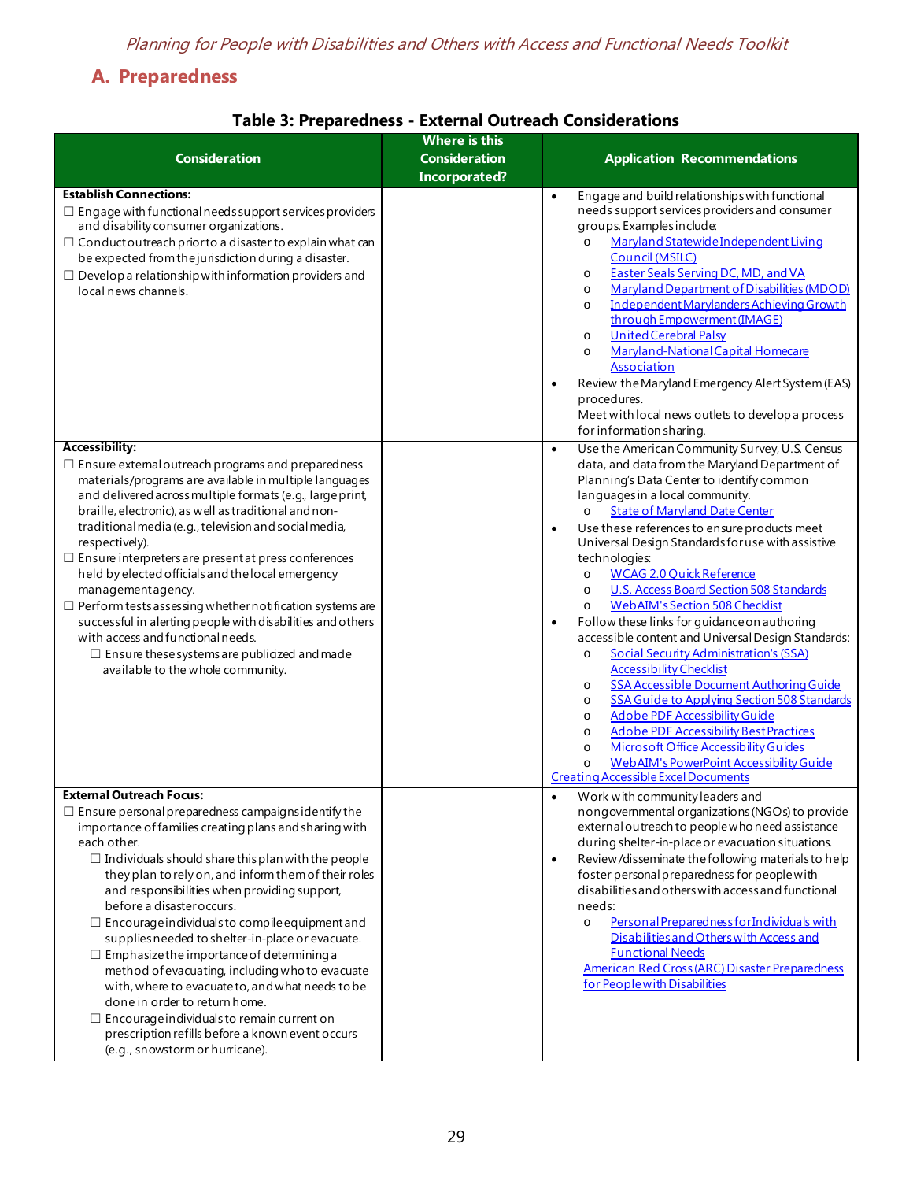## A. Preparedness

**Table 3: Preparedness - External Outreach Considerations**

| Consideration | Where is this Consideration Incorporated? | Application Recommendations |
|---|---|---|
| **Establish Connections:**<br>☐ Engage with functional needs support services providers and disability consumer organizations.<br>☐ Conduct outreach prior to a disaster to explain what can be expected from the jurisdiction during a disaster.<br>☐ Develop a relationship with information providers and local news channels. | | • Engage and build relationships with functional needs support services providers and consumer groups. Examples include:<br>o Maryland Statewide Independent Living Council (MSILC)<br>o Easter Seals Serving DC, MD, and VA<br>o Maryland Department of Disabilities (MDOD)<br>o Independent Marylanders Achieving Growth through Empowerment (IMAGE)<br>o United Cerebral Palsy<br>o Maryland-National Capital Homecare Association<br>• Review the Maryland Emergency Alert System (EAS) procedures.<br>Meet with local news outlets to develop a process for information sharing. |
| **Accessibility:**<br>☐ Ensure external outreach programs and preparedness materials/programs are available in multiple languages and delivered across multiple formats (e.g., large print, braille, electronic), as well as traditional and non-traditional media (e.g., television and social media, respectively).<br>☐ Ensure interpreters are present at press conferences held by elected officials and the local emergency management agency.<br>☐ Perform tests assessing whether notification systems are successful in alerting people with disabilities and others with access and functional needs.<br>☐ Ensure these systems are publicized and made available to the whole community. | | • Use the American Community Survey, U.S. Census data, and data from the Maryland Department of Planning's Data Center to identify common languages in a local community.<br>o State of Maryland Date Center<br>• Use these references to ensure products meet Universal Design Standards for use with assistive technologies:<br>o WCAG 2.0 Quick Reference<br>o U.S. Access Board Section 508 Standards<br>o WebAIM's Section 508 Checklist<br>• Follow these links for guidance on authoring accessible content and Universal Design Standards:<br>o Social Security Administration's (SSA) Accessibility Checklist<br>o SSA Accessible Document Authoring Guide<br>o SSA Guide to Applying Section 508 Standards<br>o Adobe PDF Accessibility Guide<br>o Adobe PDF Accessibility Best Practices<br>o Microsoft Office Accessibility Guides<br>o WebAIM's PowerPoint Accessibility Guide<br>Creating Accessible Excel Documents |
| **External Outreach Focus:**<br>☐ Ensure personal preparedness campaigns identify the importance of families creating plans and sharing with each other.<br>☐ Individuals should share this plan with the people they plan to rely on, and inform them of their roles and responsibilities when providing support, before a disaster occurs.<br>☐ Encourage individuals to compile equipment and supplies needed to shelter-in-place or evacuate.<br>☐ Emphasize the importance of determining a method of evacuating, including who to evacuate with, where to evacuate to, and what needs to be done in order to return home.<br>☐ Encourage individuals to remain current on prescription refills before a known event occurs (e.g., snowstorm or hurricane). | | • Work with community leaders and nongovernmental organizations (NGOs) to provide external outreach to people who need assistance during shelter-in-place or evacuation situations.<br>• Review/disseminate the following materials to help foster personal preparedness for people with disabilities and others with access and functional needs:<br>o Personal Preparedness for Individuals with Disabilities and Others with Access and Functional Needs<br>American Red Cross (ARC) Disaster Preparedness for People with Disabilities |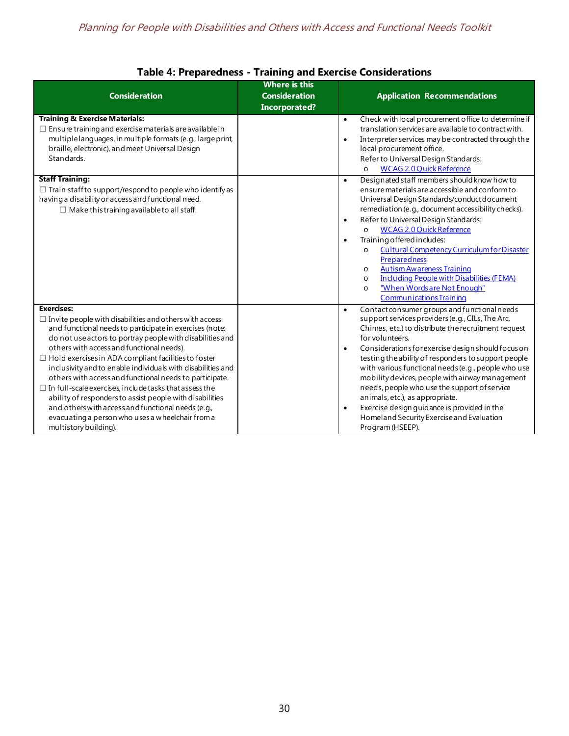## Table 4: Preparedness - Training and Exercise Considerations

| Consideration | Where is this Consideration Incorporated? | Application Recommendations |
| --- | --- | --- |
| **Training & Exercise Materials:**<br>☐ Ensure training and exercise materials are available in multiple languages, in multiple formats (e.g., large print, braille, electronic), and meet Universal Design Standards. | | • Check with local procurement office to determine if translation services are available to contract with.<br>• Interpreter services may be contracted through the local procurement office.<br>Refer to Universal Design Standards:<br>o WCAG 2.0 Quick Reference |
| **Staff Training:**<br>☐ Train staff to support/respond to people who identify as having a disability or access and functional need.<br>☐ Make this training available to all staff. | | • Designated staff members should know how to ensure materials are accessible and conform to Universal Design Standards/conduct document remediation (e.g., document accessibility checks).<br>• Refer to Universal Design Standards:<br>o WCAG 2.0 Quick Reference<br>• Training offered includes:<br>o Cultural Competency Curriculum for Disaster Preparedness<br>o Autism Awareness Training<br>o Including People with Disabilities (FEMA)<br>o "When Words are Not Enough" Communications Training |
| **Exercises:**<br>☐ Invite people with disabilities and others with access and functional needs to participate in exercises (note: do not use actors to portray people with disabilities and others with access and functional needs).<br>☐ Hold exercises in ADA compliant facilities to foster inclusivity and to enable individuals with disabilities and others with access and functional needs to participate.<br>☐ In full-scale exercises, include tasks that assess the ability of responders to assist people with disabilities and others with access and functional needs (e.g., evacuating a person who uses a wheelchair from a multistory building). | | • Contact consumer groups and functional needs support services providers (e.g., CILs, The Arc, Chimes, etc.) to distribute the recruitment request for volunteers.<br>• Considerations for exercise design should focus on testing the ability of responders to support people with various functional needs (e.g., people who use mobility devices, people with airway management needs, people who use the support of service animals, etc.), as appropriate.<br>• Exercise design guidance is provided in the Homeland Security Exercise and Evaluation Program (HSEEP). |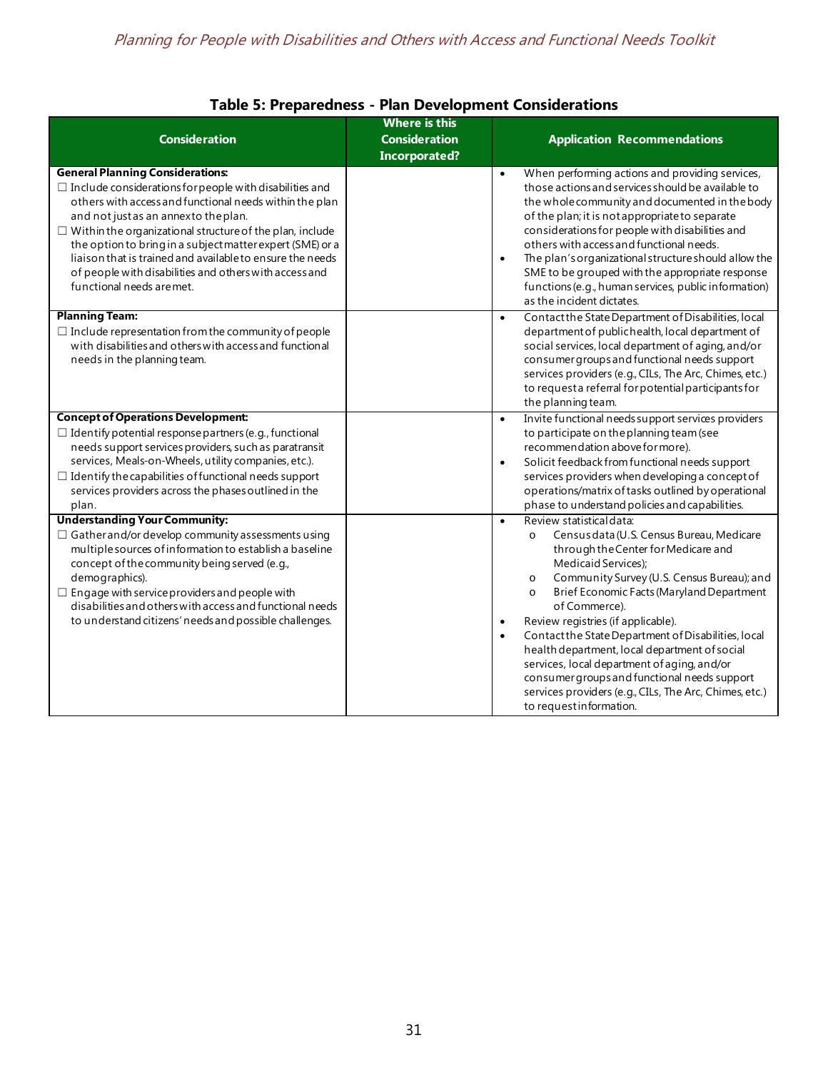**Table 5: Preparedness - Plan Development Considerations**

| Consideration | Where is this Consideration Incorporated? | Application Recommendations |
|---|---|---|
| **General Planning Considerations:**<br>☐ Include considerations for people with disabilities and others with access and functional needs within the plan and not just as an annex to the plan.<br>☐ Within the organizational structure of the plan, include the option to bring in a subject matter expert (SME) or a liaison that is trained and available to ensure the needs of people with disabilities and others with access and functional needs are met. | | • When performing actions and providing services, those actions and services should be available to the whole community and documented in the body of the plan; it is not appropriate to separate considerations for people with disabilities and others with access and functional needs.<br>• The plan's organizational structure should allow the SME to be grouped with the appropriate response functions (e.g., human services, public information) as the incident dictates. |
| **Planning Team:**<br>☐ Include representation from the community of people with disabilities and others with access and functional needs in the planning team. | | • Contact the State Department of Disabilities, local department of public health, local department of social services, local department of aging, and/or consumer groups and functional needs support services providers (e.g., CILs, The Arc, Chimes, etc.) to request a referral for potential participants for the planning team. |
| **Concept of Operations Development:**<br>☐ Identify potential response partners (e.g., functional needs support services providers, such as paratransit services, Meals-on-Wheels, utility companies, etc.).<br>☐ Identify the capabilities of functional needs support services providers across the phases outlined in the plan. | | • Invite functional needs support services providers to participate on the planning team (see recommendation above for more).<br>• Solicit feedback from functional needs support services providers when developing a concept of operations/matrix of tasks outlined by operational phase to understand policies and capabilities. |
| **Understanding Your Community:**<br>☐ Gather and/or develop community assessments using multiple sources of information to establish a baseline concept of the community being served (e.g., demographics).<br>☐ Engage with service providers and people with disabilities and others with access and functional needs to understand citizens' needs and possible challenges. | | • Review statistical data:<br>  o Census data (U.S. Census Bureau, Medicare through the Center for Medicare and Medicaid Services);<br>  o Community Survey (U.S. Census Bureau); and<br>  o Brief Economic Facts (Maryland Department of Commerce).<br>• Review registries (if applicable).<br>• Contact the State Department of Disabilities, local health department, local department of social services, local department of aging, and/or consumer groups and functional needs support services providers (e.g., CILs, The Arc, Chimes, etc.) to request information. |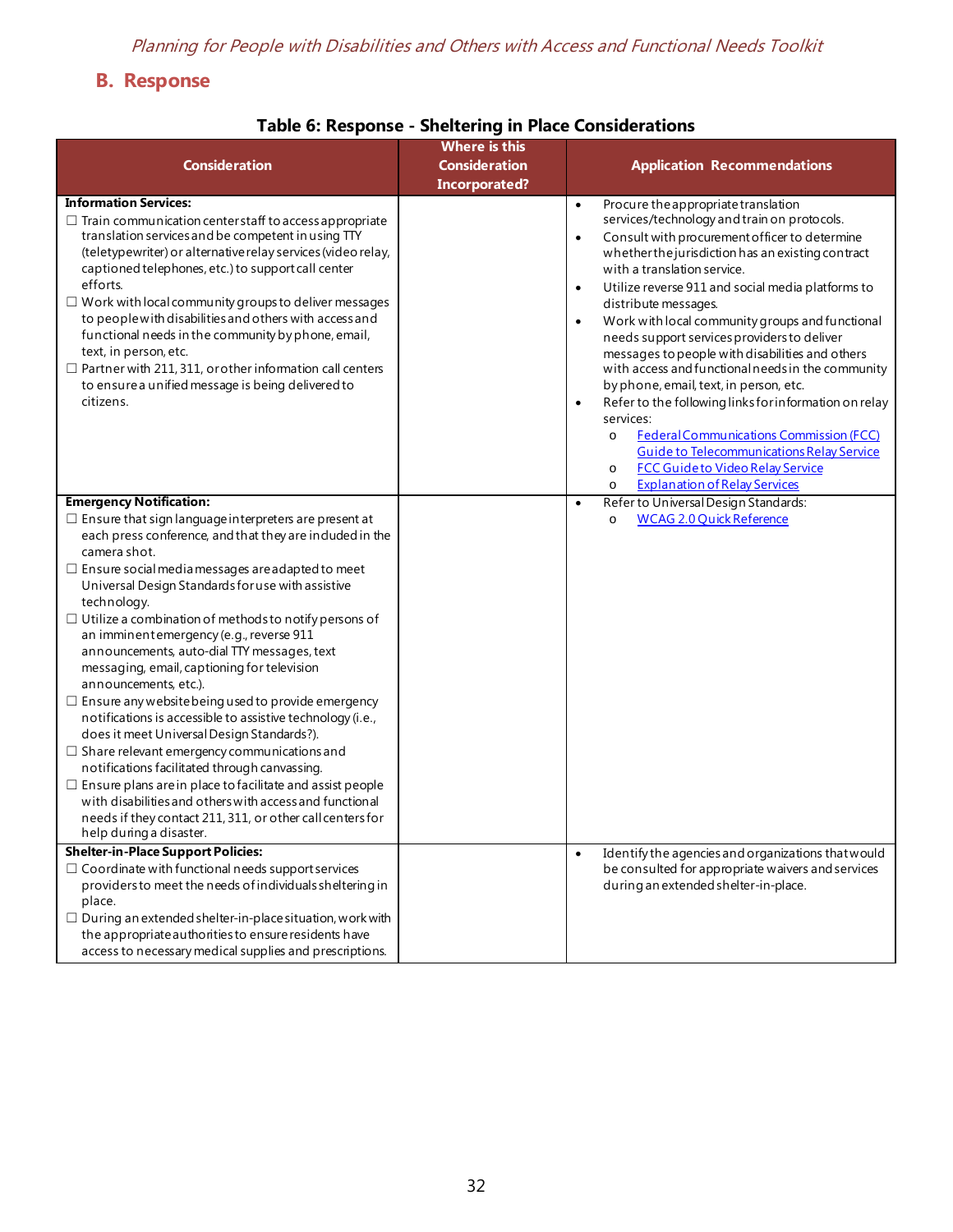## B. Response

**Table 6: Response - Sheltering in Place Considerations**

| Consideration | Where is this Consideration Incorporated? | Application Recommendations |
|---|---|---|
| **Information Services:**<br>☐ Train communication center staff to access appropriate translation services and be competent in using TTY (teletypewriter) or alternative relay services (video relay, captioned telephones, etc.) to support call center efforts.<br>☐ Work with local community groups to deliver messages to people with disabilities and others with access and functional needs in the community by phone, email, text, in person, etc.<br>☐ Partner with 211, 311, or other information call centers to ensure a unified message is being delivered to citizens. | | • Procure the appropriate translation services/technology and train on protocols.<br>• Consult with procurement officer to determine whether the jurisdiction has an existing contract with a translation service.<br>• Utilize reverse 911 and social media platforms to distribute messages.<br>• Work with local community groups and functional needs support services providers to deliver messages to people with disabilities and others with access and functional needs in the community by phone, email, text, in person, etc.<br>• Refer to the following links for information on relay services:<br>  o Federal Communications Commission (FCC) Guide to Telecommunications Relay Service<br>  o FCC Guide to Video Relay Service<br>  o Explanation of Relay Services |
| **Emergency Notification:**<br>☐ Ensure that sign language interpreters are present at each press conference, and that they are included in the camera shot.<br>☐ Ensure social media messages are adapted to meet Universal Design Standards for use with assistive technology.<br>☐ Utilize a combination of methods to notify persons of an imminent emergency (e.g., reverse 911 announcements, auto-dial TTY messages, text messaging, email, captioning for television announcements, etc.).<br>☐ Ensure any website being used to provide emergency notifications is accessible to assistive technology (i.e., does it meet Universal Design Standards?).<br>☐ Share relevant emergency communications and notifications facilitated through canvassing.<br>☐ Ensure plans are in place to facilitate and assist people with disabilities and others with access and functional needs if they contact 211, 311, or other call centers for help during a disaster. | | • Refer to Universal Design Standards:<br>  o WCAG 2.0 Quick Reference |
| **Shelter-in-Place Support Policies:**<br>☐ Coordinate with functional needs support services providers to meet the needs of individuals sheltering in place.<br>☐ During an extended shelter-in-place situation, work with the appropriate authorities to ensure residents have access to necessary medical supplies and prescriptions. | | • Identify the agencies and organizations that would be consulted for appropriate waivers and services during an extended shelter-in-place. |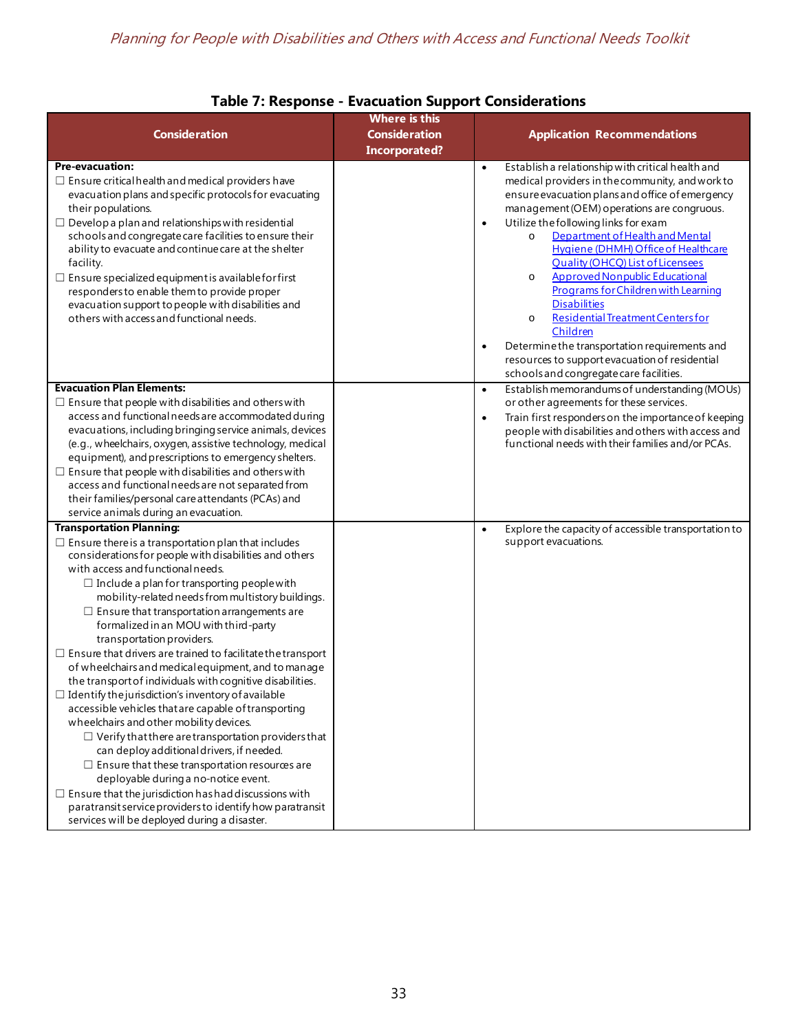**Table 7: Response - Evacuation Support Considerations**

| Consideration | Where is this Consideration Incorporated? | Application Recommendations |
|---|---|---|
| **Pre-evacuation:**<br>☐ Ensure critical health and medical providers have evacuation plans and specific protocols for evacuating their populations.<br>☐ Develop a plan and relationships with residential schools and congregate care facilities to ensure their ability to evacuate and continue care at the shelter facility.<br>☐ Ensure specialized equipment is available for first responders to enable them to provide proper evacuation support to people with disabilities and others with access and functional needs. | | • Establish a relationship with critical health and medical providers in the community, and work to ensure evacuation plans and office of emergency management (OEM) operations are congruous.<br>• Utilize the following links for exam<br>  o Department of Health and Mental Hygiene (DHMH) Office of Healthcare Quality (OHCQ) List of Licensees<br>  o Approved Nonpublic Educational Programs for Children with Learning Disabilities<br>  o Residential Treatment Centers for Children<br>• Determine the transportation requirements and resources to support evacuation of residential schools and congregate care facilities. |
| **Evacuation Plan Elements:**<br>☐ Ensure that people with disabilities and others with access and functional needs are accommodated during evacuations, including bringing service animals, devices (e.g., wheelchairs, oxygen, assistive technology, medical equipment), and prescriptions to emergency shelters.<br>☐ Ensure that people with disabilities and others with access and functional needs are not separated from their families/personal care attendants (PCAs) and service animals during an evacuation. | | • Establish memorandums of understanding (MOUs) or other agreements for these services.<br>• Train first responders on the importance of keeping people with disabilities and others with access and functional needs with their families and/or PCAs. |
| **Transportation Planning:**<br>☐ Ensure there is a transportation plan that includes considerations for people with disabilities and others with access and functional needs.<br>  ☐ Include a plan for transporting people with mobility-related needs from multistory buildings.<br>  ☐ Ensure that transportation arrangements are formalized in an MOU with third-party transportation providers.<br>☐ Ensure that drivers are trained to facilitate the transport of wheelchairs and medical equipment, and to manage the transport of individuals with cognitive disabilities.<br>☐ Identify the jurisdiction's inventory of available accessible vehicles that are capable of transporting wheelchairs and other mobility devices.<br>  ☐ Verify that there are transportation providers that can deploy additional drivers, if needed.<br>  ☐ Ensure that these transportation resources are deployable during a no-notice event.<br>☐ Ensure that the jurisdiction has had discussions with paratransit service providers to identify how paratransit services will be deployed during a disaster. | | • Explore the capacity of accessible transportation to support evacuations. |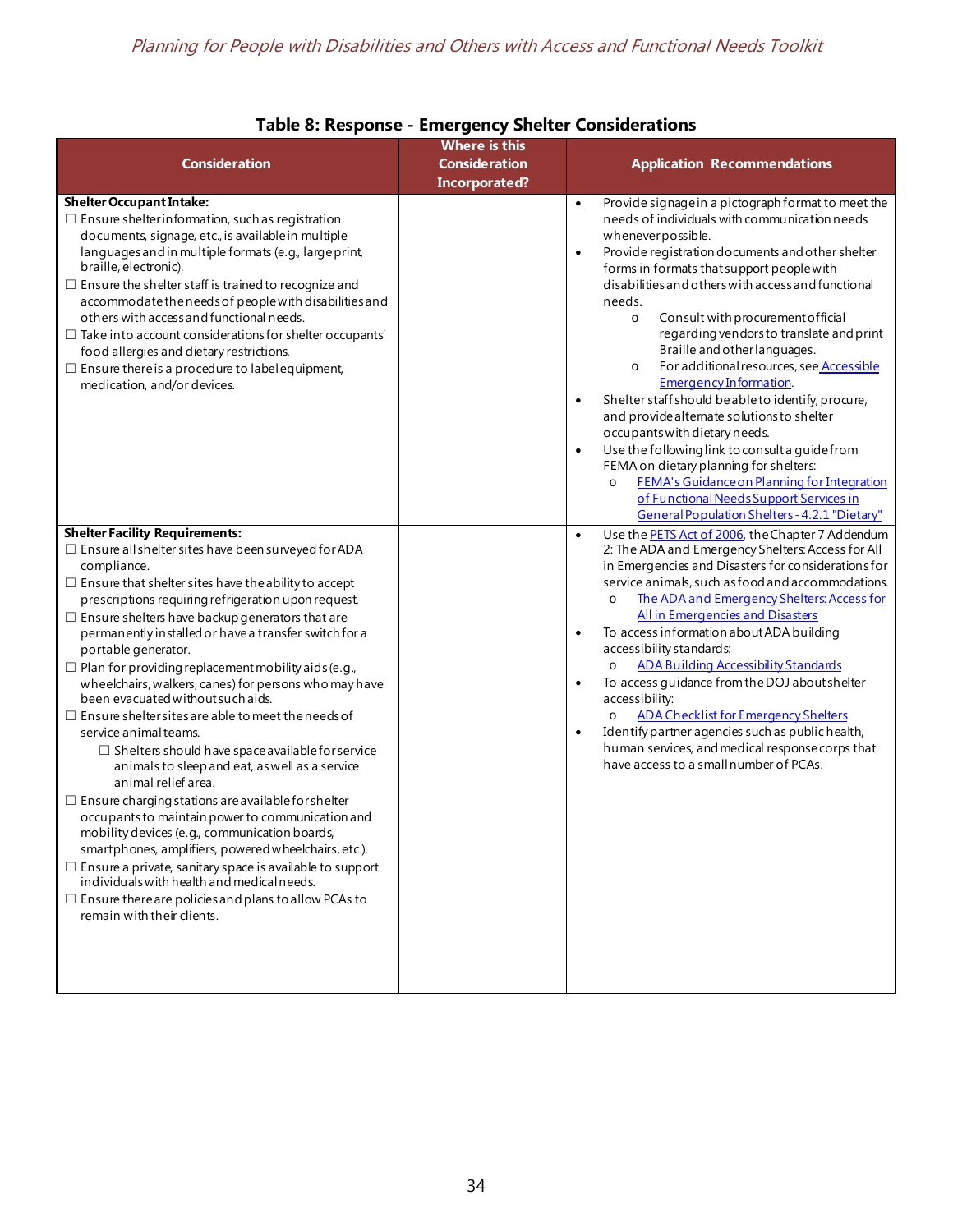### Table 8: Response - Emergency Shelter Considerations

| Consideration | Where is this Consideration Incorporated? | Application Recommendations |
|---|---|---|
| **Shelter Occupant Intake:**<br>☐ Ensure shelter information, such as registration documents, signage, etc., is available in multiple languages and in multiple formats (e.g., large print, braille, electronic).<br>☐ Ensure the shelter staff is trained to recognize and accommodate the needs of people with disabilities and others with access and functional needs.<br>☐ Take into account considerations for shelter occupants' food allergies and dietary restrictions.<br>☐ Ensure there is a procedure to label equipment, medication, and/or devices. | | • Provide signage in a pictograph format to meet the needs of individuals with communication needs whenever possible.<br>• Provide registration documents and other shelter forms in formats that support people with disabilities and others with access and functional needs.<br>  o Consult with procurement official regarding vendors to translate and print Braille and other languages.<br>  o For additional resources, see Accessible Emergency Information.<br>• Shelter staff should be able to identify, procure, and provide alternate solutions to shelter occupants with dietary needs.<br>• Use the following link to consult a guide from FEMA on dietary planning for shelters:<br>  o FEMA's Guidance on Planning for Integration of Functional Needs Support Services in General Population Shelters - 4.2.1 "Dietary" |
| **Shelter Facility Requirements:**<br>☐ Ensure all shelter sites have been surveyed for ADA compliance.<br>☐ Ensure that shelter sites have the ability to accept prescriptions requiring refrigeration upon request.<br>☐ Ensure shelters have backup generators that are permanently installed or have a transfer switch for a portable generator.<br>☐ Plan for providing replacement mobility aids (e.g., wheelchairs, walkers, canes) for persons who may have been evacuated without such aids.<br>☐ Ensure shelter sites are able to meet the needs of service animal teams.<br>  ☐ Shelters should have space available for service animals to sleep and eat, as well as a service animal relief area.<br>☐ Ensure charging stations are available for shelter occupants to maintain power to communication and mobility devices (e.g., communication boards, smartphones, amplifiers, powered wheelchairs, etc.).<br>☐ Ensure a private, sanitary space is available to support individuals with health and medical needs.<br>☐ Ensure there are policies and plans to allow PCAs to remain with their clients. | | • Use the PETS Act of 2006, the Chapter 7 Addendum 2: The ADA and Emergency Shelters: Access for All in Emergencies and Disasters for considerations for service animals, such as food and accommodations.<br>  o The ADA and Emergency Shelters: Access for All in Emergencies and Disasters<br>• To access information about ADA building accessibility standards:<br>  o ADA Building Accessibility Standards<br>• To access guidance from the DOJ about shelter accessibility:<br>  o ADA Checklist for Emergency Shelters<br>• Identify partner agencies such as public health, human services, and medical response corps that have access to a small number of PCAs. |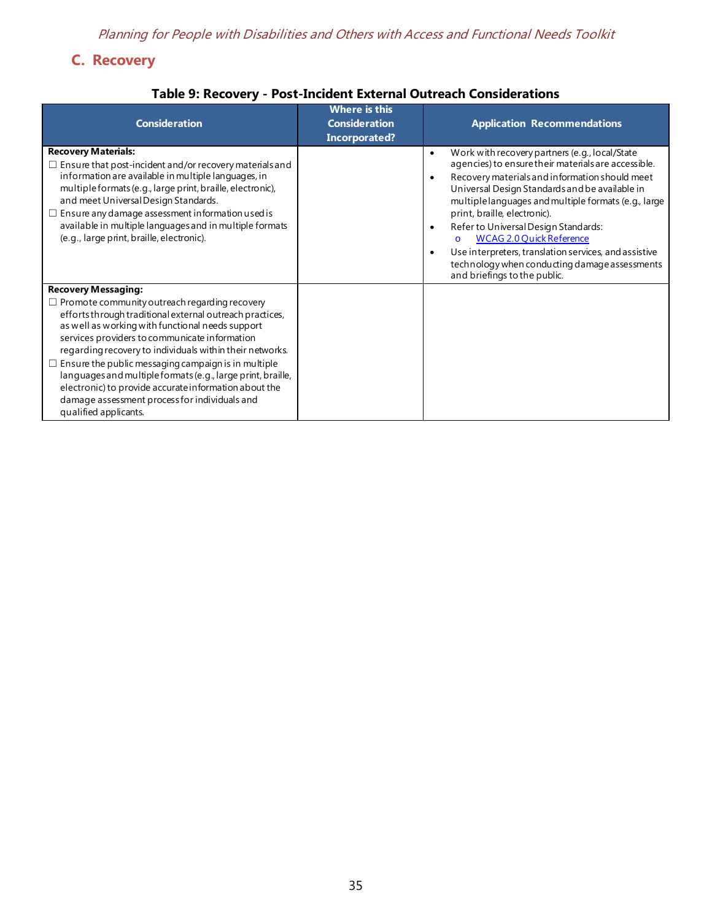## C. Recovery

**Table 9: Recovery - Post-Incident External Outreach Considerations**

| Consideration | Where is this Consideration Incorporated? | Application Recommendations |
| --- | --- | --- |
| **Recovery Materials:**<br>☐ Ensure that post-incident and/or recovery materials and information are available in multiple languages, in multiple formats (e.g., large print, braille, electronic), and meet Universal Design Standards.<br>☐ Ensure any damage assessment information used is available in multiple languages and in multiple formats (e.g., large print, braille, electronic). | | • Work with recovery partners (e.g., local/State agencies) to ensure their materials are accessible.<br>• Recovery materials and information should meet Universal Design Standards and be available in multiple languages and multiple formats (e.g., large print, braille, electronic).<br>• Refer to Universal Design Standards:<br>  o WCAG 2.0 Quick Reference<br>• Use interpreters, translation services, and assistive technology when conducting damage assessments and briefings to the public. |
| **Recovery Messaging:**<br>☐ Promote community outreach regarding recovery efforts through traditional external outreach practices, as well as working with functional needs support services providers to communicate information regarding recovery to individuals within their networks.<br>☐ Ensure the public messaging campaign is in multiple languages and multiple formats (e.g., large print, braille, electronic) to provide accurate information about the damage assessment process for individuals and qualified applicants. | | |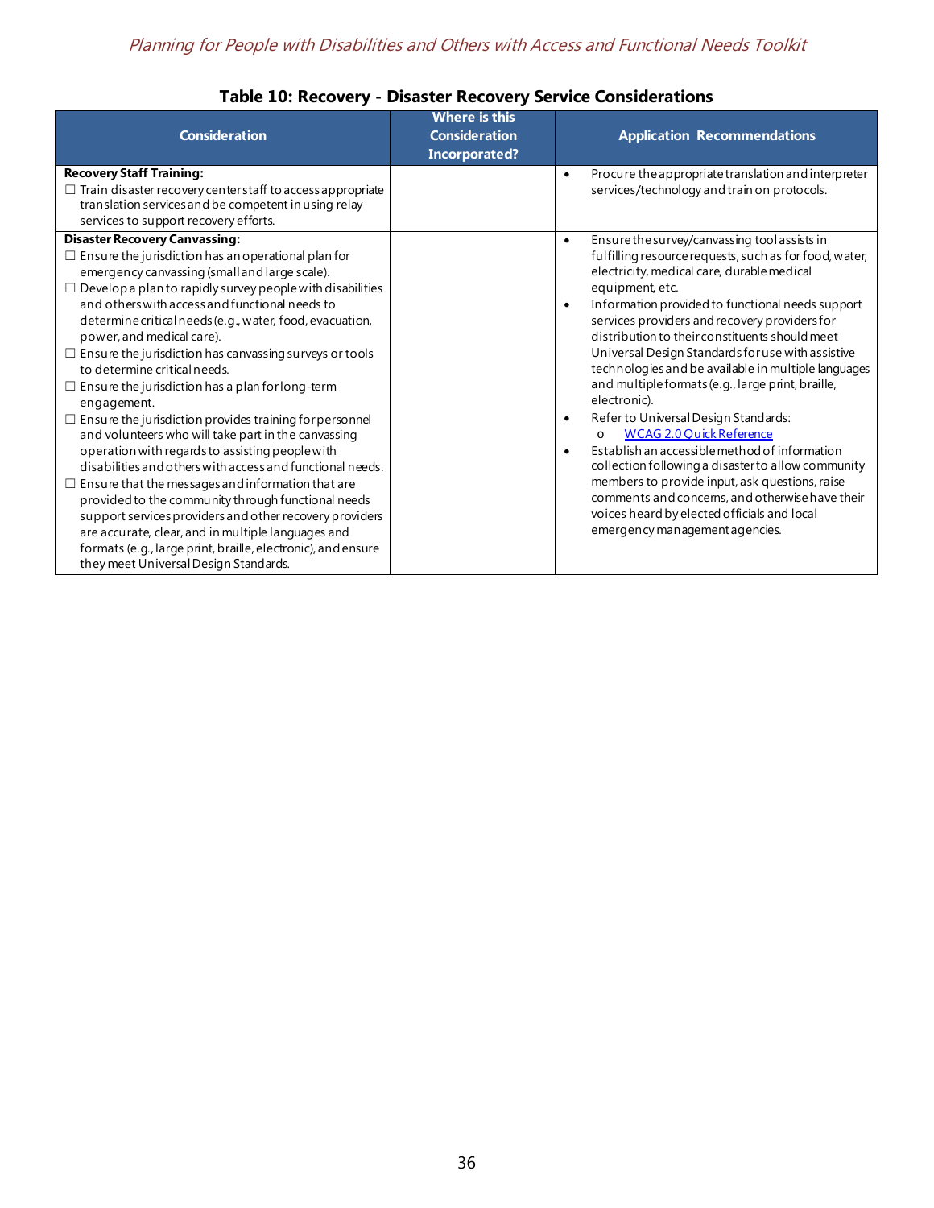## Table 10: Recovery - Disaster Recovery Service Considerations

| Consideration | Where is this Consideration Incorporated? | Application Recommendations |
| --- | --- | --- |
| **Recovery Staff Training:**<br>☐ Train disaster recovery center staff to access appropriate translation services and be competent in using relay services to support recovery efforts. | | • Procure the appropriate translation and interpreter services/technology and train on protocols. |
| **Disaster Recovery Canvassing:**<br>☐ Ensure the jurisdiction has an operational plan for emergency canvassing (small and large scale).<br>☐ Develop a plan to rapidly survey people with disabilities and others with access and functional needs to determine critical needs (e.g., water, food, evacuation, power, and medical care).<br>☐ Ensure the jurisdiction has canvassing surveys or tools to determine critical needs.<br>☐ Ensure the jurisdiction has a plan for long-term engagement.<br>☐ Ensure the jurisdiction provides training for personnel and volunteers who will take part in the canvassing operation with regards to assisting people with disabilities and others with access and functional needs.<br>☐ Ensure that the messages and information that are provided to the community through functional needs support services providers and other recovery providers are accurate, clear, and in multiple languages and formats (e.g., large print, braille, electronic), and ensure they meet Universal Design Standards. | | • Ensure the survey/canvassing tool assists in fulfilling resource requests, such as for food, water, electricity, medical care, durable medical equipment, etc.<br>• Information provided to functional needs support services providers and recovery providers for distribution to their constituents should meet Universal Design Standards for use with assistive technologies and be available in multiple languages and multiple formats (e.g., large print, braille, electronic).<br>• Refer to Universal Design Standards:<br>o WCAG 2.0 Quick Reference<br>• Establish an accessible method of information collection following a disaster to allow community members to provide input, ask questions, raise comments and concerns, and otherwise have their voices heard by elected officials and local emergency management agencies. |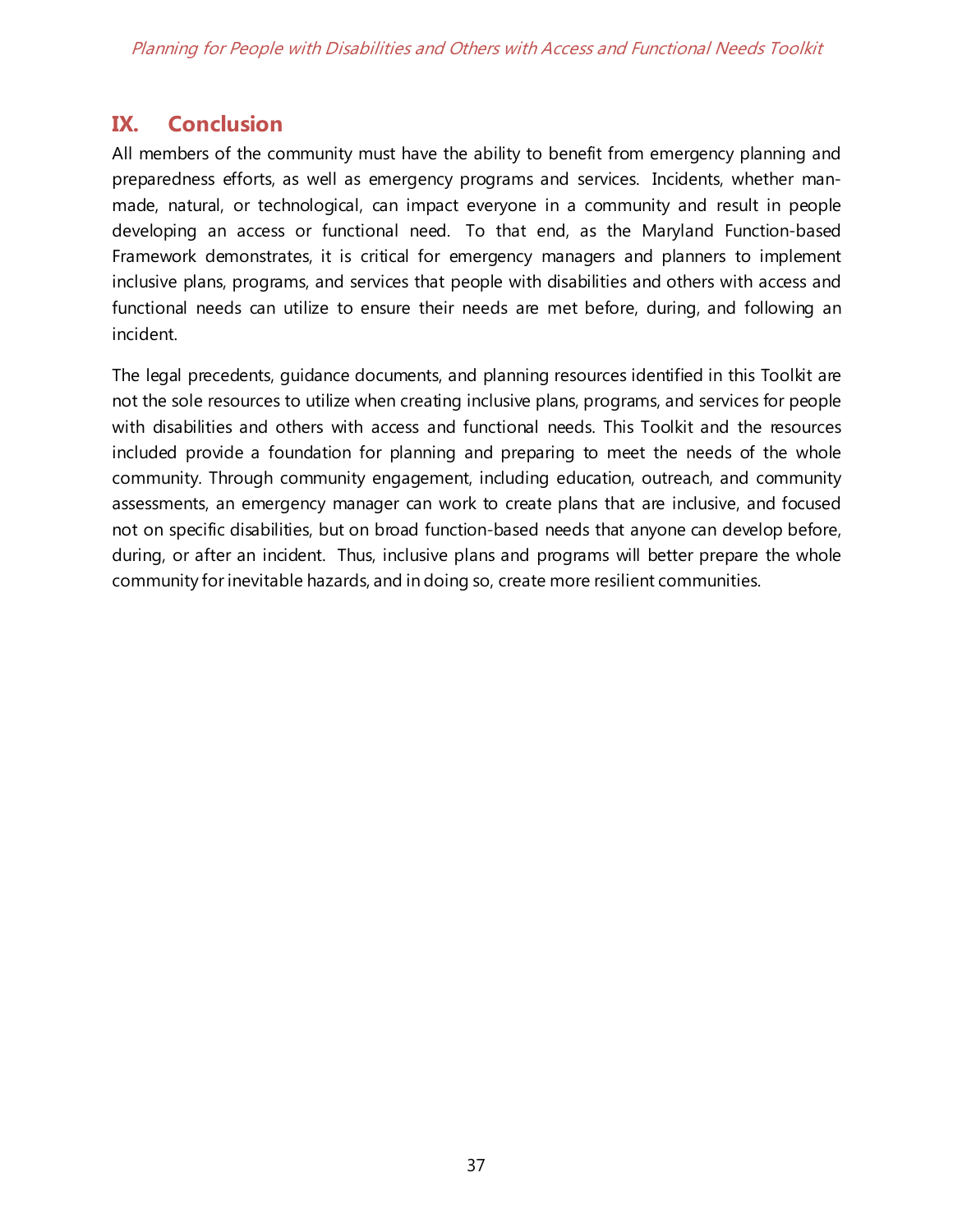## IX. Conclusion

All members of the community must have the ability to benefit from emergency planning and preparedness efforts, as well as emergency programs and services. Incidents, whether man-made, natural, or technological, can impact everyone in a community and result in people developing an access or functional need. To that end, as the Maryland Function-based Framework demonstrates, it is critical for emergency managers and planners to implement inclusive plans, programs, and services that people with disabilities and others with access and functional needs can utilize to ensure their needs are met before, during, and following an incident.

The legal precedents, guidance documents, and planning resources identified in this Toolkit are not the sole resources to utilize when creating inclusive plans, programs, and services for people with disabilities and others with access and functional needs. This Toolkit and the resources included provide a foundation for planning and preparing to meet the needs of the whole community. Through community engagement, including education, outreach, and community assessments, an emergency manager can work to create plans that are inclusive, and focused not on specific disabilities, but on broad function-based needs that anyone can develop before, during, or after an incident. Thus, inclusive plans and programs will better prepare the whole community for inevitable hazards, and in doing so, create more resilient communities.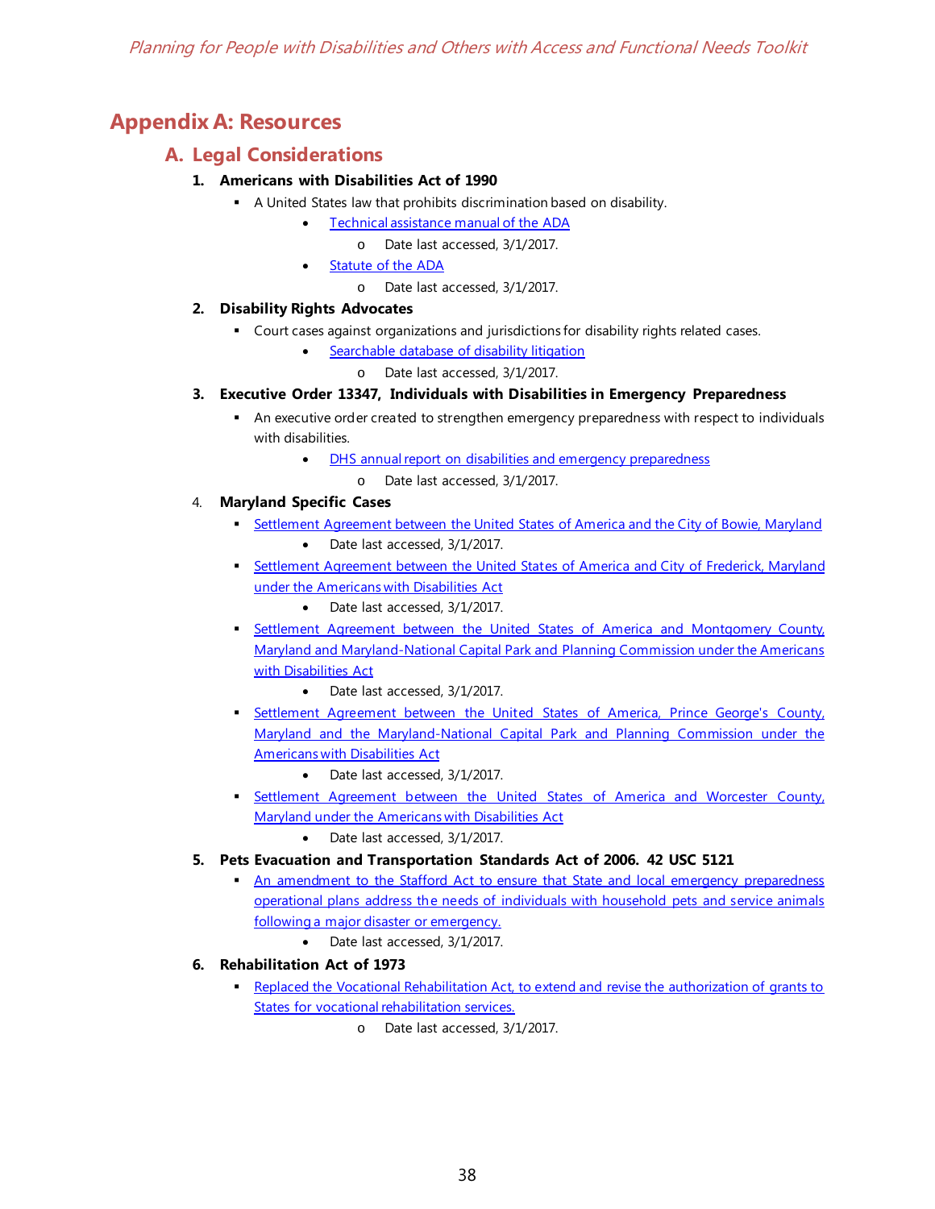# Appendix A: Resources

## A. Legal Considerations

1. **Americans with Disabilities Act of 1990**
   - A United States law that prohibits discrimination based on disability.
     - Technical assistance manual of the ADA
       - Date last accessed, 3/1/2017.
     - Statute of the ADA
       - Date last accessed, 3/1/2017.
2. **Disability Rights Advocates**
   - Court cases against organizations and jurisdictions for disability rights related cases.
     - Searchable database of disability litigation
       - Date last accessed, 3/1/2017.
3. **Executive Order 13347, Individuals with Disabilities in Emergency Preparedness**
   - An executive order created to strengthen emergency preparedness with respect to individuals with disabilities.
     - DHS annual report on disabilities and emergency preparedness
       - Date last accessed, 3/1/2017.
4. **Maryland Specific Cases**
   - Settlement Agreement between the United States of America and the City of Bowie, Maryland
     - Date last accessed, 3/1/2017.
   - Settlement Agreement between the United States of America and City of Frederick, Maryland under the Americans with Disabilities Act
     - Date last accessed, 3/1/2017.
   - Settlement Agreement between the United States of America and Montgomery County, Maryland and Maryland-National Capital Park and Planning Commission under the Americans with Disabilities Act
     - Date last accessed, 3/1/2017.
   - Settlement Agreement between the United States of America, Prince George's County, Maryland and the Maryland-National Capital Park and Planning Commission under the Americans with Disabilities Act
     - Date last accessed, 3/1/2017.
   - Settlement Agreement between the United States of America and Worcester County, Maryland under the Americans with Disabilities Act
     - Date last accessed, 3/1/2017.
5. **Pets Evacuation and Transportation Standards Act of 2006. 42 USC 5121**
   - An amendment to the Stafford Act to ensure that State and local emergency preparedness operational plans address the needs of individuals with household pets and service animals following a major disaster or emergency.
     - Date last accessed, 3/1/2017.
6. **Rehabilitation Act of 1973**
   - Replaced the Vocational Rehabilitation Act, to extend and revise the authorization of grants to States for vocational rehabilitation services.
     - Date last accessed, 3/1/2017.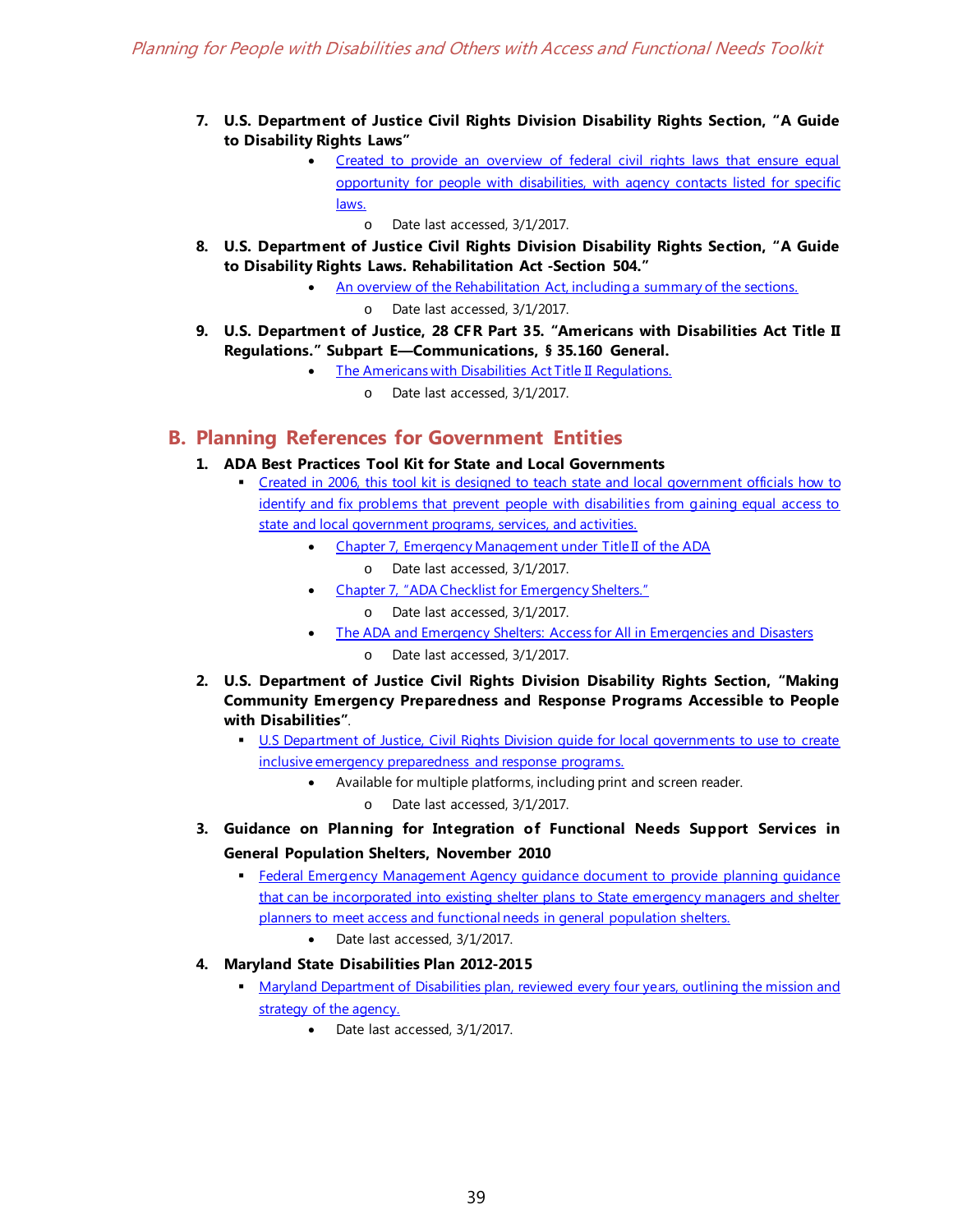7. **U.S. Department of Justice Civil Rights Division Disability Rights Section, "A Guide to Disability Rights Laws"**
    - Created to provide an overview of federal civil rights laws that ensure equal opportunity for people with disabilities, with agency contacts listed for specific laws.
        - Date last accessed, 3/1/2017.
8. **U.S. Department of Justice Civil Rights Division Disability Rights Section, "A Guide to Disability Rights Laws. Rehabilitation Act -Section 504."**
    - An overview of the Rehabilitation Act, including a summary of the sections.
        - Date last accessed, 3/1/2017.
9. **U.S. Department of Justice, 28 CFR Part 35. "Americans with Disabilities Act Title II Regulations." Subpart E—Communications, § 35.160 General.**
    - The Americans with Disabilities Act Title II Regulations.
        - Date last accessed, 3/1/2017.

## B. Planning References for Government Entities

1. **ADA Best Practices Tool Kit for State and Local Governments**
    - Created in 2006, this tool kit is designed to teach state and local government officials how to identify and fix problems that prevent people with disabilities from gaining equal access to state and local government programs, services, and activities.
        - Chapter 7, Emergency Management under Title II of the ADA
            - Date last accessed, 3/1/2017.
        - Chapter 7, "ADA Checklist for Emergency Shelters."
            - Date last accessed, 3/1/2017.
        - The ADA and Emergency Shelters: Access for All in Emergencies and Disasters
            - Date last accessed, 3/1/2017.
2. **U.S. Department of Justice Civil Rights Division Disability Rights Section, "Making Community Emergency Preparedness and Response Programs Accessible to People with Disabilities"**.
    - U.S Department of Justice, Civil Rights Division guide for local governments to use to create inclusive emergency preparedness and response programs.
        - Available for multiple platforms, including print and screen reader.
            - Date last accessed, 3/1/2017.
3. **Guidance on Planning for Integration of Functional Needs Support Services in General Population Shelters, November 2010**
    - Federal Emergency Management Agency guidance document to provide planning guidance that can be incorporated into existing shelter plans to State emergency managers and shelter planners to meet access and functional needs in general population shelters.
        - Date last accessed, 3/1/2017.
4. **Maryland State Disabilities Plan 2012-2015**
    - Maryland Department of Disabilities plan, reviewed every four years, outlining the mission and strategy of the agency.
        - Date last accessed, 3/1/2017.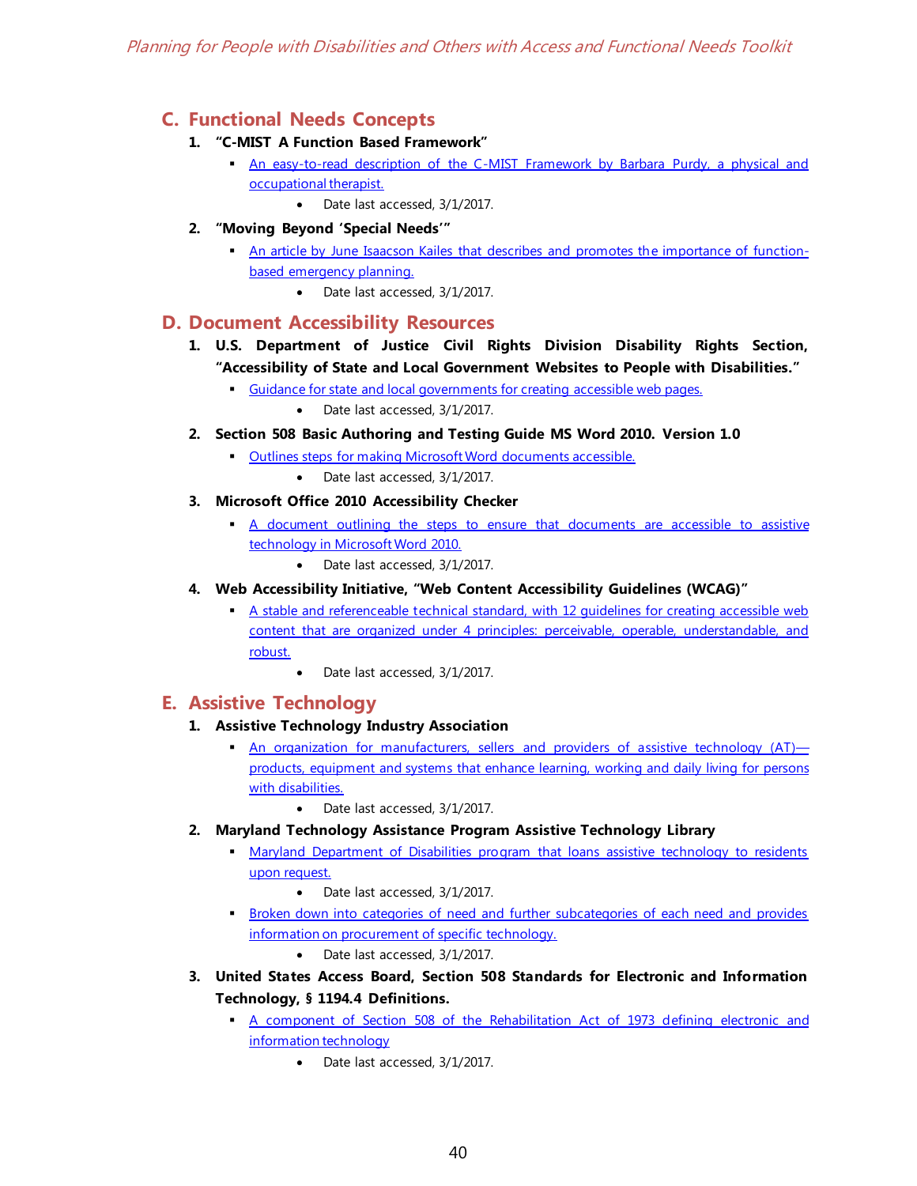## C. Functional Needs Concepts

1. **"C-MIST A Function Based Framework"**
   - An easy-to-read description of the C-MIST Framework by Barbara Purdy, a physical and occupational therapist.
     - Date last accessed, 3/1/2017.

2. **"Moving Beyond 'Special Needs'"**
   - An article by June Isaacson Kailes that describes and promotes the importance of function-based emergency planning.
     - Date last accessed, 3/1/2017.

## D. Document Accessibility Resources

1. **U.S. Department of Justice Civil Rights Division Disability Rights Section, "Accessibility of State and Local Government Websites to People with Disabilities."**
   - Guidance for state and local governments for creating accessible web pages.
     - Date last accessed, 3/1/2017.

2. **Section 508 Basic Authoring and Testing Guide MS Word 2010. Version 1.0**
   - Outlines steps for making Microsoft Word documents accessible.
     - Date last accessed, 3/1/2017.

3. **Microsoft Office 2010 Accessibility Checker**
   - A document outlining the steps to ensure that documents are accessible to assistive technology in Microsoft Word 2010.
     - Date last accessed, 3/1/2017.

4. **Web Accessibility Initiative, "Web Content Accessibility Guidelines (WCAG)"**
   - A stable and referenceable technical standard, with 12 guidelines for creating accessible web content that are organized under 4 principles: perceivable, operable, understandable, and robust.
     - Date last accessed, 3/1/2017.

## E. Assistive Technology

1. **Assistive Technology Industry Association**
   - An organization for manufacturers, sellers and providers of assistive technology (AT)—products, equipment and systems that enhance learning, working and daily living for persons with disabilities.
     - Date last accessed, 3/1/2017.

2. **Maryland Technology Assistance Program Assistive Technology Library**
   - Maryland Department of Disabilities program that loans assistive technology to residents upon request.
     - Date last accessed, 3/1/2017.
   - Broken down into categories of need and further subcategories of each need and provides information on procurement of specific technology.
     - Date last accessed, 3/1/2017.

3. **United States Access Board, Section 508 Standards for Electronic and Information Technology, § 1194.4 Definitions.**
   - A component of Section 508 of the Rehabilitation Act of 1973 defining electronic and information technology
     - Date last accessed, 3/1/2017.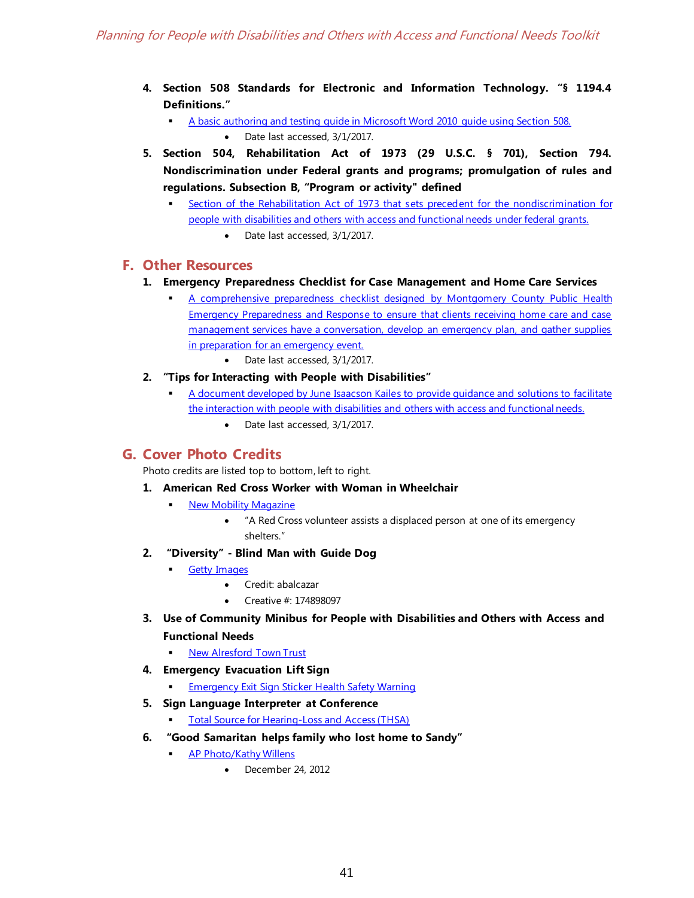4. **Section 508 Standards for Electronic and Information Technology. "§ 1194.4 Definitions."**
   - A basic authoring and testing guide in Microsoft Word 2010 guide using Section 508.
     - Date last accessed, 3/1/2017.
5. **Section 504, Rehabilitation Act of 1973 (29 U.S.C. § 701), Section 794. Nondiscrimination under Federal grants and programs; promulgation of rules and regulations. Subsection B, "Program or activity" defined**
   - Section of the Rehabilitation Act of 1973 that sets precedent for the nondiscrimination for people with disabilities and others with access and functional needs under federal grants.
     - Date last accessed, 3/1/2017.

## F. Other Resources

1. **Emergency Preparedness Checklist for Case Management and Home Care Services**
   - A comprehensive preparedness checklist designed by Montgomery County Public Health Emergency Preparedness and Response to ensure that clients receiving home care and case management services have a conversation, develop an emergency plan, and gather supplies in preparation for an emergency event.
     - Date last accessed, 3/1/2017.
2. **"Tips for Interacting with People with Disabilities"**
   - A document developed by June Isaacson Kailes to provide guidance and solutions to facilitate the interaction with people with disabilities and others with access and functional needs.
     - Date last accessed, 3/1/2017.

## G. Cover Photo Credits

Photo credits are listed top to bottom, left to right.

1. **American Red Cross Worker with Woman in Wheelchair**
   - New Mobility Magazine
     - "A Red Cross volunteer assists a displaced person at one of its emergency shelters."
2. **"Diversity" - Blind Man with Guide Dog**
   - Getty Images
     - Credit: abalcazar
     - Creative #: 174898097
3. **Use of Community Minibus for People with Disabilities and Others with Access and Functional Needs**
   - New Alresford Town Trust
4. **Emergency Evacuation Lift Sign**
   - Emergency Exit Sign Sticker Health Safety Warning
5. **Sign Language Interpreter at Conference**
   - Total Source for Hearing-Loss and Access (THSA)
6. **"Good Samaritan helps family who lost home to Sandy"**
   - AP Photo/Kathy Willens
     - December 24, 2012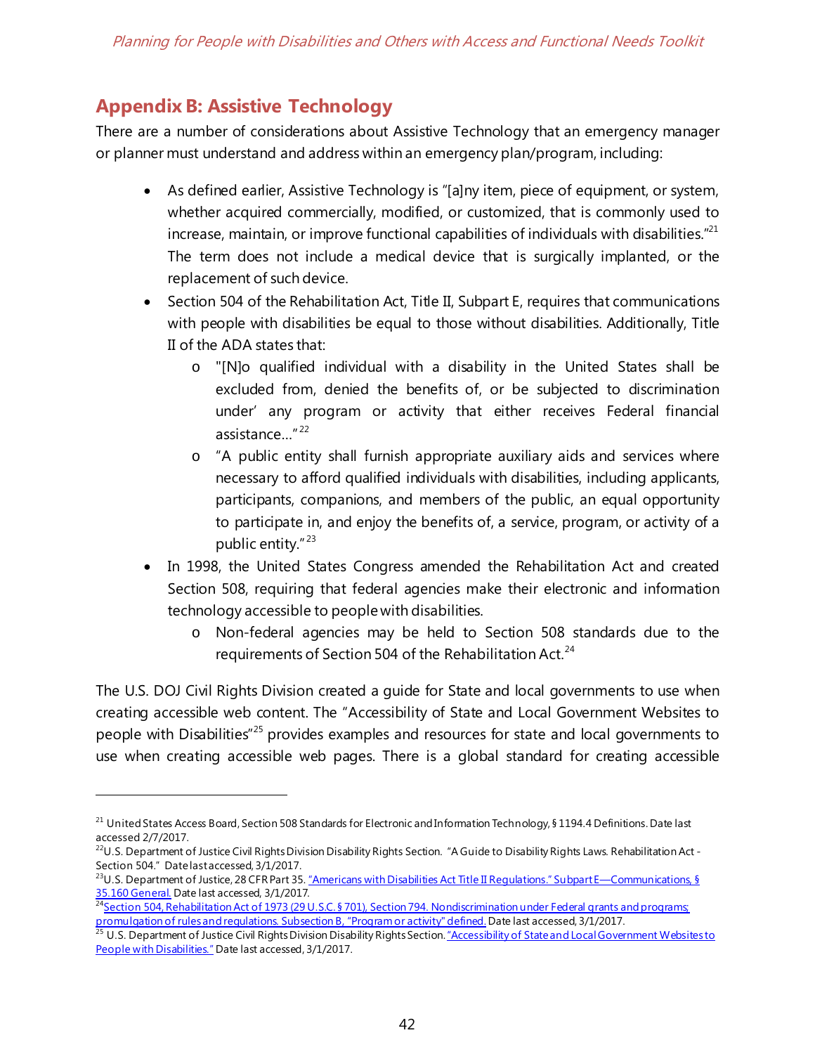## Appendix B: Assistive Technology

There are a number of considerations about Assistive Technology that an emergency manager or planner must understand and address within an emergency plan/program, including:

- As defined earlier, Assistive Technology is "[a]ny item, piece of equipment, or system, whether acquired commercially, modified, or customized, that is commonly used to increase, maintain, or improve functional capabilities of individuals with disabilities."[21] The term does not include a medical device that is surgically implanted, or the replacement of such device.
- Section 504 of the Rehabilitation Act, Title II, Subpart E, requires that communications with people with disabilities be equal to those without disabilities. Additionally, Title II of the ADA states that:
  - "[N]o qualified individual with a disability in the United States shall be excluded from, denied the benefits of, or be subjected to discrimination under' any program or activity that either receives Federal financial assistance…"[22]
  - "A public entity shall furnish appropriate auxiliary aids and services where necessary to afford qualified individuals with disabilities, including applicants, participants, companions, and members of the public, an equal opportunity to participate in, and enjoy the benefits of, a service, program, or activity of a public entity."[23]
- In 1998, the United States Congress amended the Rehabilitation Act and created Section 508, requiring that federal agencies make their electronic and information technology accessible to people with disabilities.
  - Non-federal agencies may be held to Section 508 standards due to the requirements of Section 504 of the Rehabilitation Act.[24]

The U.S. DOJ Civil Rights Division created a guide for State and local governments to use when creating accessible web content. The "Accessibility of State and Local Government Websites to people with Disabilities"[25] provides examples and resources for state and local governments to use when creating accessible web pages. There is a global standard for creating accessible

---

[21] United States Access Board, Section 508 Standards for Electronic and Information Technology, § 1194.4 Definitions. Date last accessed 2/7/2017.

[22] U.S. Department of Justice Civil Rights Division Disability Rights Section. "A Guide to Disability Rights Laws. Rehabilitation Act - Section 504." Date last accessed, 3/1/2017.

[23] U.S. Department of Justice, 28 CFR Part 35. "Americans with Disabilities Act Title II Regulations." Subpart E—Communications, § 35.160 General. Date last accessed, 3/1/2017.

[24] Section 504, Rehabilitation Act of 1973 (29 U.S.C. § 701), Section 794. Nondiscrimination under Federal grants and programs; promulgation of rules and regulations. Subsection B, "Program or activity" defined. Date last accessed, 3/1/2017.

[25] U.S. Department of Justice Civil Rights Division Disability Rights Section. "Accessibility of State and Local Government Websites to People with Disabilities." Date last accessed, 3/1/2017.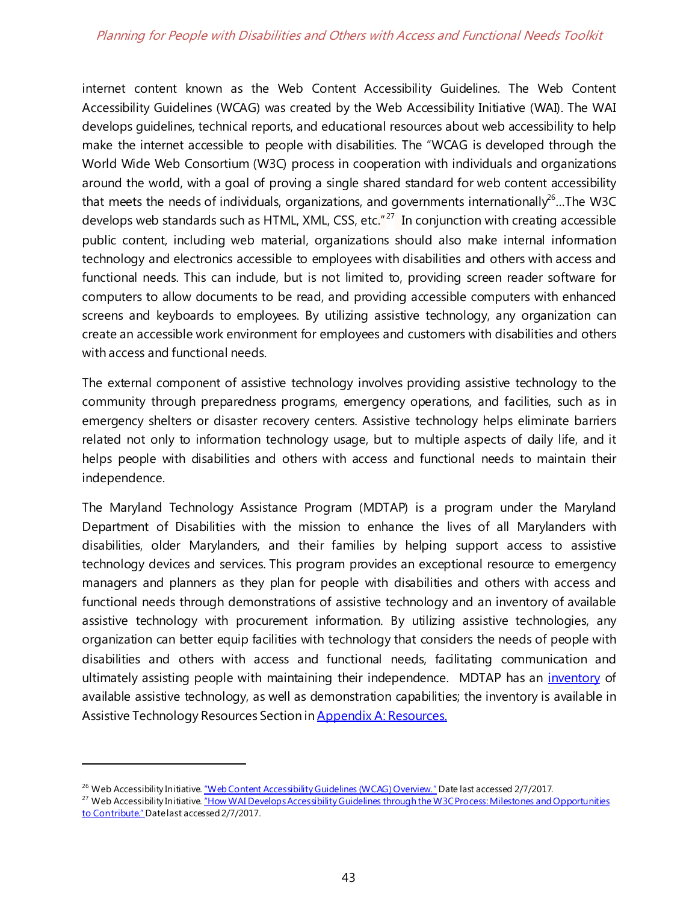internet content known as the Web Content Accessibility Guidelines. The Web Content Accessibility Guidelines (WCAG) was created by the Web Accessibility Initiative (WAI). The WAI develops guidelines, technical reports, and educational resources about web accessibility to help make the internet accessible to people with disabilities. The "WCAG is developed through the World Wide Web Consortium (W3C) process in cooperation with individuals and organizations around the world, with a goal of proving a single shared standard for web content accessibility that meets the needs of individuals, organizations, and governments internationally[26]...The W3C develops web standards such as HTML, XML, CSS, etc."[27] In conjunction with creating accessible public content, including web material, organizations should also make internal information technology and electronics accessible to employees with disabilities and others with access and functional needs. This can include, but is not limited to, providing screen reader software for computers to allow documents to be read, and providing accessible computers with enhanced screens and keyboards to employees. By utilizing assistive technology, any organization can create an accessible work environment for employees and customers with disabilities and others with access and functional needs.

The external component of assistive technology involves providing assistive technology to the community through preparedness programs, emergency operations, and facilities, such as in emergency shelters or disaster recovery centers. Assistive technology helps eliminate barriers related not only to information technology usage, but to multiple aspects of daily life, and it helps people with disabilities and others with access and functional needs to maintain their independence.

The Maryland Technology Assistance Program (MDTAP) is a program under the Maryland Department of Disabilities with the mission to enhance the lives of all Marylanders with disabilities, older Marylanders, and their families by helping support access to assistive technology devices and services. This program provides an exceptional resource to emergency managers and planners as they plan for people with disabilities and others with access and functional needs through demonstrations of assistive technology and an inventory of available assistive technology with procurement information. By utilizing assistive technologies, any organization can better equip facilities with technology that considers the needs of people with disabilities and others with access and functional needs, facilitating communication and ultimately assisting people with maintaining their independence. MDTAP has an inventory of available assistive technology, as well as demonstration capabilities; the inventory is available in Assistive Technology Resources Section in Appendix A: Resources.

---

[26] Web Accessibility Initiative. "Web Content Accessibility Guidelines (WCAG) Overview." Date last accessed 2/7/2017.

[27] Web Accessibility Initiative. "How WAI Develops Accessibility Guidelines through the W3C Process: Milestones and Opportunities to Contribute." Date last accessed 2/7/2017.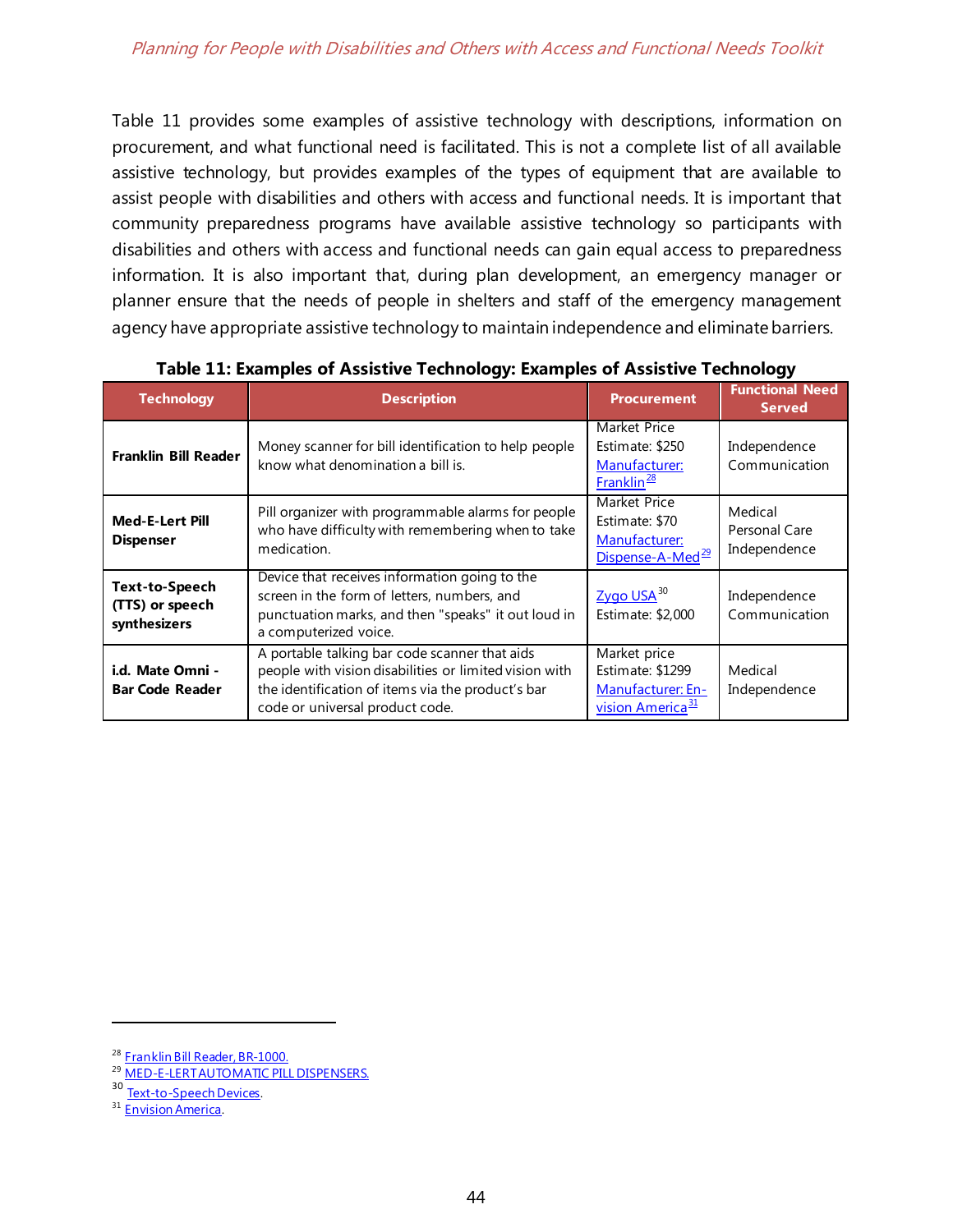Table 11 provides some examples of assistive technology with descriptions, information on procurement, and what functional need is facilitated. This is not a complete list of all available assistive technology, but provides examples of the types of equipment that are available to assist people with disabilities and others with access and functional needs. It is important that community preparedness programs have available assistive technology so participants with disabilities and others with access and functional needs can gain equal access to preparedness information. It is also important that, during plan development, an emergency manager or planner ensure that the needs of people in shelters and staff of the emergency management agency have appropriate assistive technology to maintain independence and eliminate barriers.

**Table 11: Examples of Assistive Technology: Examples of Assistive Technology**

| Technology | Description | Procurement | Functional Need Served |
|---|---|---|---|
| **Franklin Bill Reader** | Money scanner for bill identification to help people know what denomination a bill is. | Market Price Estimate: $250 Manufacturer: Franklin[28] | Independence Communication |
| **Med-E-Lert Pill Dispenser** | Pill organizer with programmable alarms for people who have difficulty with remembering when to take medication. | Market Price Estimate: $70 Manufacturer: Dispense-A-Med[29] | Medical Personal Care Independence |
| **Text-to-Speech (TTS) or speech synthesizers** | Device that receives information going to the screen in the form of letters, numbers, and punctuation marks, and then "speaks" it out loud in a computerized voice. | Zygo USA[30] Estimate: $2,000 | Independence Communication |
| **i.d. Mate Omni - Bar Code Reader** | A portable talking bar code scanner that aids people with vision disabilities or limited vision with the identification of items via the product's bar code or universal product code. | Market price Estimate: $1299 Manufacturer: En-vision America[31] | Medical Independence |

[28] Franklin Bill Reader, BR-1000.
[29] MED-E-LERT AUTOMATIC PILL DISPENSERS.
[30] Text-to-Speech Devices.
[31] Envision America.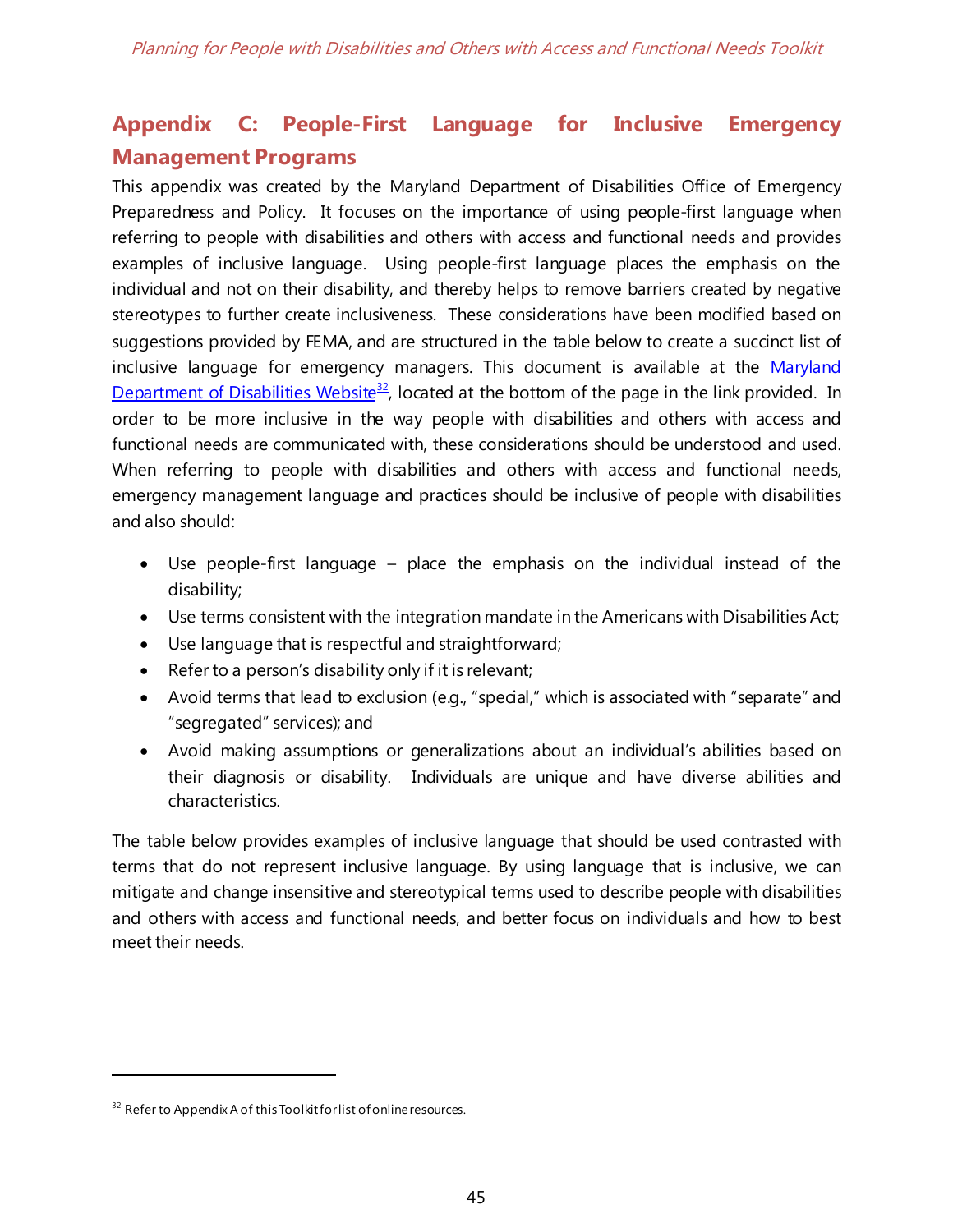## Appendix C: People-First Language for Inclusive Emergency Management Programs

This appendix was created by the Maryland Department of Disabilities Office of Emergency Preparedness and Policy. It focuses on the importance of using people-first language when referring to people with disabilities and others with access and functional needs and provides examples of inclusive language. Using people-first language places the emphasis on the individual and not on their disability, and thereby helps to remove barriers created by negative stereotypes to further create inclusiveness. These considerations have been modified based on suggestions provided by FEMA, and are structured in the table below to create a succinct list of inclusive language for emergency managers. This document is available at the Maryland Department of Disabilities Website[32], located at the bottom of the page in the link provided. In order to be more inclusive in the way people with disabilities and others with access and functional needs are communicated with, these considerations should be understood and used. When referring to people with disabilities and others with access and functional needs, emergency management language and practices should be inclusive of people with disabilities and also should:

- Use people-first language – place the emphasis on the individual instead of the disability;
- Use terms consistent with the integration mandate in the Americans with Disabilities Act;
- Use language that is respectful and straightforward;
- Refer to a person's disability only if it is relevant;
- Avoid terms that lead to exclusion (e.g., "special," which is associated with "separate" and "segregated" services); and
- Avoid making assumptions or generalizations about an individual's abilities based on their diagnosis or disability. Individuals are unique and have diverse abilities and characteristics.

The table below provides examples of inclusive language that should be used contrasted with terms that do not represent inclusive language. By using language that is inclusive, we can mitigate and change insensitive and stereotypical terms used to describe people with disabilities and others with access and functional needs, and better focus on individuals and how to best meet their needs.

[32] Refer to Appendix A of this Toolkit for list of online resources.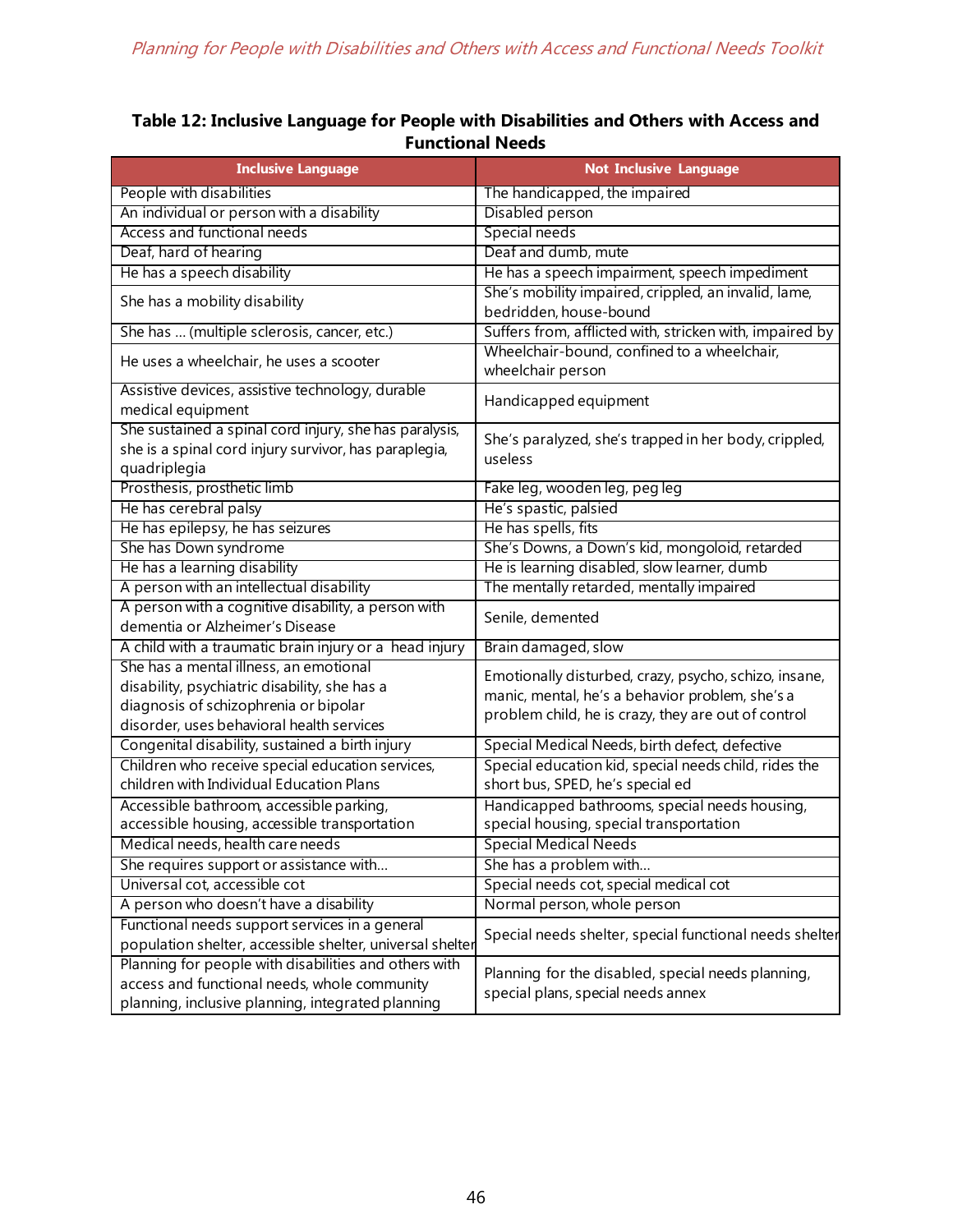**Table 12: Inclusive Language for People with Disabilities and Others with Access and Functional Needs**

| Inclusive Language | Not Inclusive Language |
|---|---|
| People with disabilities | The handicapped, the impaired |
| An individual or person with a disability | Disabled person |
| Access and functional needs | Special needs |
| Deaf, hard of hearing | Deaf and dumb, mute |
| He has a speech disability | He has a speech impairment, speech impediment |
| She has a mobility disability | She's mobility impaired, crippled, an invalid, lame, bedridden, house-bound |
| She has … (multiple sclerosis, cancer, etc.) | Suffers from, afflicted with, stricken with, impaired by |
| He uses a wheelchair, he uses a scooter | Wheelchair-bound, confined to a wheelchair, wheelchair person |
| Assistive devices, assistive technology, durable medical equipment | Handicapped equipment |
| She sustained a spinal cord injury, she has paralysis, she is a spinal cord injury survivor, has paraplegia, quadriplegia | She's paralyzed, she's trapped in her body, crippled, useless |
| Prosthesis, prosthetic limb | Fake leg, wooden leg, peg leg |
| He has cerebral palsy | He's spastic, palsied |
| He has epilepsy, he has seizures | He has spells, fits |
| She has Down syndrome | She's Downs, a Down's kid, mongoloid, retarded |
| He has a learning disability | He is learning disabled, slow learner, dumb |
| A person with an intellectual disability | The mentally retarded, mentally impaired |
| A person with a cognitive disability, a person with dementia or Alzheimer's Disease | Senile, demented |
| A child with a traumatic brain injury or a head injury | Brain damaged, slow |
| She has a mental illness, an emotional disability, psychiatric disability, she has a diagnosis of schizophrenia or bipolar disorder, uses behavioral health services | Emotionally disturbed, crazy, psycho, schizo, insane, manic, mental, he's a behavior problem, she's a problem child, he is crazy, they are out of control |
| Congenital disability, sustained a birth injury | Special Medical Needs, birth defect, defective |
| Children who receive special education services, children with Individual Education Plans | Special education kid, special needs child, rides the short bus, SPED, he's special ed |
| Accessible bathroom, accessible parking, accessible housing, accessible transportation | Handicapped bathrooms, special needs housing, special housing, special transportation |
| Medical needs, health care needs | Special Medical Needs |
| She requires support or assistance with… | She has a problem with… |
| Universal cot, accessible cot | Special needs cot, special medical cot |
| A person who doesn't have a disability | Normal person, whole person |
| Functional needs support services in a general population shelter, accessible shelter, universal shelter | Special needs shelter, special functional needs shelter |
| Planning for people with disabilities and others with access and functional needs, whole community planning, inclusive planning, integrated planning | Planning for the disabled, special needs planning, special plans, special needs annex |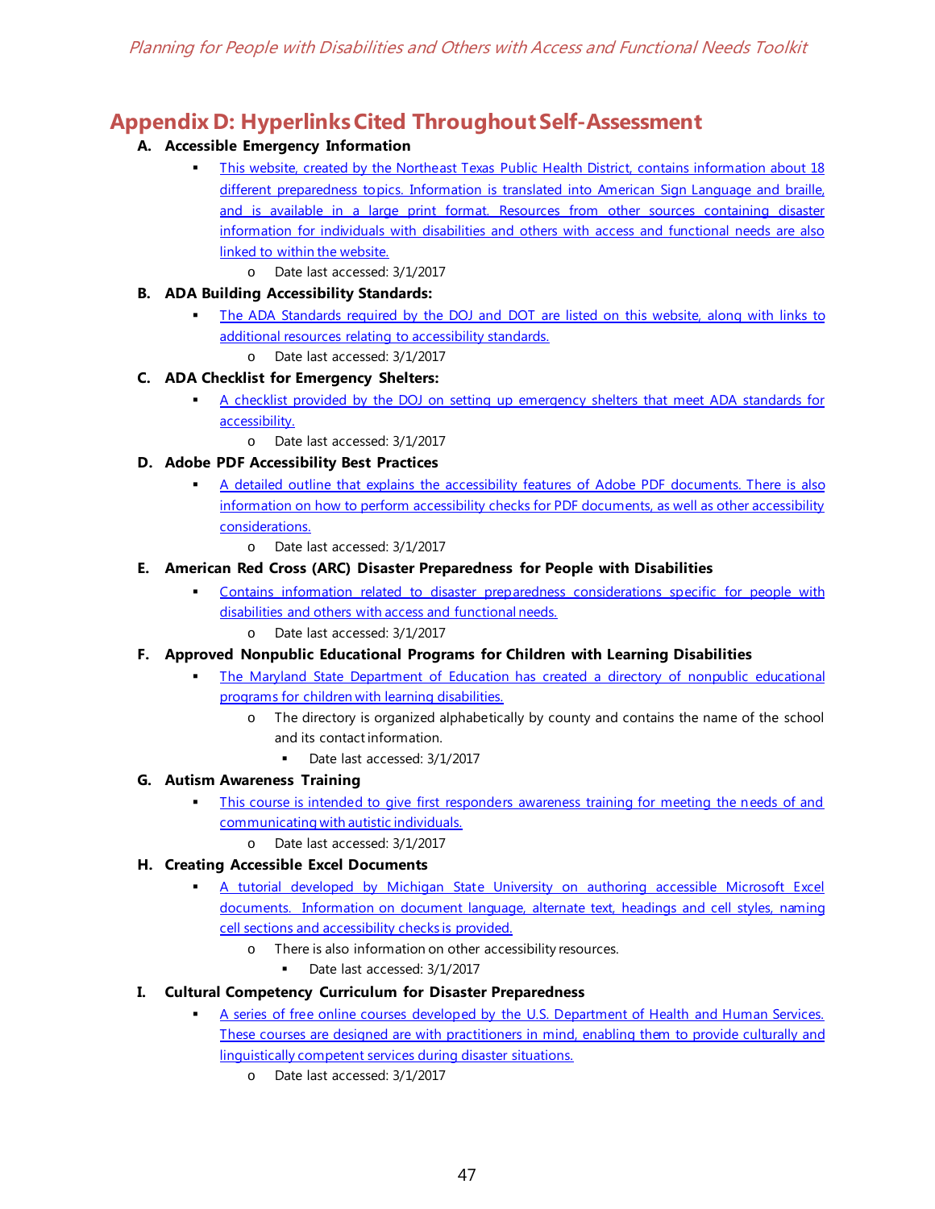## Appendix D: Hyperlinks Cited Throughout Self-Assessment

**A. Accessible Emergency Information**

- This website, created by the Northeast Texas Public Health District, contains information about 18 different preparedness topics. Information is translated into American Sign Language and braille, and is available in a large print format. Resources from other sources containing disaster information for individuals with disabilities and others with access and functional needs are also linked to within the website.
  - Date last accessed: 3/1/2017

**B. ADA Building Accessibility Standards:**

- The ADA Standards required by the DOJ and DOT are listed on this website, along with links to additional resources relating to accessibility standards.
  - Date last accessed: 3/1/2017

**C. ADA Checklist for Emergency Shelters:**

- A checklist provided by the DOJ on setting up emergency shelters that meet ADA standards for accessibility.
  - Date last accessed: 3/1/2017

**D. Adobe PDF Accessibility Best Practices**

- A detailed outline that explains the accessibility features of Adobe PDF documents. There is also information on how to perform accessibility checks for PDF documents, as well as other accessibility considerations.
  - Date last accessed: 3/1/2017

**E. American Red Cross (ARC) Disaster Preparedness for People with Disabilities**

- Contains information related to disaster preparedness considerations specific for people with disabilities and others with access and functional needs.
  - Date last accessed: 3/1/2017

**F. Approved Nonpublic Educational Programs for Children with Learning Disabilities**

- The Maryland State Department of Education has created a directory of nonpublic educational programs for children with learning disabilities.
  - The directory is organized alphabetically by county and contains the name of the school and its contact information.
    - Date last accessed: 3/1/2017

**G. Autism Awareness Training**

- This course is intended to give first responders awareness training for meeting the needs of and communicating with autistic individuals.
  - Date last accessed: 3/1/2017

**H. Creating Accessible Excel Documents**

- A tutorial developed by Michigan State University on authoring accessible Microsoft Excel documents. Information on document language, alternate text, headings and cell styles, naming cell sections and accessibility checks is provided.
  - There is also information on other accessibility resources.
    - Date last accessed: 3/1/2017

**I. Cultural Competency Curriculum for Disaster Preparedness**

- A series of free online courses developed by the U.S. Department of Health and Human Services. These courses are designed are with practitioners in mind, enabling them to provide culturally and linguistically competent services during disaster situations.
  - Date last accessed: 3/1/2017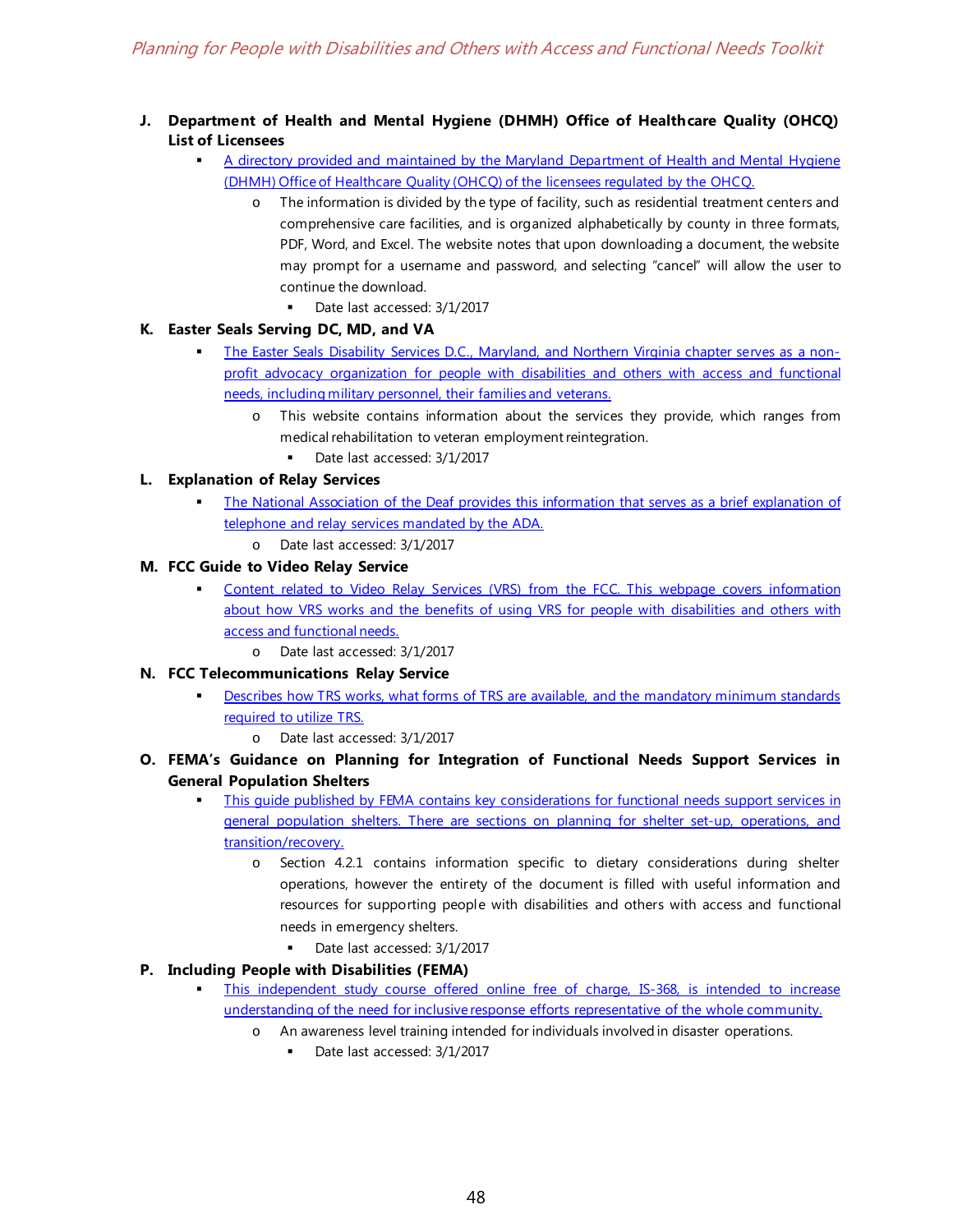**J. Department of Health and Mental Hygiene (DHMH) Office of Healthcare Quality (OHCQ) List of Licensees**

- A directory provided and maintained by the Maryland Department of Health and Mental Hygiene (DHMH) Office of Healthcare Quality (OHCQ) of the licensees regulated by the OHCQ.
    - The information is divided by the type of facility, such as residential treatment centers and comprehensive care facilities, and is organized alphabetically by county in three formats, PDF, Word, and Excel. The website notes that upon downloading a document, the website may prompt for a username and password, and selecting "cancel" will allow the user to continue the download.
        - Date last accessed: 3/1/2017

**K. Easter Seals Serving DC, MD, and VA**

- The Easter Seals Disability Services D.C., Maryland, and Northern Virginia chapter serves as a non-profit advocacy organization for people with disabilities and others with access and functional needs, including military personnel, their families and veterans.
    - This website contains information about the services they provide, which ranges from medical rehabilitation to veteran employment reintegration.
        - Date last accessed: 3/1/2017

**L. Explanation of Relay Services**

- The National Association of the Deaf provides this information that serves as a brief explanation of telephone and relay services mandated by the ADA.
    - Date last accessed: 3/1/2017

**M. FCC Guide to Video Relay Service**

- Content related to Video Relay Services (VRS) from the FCC. This webpage covers information about how VRS works and the benefits of using VRS for people with disabilities and others with access and functional needs.
    - Date last accessed: 3/1/2017

**N. FCC Telecommunications Relay Service**

- Describes how TRS works, what forms of TRS are available, and the mandatory minimum standards required to utilize TRS.
    - Date last accessed: 3/1/2017

**O. FEMA's Guidance on Planning for Integration of Functional Needs Support Services in General Population Shelters**

- This guide published by FEMA contains key considerations for functional needs support services in general population shelters. There are sections on planning for shelter set-up, operations, and transition/recovery.
    - Section 4.2.1 contains information specific to dietary considerations during shelter operations, however the entirety of the document is filled with useful information and resources for supporting people with disabilities and others with access and functional needs in emergency shelters.
        - Date last accessed: 3/1/2017

**P. Including People with Disabilities (FEMA)**

- This independent study course offered online free of charge, IS-368, is intended to increase understanding of the need for inclusive response efforts representative of the whole community.
    - An awareness level training intended for individuals involved in disaster operations.
        - Date last accessed: 3/1/2017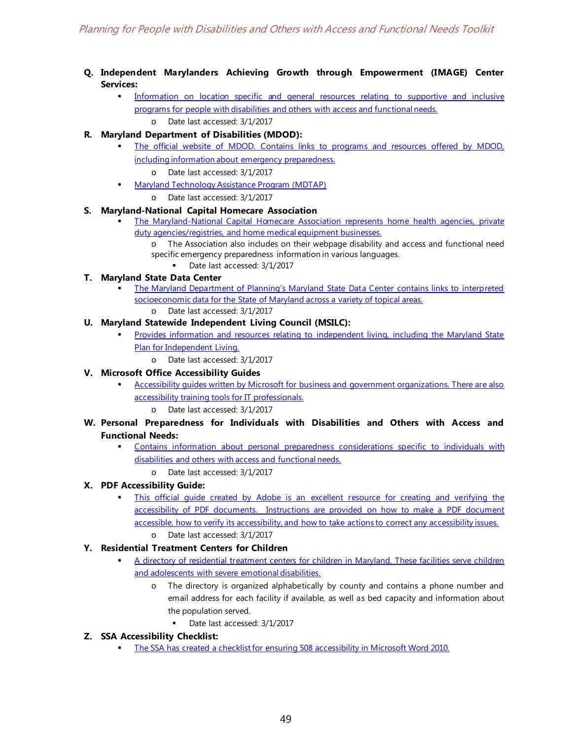**Q. Independent Marylanders Achieving Growth through Empowerment (IMAGE) Center Services:**

- Information on location specific and general resources relating to supportive and inclusive programs for people with disabilities and others with access and functional needs.
  - o Date last accessed: 3/1/2017

**R. Maryland Department of Disabilities (MDOD):**

- The official website of MDOD. Contains links to programs and resources offered by MDOD, including information about emergency preparedness.
  - o Date last accessed: 3/1/2017
- Maryland Technology Assistance Program (MDTAP)
  - o Date last accessed: 3/1/2017

**S. Maryland-National Capital Homecare Association**

- The Maryland-National Capital Homecare Association represents home health agencies, private duty agencies/registries, and home medical equipment businesses.
  - o The Association also includes on their webpage disability and access and functional need specific emergency preparedness information in various languages.
    - Date last accessed: 3/1/2017

**T. Maryland State Data Center**

- The Maryland Department of Planning's Maryland State Data Center contains links to interpreted socioeconomic data for the State of Maryland across a variety of topical areas.
  - o Date last accessed: 3/1/2017

**U. Maryland Statewide Independent Living Council (MSILC):**

- Provides information and resources relating to independent living, including the Maryland State Plan for Independent Living.
  - o Date last accessed: 3/1/2017

**V. Microsoft Office Accessibility Guides**

- Accessibility guides written by Microsoft for business and government organizations. There are also accessibility training tools for IT professionals.
  - o Date last accessed: 3/1/2017

**W. Personal Preparedness for Individuals with Disabilities and Others with Access and Functional Needs:**

- Contains information about personal preparedness considerations specific to individuals with disabilities and others with access and functional needs.
  - o Date last accessed: 3/1/2017

**X. PDF Accessibility Guide:**

- This official guide created by Adobe is an excellent resource for creating and verifying the accessibility of PDF documents. Instructions are provided on how to make a PDF document accessible, how to verify its accessibility, and how to take actions to correct any accessibility issues.
  - o Date last accessed: 3/1/2017

**Y. Residential Treatment Centers for Children**

- A directory of residential treatment centers for children in Maryland. These facilities serve children and adolescents with severe emotional disabilities.
  - o The directory is organized alphabetically by county and contains a phone number and email address for each facility if available, as well as bed capacity and information about the population served.
    - Date last accessed: 3/1/2017

**Z. SSA Accessibility Checklist:**

- The SSA has created a checklist for ensuring 508 accessibility in Microsoft Word 2010.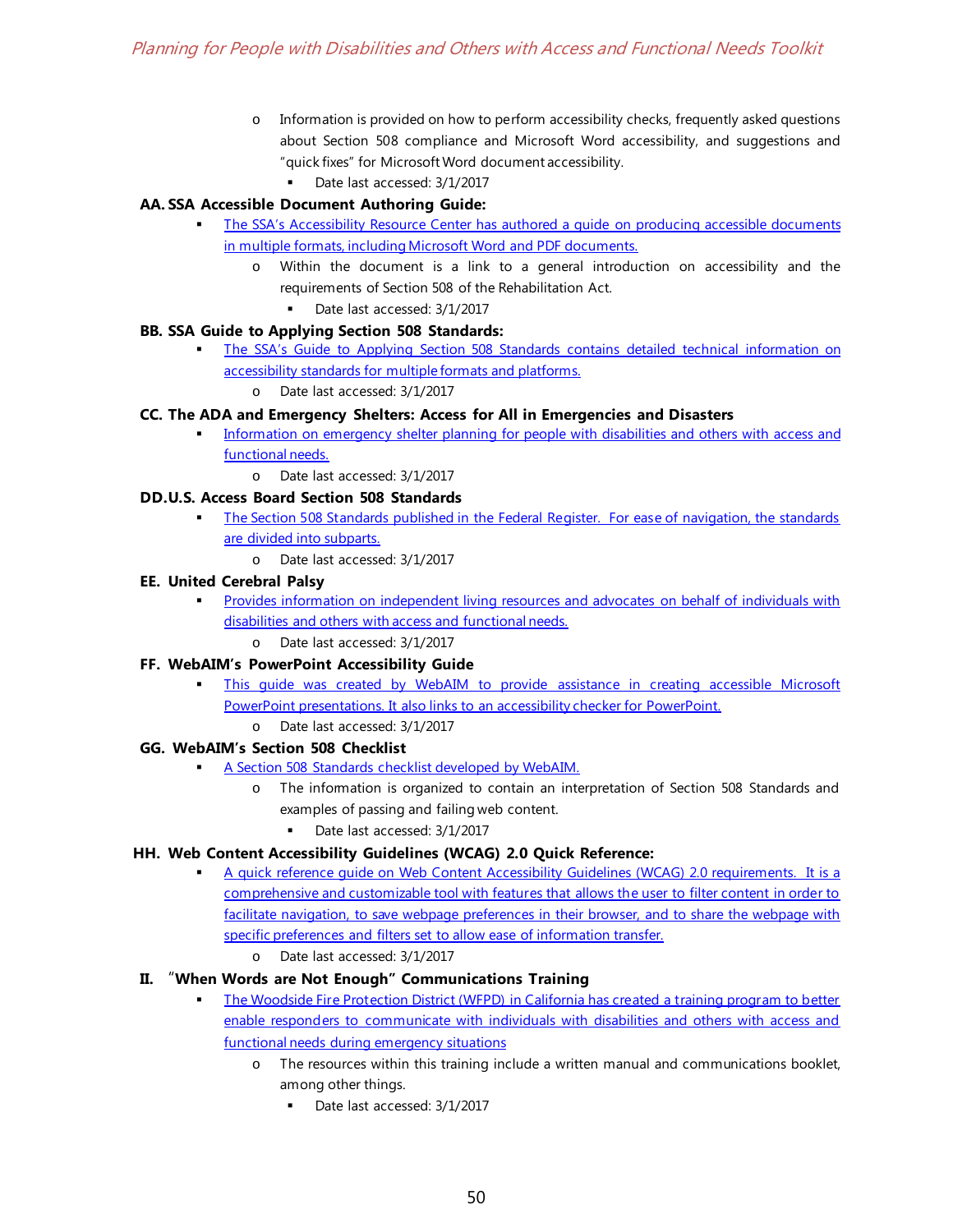- Information is provided on how to perform accessibility checks, frequently asked questions about Section 508 compliance and Microsoft Word accessibility, and suggestions and "quick fixes" for Microsoft Word document accessibility.
  - Date last accessed: 3/1/2017

**AA. SSA Accessible Document Authoring Guide:**

- The SSA's Accessibility Resource Center has authored a guide on producing accessible documents in multiple formats, including Microsoft Word and PDF documents.
  - Within the document is a link to a general introduction on accessibility and the requirements of Section 508 of the Rehabilitation Act.
    - Date last accessed: 3/1/2017

**BB. SSA Guide to Applying Section 508 Standards:**

- The SSA's Guide to Applying Section 508 Standards contains detailed technical information on accessibility standards for multiple formats and platforms.
  - Date last accessed: 3/1/2017

**CC. The ADA and Emergency Shelters: Access for All in Emergencies and Disasters**

- Information on emergency shelter planning for people with disabilities and others with access and functional needs.
  - Date last accessed: 3/1/2017

**DD. U.S. Access Board Section 508 Standards**

- The Section 508 Standards published in the Federal Register. For ease of navigation, the standards are divided into subparts.
  - Date last accessed: 3/1/2017

**EE. United Cerebral Palsy**

- Provides information on independent living resources and advocates on behalf of individuals with disabilities and others with access and functional needs.
  - Date last accessed: 3/1/2017

**FF. WebAIM's PowerPoint Accessibility Guide**

- This guide was created by WebAIM to provide assistance in creating accessible Microsoft PowerPoint presentations. It also links to an accessibility checker for PowerPoint.
  - Date last accessed: 3/1/2017

**GG. WebAIM's Section 508 Checklist**

- A Section 508 Standards checklist developed by WebAIM.
  - The information is organized to contain an interpretation of Section 508 Standards and examples of passing and failing web content.
    - Date last accessed: 3/1/2017

**HH. Web Content Accessibility Guidelines (WCAG) 2.0 Quick Reference:**

- A quick reference guide on Web Content Accessibility Guidelines (WCAG) 2.0 requirements. It is a comprehensive and customizable tool with features that allows the user to filter content in order to facilitate navigation, to save webpage preferences in their browser, and to share the webpage with specific preferences and filters set to allow ease of information transfer.
  - Date last accessed: 3/1/2017

**II. "When Words are Not Enough" Communications Training**

- The Woodside Fire Protection District (WFPD) in California has created a training program to better enable responders to communicate with individuals with disabilities and others with access and functional needs during emergency situations
  - The resources within this training include a written manual and communications booklet, among other things.
    - Date last accessed: 3/1/2017